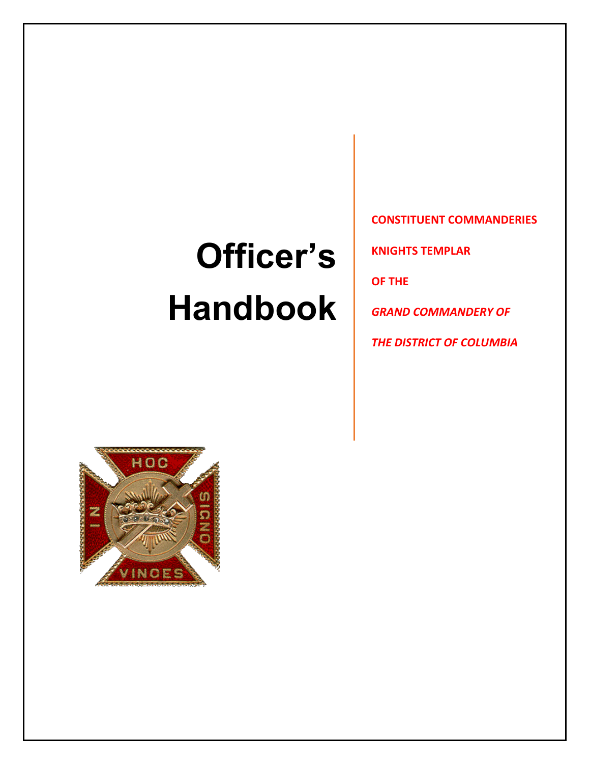# Officer's Handbook

**CONSTITUENT COMMANDERIES**

**KNIGHTS TEMPLAR**

**OF THE**

***GRAND COMMANDERY OF***

***THE DISTRICT OF COLUMBIA***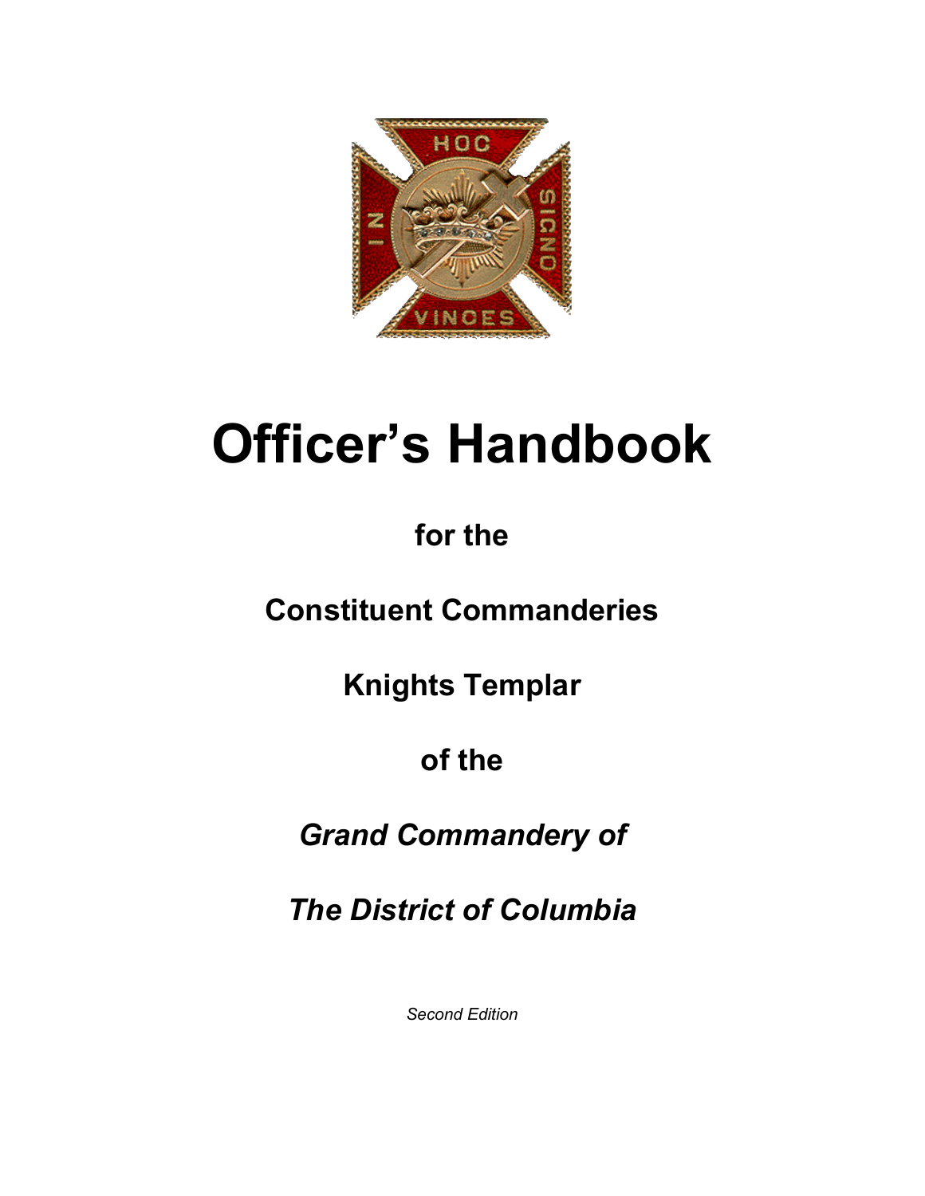# Officer's Handbook

**for the**

**Constituent Commanderies**

**Knights Templar**

**of the**

***Grand Commandery of***

***The District of Columbia***

*Second Edition*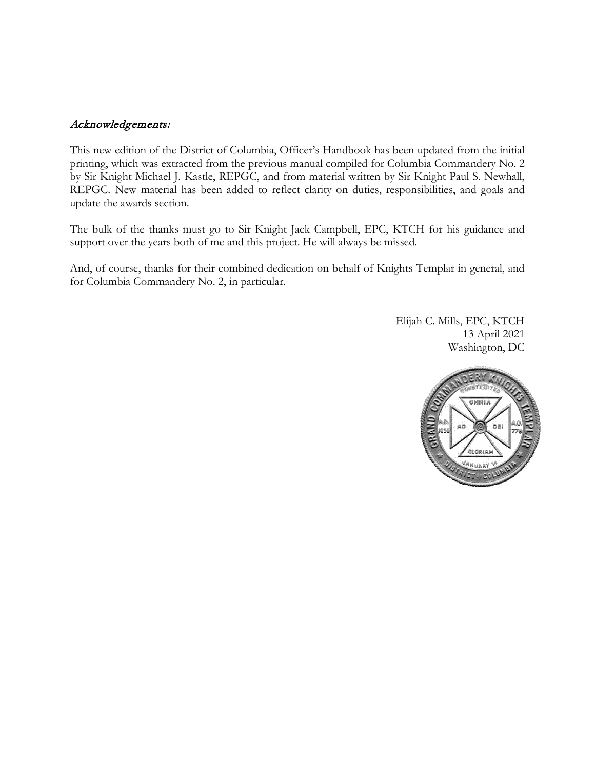## *Acknowledgements:*

This new edition of the District of Columbia, Officer's Handbook has been updated from the initial printing, which was extracted from the previous manual compiled for Columbia Commandery No. 2 by Sir Knight Michael J. Kastle, REPGC, and from material written by Sir Knight Paul S. Newhall, REPGC. New material has been added to reflect clarity on duties, responsibilities, and goals and update the awards section.

The bulk of the thanks must go to Sir Knight Jack Campbell, EPC, KTCH for his guidance and support over the years both of me and this project. He will always be missed.

And, of course, thanks for their combined dedication on behalf of Knights Templar in general, and for Columbia Commandery No. 2, in particular.

Elijah C. Mills, EPC, KTCH
13 April 2021
Washington, DC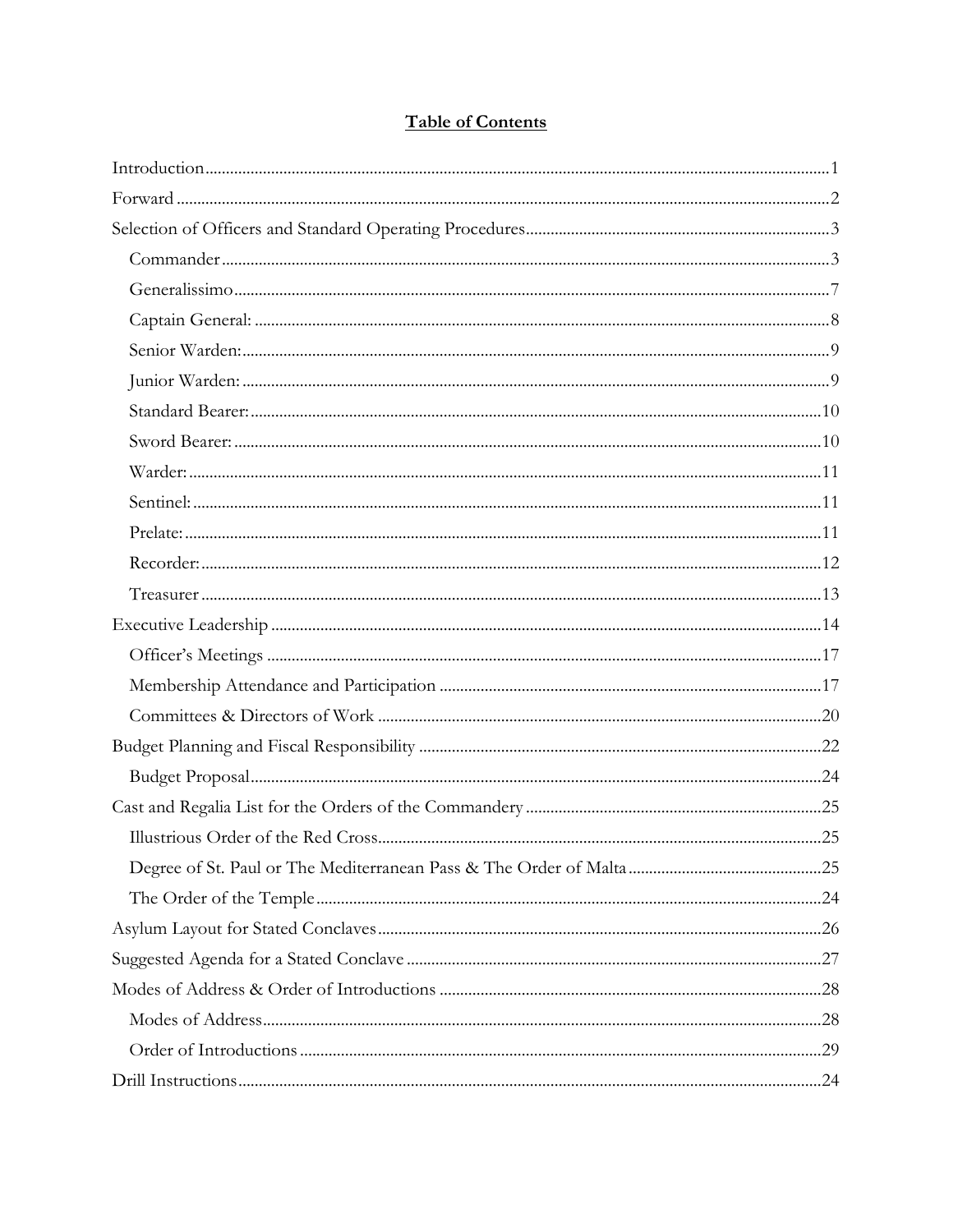# Table of Contents

Introduction ........................................................................................................ 1

Forward ............................................................................................................. 2

Selection of Officers and Standard Operating Procedures ................................................. 3

- Commander ........................................................................................................ 3
- Generalissimo ..................................................................................................... 7
- Captain General: ................................................................................................. 8
- Senior Warden: ................................................................................................... 9
- Junior Warden: ................................................................................................... 9
- Standard Bearer: ............................................................................................... 10
- Sword Bearer: ................................................................................................... 10
- Warder: ........................................................................................................... 11
- Sentinel: .......................................................................................................... 11
- Prelate: ........................................................................................................... 11
- Recorder: ........................................................................................................ 12
- Treasurer ......................................................................................................... 13

Executive Leadership .......................................................................................... 14

- Officer's Meetings .............................................................................................. 17
- Membership Attendance and Participation ............................................................ 17
- Committees & Directors of Work .......................................................................... 20

Budget Planning and Fiscal Responsibility ................................................................ 22

- Budget Proposal ................................................................................................ 24

Cast and Regalia List for the Orders of the Commandery .............................................. 25

- Illustrious Order of the Red Cross ........................................................................ 25
- Degree of St. Paul or The Mediterranean Pass & The Order of Malta ........................... 25
- The Order of the Temple ..................................................................................... 24

Asylum Layout for Stated Conclaves ........................................................................ 26

Suggested Agenda for a Stated Conclave .................................................................. 27

Modes of Address & Order of Introductions ............................................................... 28

- Modes of Address .............................................................................................. 28
- Order of Introductions ........................................................................................ 29

Drill Instructions ................................................................................................. 24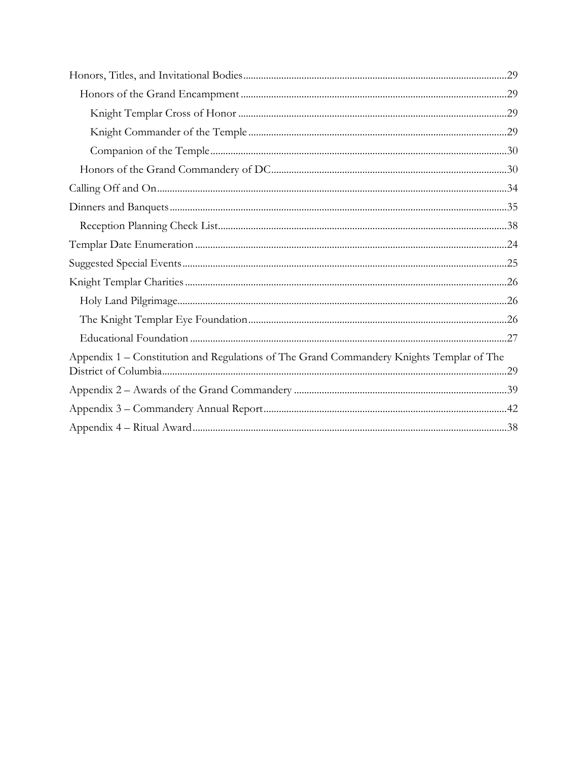Honors, Titles, and Invitational Bodies ....................................................29

- Honors of the Grand Encampment ....................................................29
  - Knight Templar Cross of Honor ....................................................29
  - Knight Commander of the Temple ....................................................29
  - Companion of the Temple ....................................................30
- Honors of the Grand Commandery of DC ....................................................30

Calling Off and On ....................................................34

Dinners and Banquets ....................................................35

- Reception Planning Check List ....................................................38

Templar Date Enumeration ....................................................24

Suggested Special Events ....................................................25

Knight Templar Charities ....................................................26

- Holy Land Pilgrimage ....................................................26
- The Knight Templar Eye Foundation ....................................................26
- Educational Foundation ....................................................27

Appendix 1 – Constitution and Regulations of The Grand Commandery Knights Templar of The District of Columbia ....................................................29

Appendix 2 – Awards of the Grand Commandery ....................................................39

Appendix 3 – Commandery Annual Report ....................................................42

Appendix 4 – Ritual Award ....................................................38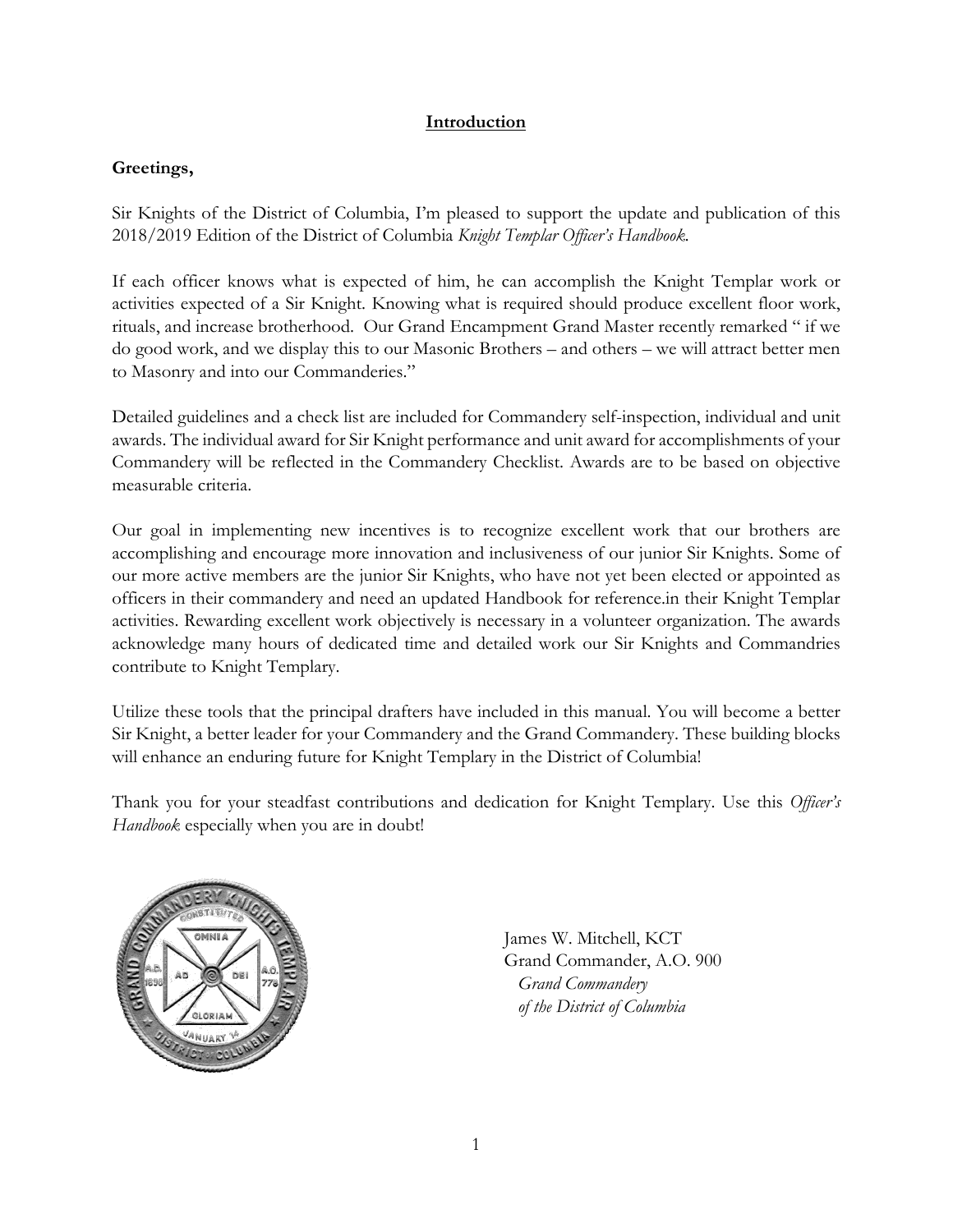## Introduction

**Greetings,**

Sir Knights of the District of Columbia, I'm pleased to support the update and publication of this 2018/2019 Edition of the District of Columbia *Knight Templar Officer's Handbook*.

If each officer knows what is expected of him, he can accomplish the Knight Templar work or activities expected of a Sir Knight. Knowing what is required should produce excellent floor work, rituals, and increase brotherhood. Our Grand Encampment Grand Master recently remarked " if we do good work, and we display this to our Masonic Brothers – and others – we will attract better men to Masonry and into our Commanderies."

Detailed guidelines and a check list are included for Commandery self-inspection, individual and unit awards. The individual award for Sir Knight performance and unit award for accomplishments of your Commandery will be reflected in the Commandery Checklist. Awards are to be based on objective measurable criteria.

Our goal in implementing new incentives is to recognize excellent work that our brothers are accomplishing and encourage more innovation and inclusiveness of our junior Sir Knights. Some of our more active members are the junior Sir Knights, who have not yet been elected or appointed as officers in their commandery and need an updated Handbook for reference.in their Knight Templar activities. Rewarding excellent work objectively is necessary in a volunteer organization. The awards acknowledge many hours of dedicated time and detailed work our Sir Knights and Commandries contribute to Knight Templary.

Utilize these tools that the principal drafters have included in this manual. You will become a better Sir Knight, a better leader for your Commandery and the Grand Commandery. These building blocks will enhance an enduring future for Knight Templary in the District of Columbia!

Thank you for your steadfast contributions and dedication for Knight Templary. Use this *Officer's Handbook* especially when you are in doubt!

James W. Mitchell, KCT
Grand Commander, A.O. 900
*Grand Commandery*
*of the District of Columbia*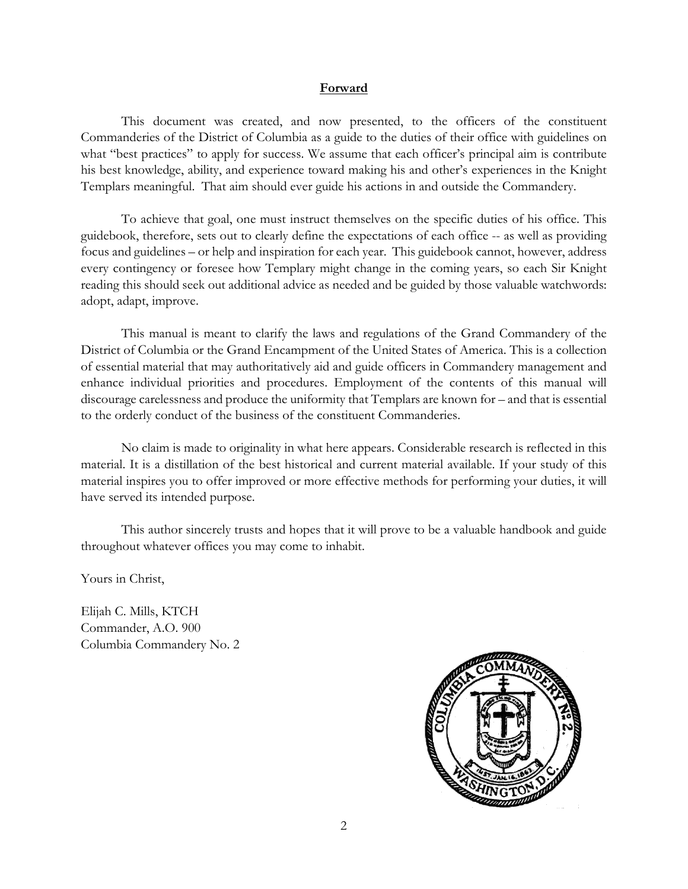**Forward**

This document was created, and now presented, to the officers of the constituent Commanderies of the District of Columbia as a guide to the duties of their office with guidelines on what "best practices" to apply for success. We assume that each officer's principal aim is contribute his best knowledge, ability, and experience toward making his and other's experiences in the Knight Templars meaningful. That aim should ever guide his actions in and outside the Commandery.

To achieve that goal, one must instruct themselves on the specific duties of his office. This guidebook, therefore, sets out to clearly define the expectations of each office -- as well as providing focus and guidelines – or help and inspiration for each year. This guidebook cannot, however, address every contingency or foresee how Templary might change in the coming years, so each Sir Knight reading this should seek out additional advice as needed and be guided by those valuable watchwords: adopt, adapt, improve.

This manual is meant to clarify the laws and regulations of the Grand Commandery of the District of Columbia or the Grand Encampment of the United States of America. This is a collection of essential material that may authoritatively aid and guide officers in Commandery management and enhance individual priorities and procedures. Employment of the contents of this manual will discourage carelessness and produce the uniformity that Templars are known for – and that is essential to the orderly conduct of the business of the constituent Commanderies.

No claim is made to originality in what here appears. Considerable research is reflected in this material. It is a distillation of the best historical and current material available. If your study of this material inspires you to offer improved or more effective methods for performing your duties, it will have served its intended purpose.

This author sincerely trusts and hopes that it will prove to be a valuable handbook and guide throughout whatever offices you may come to inhabit.

Yours in Christ,

Elijah C. Mills, KTCH
Commander, A.O. 900
Columbia Commandery No. 2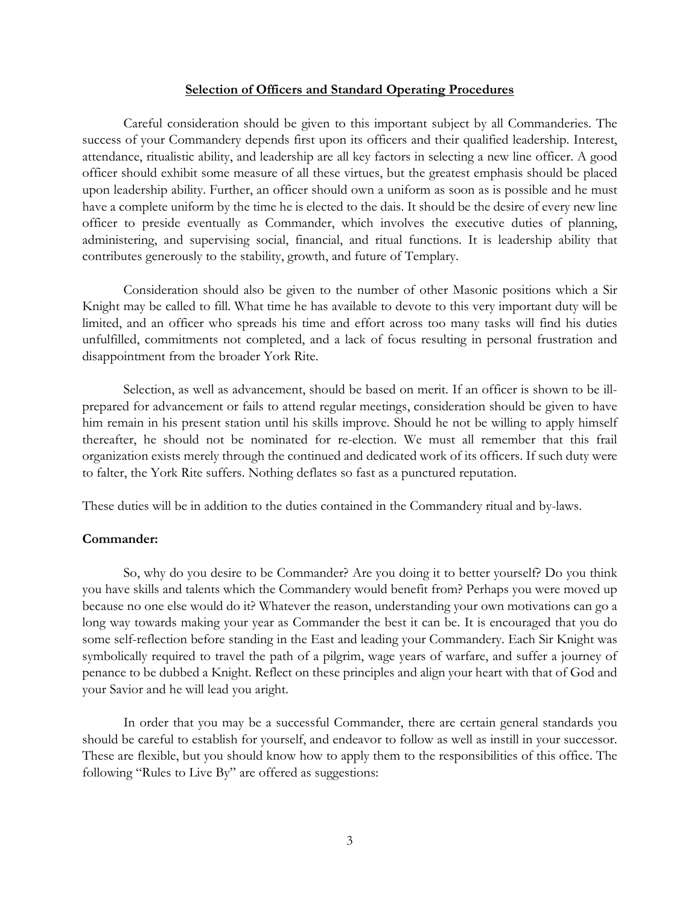## Selection of Officers and Standard Operating Procedures

Careful consideration should be given to this important subject by all Commanderies. The success of your Commandery depends first upon its officers and their qualified leadership. Interest, attendance, ritualistic ability, and leadership are all key factors in selecting a new line officer. A good officer should exhibit some measure of all these virtues, but the greatest emphasis should be placed upon leadership ability. Further, an officer should own a uniform as soon as is possible and he must have a complete uniform by the time he is elected to the dais. It should be the desire of every new line officer to preside eventually as Commander, which involves the executive duties of planning, administering, and supervising social, financial, and ritual functions. It is leadership ability that contributes generously to the stability, growth, and future of Templary.

Consideration should also be given to the number of other Masonic positions which a Sir Knight may be called to fill. What time he has available to devote to this very important duty will be limited, and an officer who spreads his time and effort across too many tasks will find his duties unfulfilled, commitments not completed, and a lack of focus resulting in personal frustration and disappointment from the broader York Rite.

Selection, as well as advancement, should be based on merit. If an officer is shown to be ill-prepared for advancement or fails to attend regular meetings, consideration should be given to have him remain in his present station until his skills improve. Should he not be willing to apply himself thereafter, he should not be nominated for re-election. We must all remember that this frail organization exists merely through the continued and dedicated work of its officers. If such duty were to falter, the York Rite suffers. Nothing deflates so fast as a punctured reputation.

These duties will be in addition to the duties contained in the Commandery ritual and by-laws.

**Commander:**

So, why do you desire to be Commander? Are you doing it to better yourself? Do you think you have skills and talents which the Commandery would benefit from? Perhaps you were moved up because no one else would do it? Whatever the reason, understanding your own motivations can go a long way towards making your year as Commander the best it can be. It is encouraged that you do some self-reflection before standing in the East and leading your Commandery. Each Sir Knight was symbolically required to travel the path of a pilgrim, wage years of warfare, and suffer a journey of penance to be dubbed a Knight. Reflect on these principles and align your heart with that of God and your Savior and he will lead you aright.

In order that you may be a successful Commander, there are certain general standards you should be careful to establish for yourself, and endeavor to follow as well as instill in your successor. These are flexible, but you should know how to apply them to the responsibilities of this office. The following "Rules to Live By" are offered as suggestions: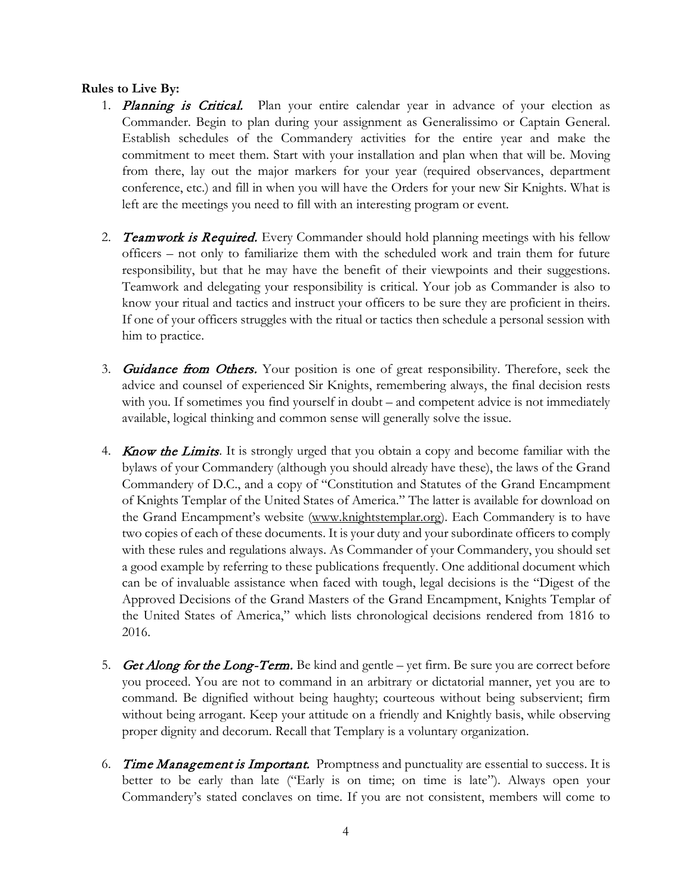**Rules to Live By:**

1. ***Planning is Critical.*** Plan your entire calendar year in advance of your election as Commander. Begin to plan during your assignment as Generalissimo or Captain General. Establish schedules of the Commandery activities for the entire year and make the commitment to meet them. Start with your installation and plan when that will be. Moving from there, lay out the major markers for your year (required observances, department conference, etc.) and fill in when you will have the Orders for your new Sir Knights. What is left are the meetings you need to fill with an interesting program or event.

2. ***Teamwork is Required.*** Every Commander should hold planning meetings with his fellow officers – not only to familiarize them with the scheduled work and train them for future responsibility, but that he may have the benefit of their viewpoints and their suggestions. Teamwork and delegating your responsibility is critical. Your job as Commander is also to know your ritual and tactics and instruct your officers to be sure they are proficient in theirs. If one of your officers struggles with the ritual or tactics then schedule a personal session with him to practice.

3. ***Guidance from Others.*** Your position is one of great responsibility. Therefore, seek the advice and counsel of experienced Sir Knights, remembering always, the final decision rests with you. If sometimes you find yourself in doubt – and competent advice is not immediately available, logical thinking and common sense will generally solve the issue.

4. ***Know the Limits.*** It is strongly urged that you obtain a copy and become familiar with the bylaws of your Commandery (although you should already have these), the laws of the Grand Commandery of D.C., and a copy of "Constitution and Statutes of the Grand Encampment of Knights Templar of the United States of America." The latter is available for download on the Grand Encampment's website (www.knightstemplar.org). Each Commandery is to have two copies of each of these documents. It is your duty and your subordinate officers to comply with these rules and regulations always. As Commander of your Commandery, you should set a good example by referring to these publications frequently. One additional document which can be of invaluable assistance when faced with tough, legal decisions is the "Digest of the Approved Decisions of the Grand Masters of the Grand Encampment, Knights Templar of the United States of America," which lists chronological decisions rendered from 1816 to 2016.

5. ***Get Along for the Long-Term.*** Be kind and gentle – yet firm. Be sure you are correct before you proceed. You are not to command in an arbitrary or dictatorial manner, yet you are to command. Be dignified without being haughty; courteous without being subservient; firm without being arrogant. Keep your attitude on a friendly and Knightly basis, while observing proper dignity and decorum. Recall that Templary is a voluntary organization.

6. ***Time Management is Important.*** Promptness and punctuality are essential to success. It is better to be early than late ("Early is on time; on time is late"). Always open your Commandery's stated conclaves on time. If you are not consistent, members will come to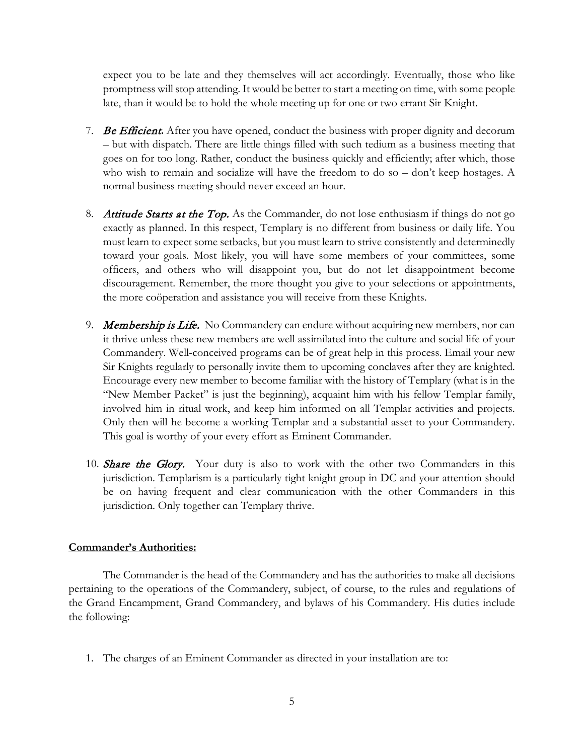expect you to be late and they themselves will act accordingly. Eventually, those who like promptness will stop attending. It would be better to start a meeting on time, with some people late, than it would be to hold the whole meeting up for one or two errant Sir Knight.

7. ***Be Efficient.*** After you have opened, conduct the business with proper dignity and decorum – but with dispatch. There are little things filled with such tedium as a business meeting that goes on for too long. Rather, conduct the business quickly and efficiently; after which, those who wish to remain and socialize will have the freedom to do so – don't keep hostages. A normal business meeting should never exceed an hour.

8. ***Attitude Starts at the Top.*** As the Commander, do not lose enthusiasm if things do not go exactly as planned. In this respect, Templary is no different from business or daily life. You must learn to expect some setbacks, but you must learn to strive consistently and determinedly toward your goals. Most likely, you will have some members of your committees, some officers, and others who will disappoint you, but do not let disappointment become discouragement. Remember, the more thought you give to your selections or appointments, the more coöperation and assistance you will receive from these Knights.

9. ***Membership is Life.*** No Commandery can endure without acquiring new members, nor can it thrive unless these new members are well assimilated into the culture and social life of your Commandery. Well-conceived programs can be of great help in this process. Email your new Sir Knights regularly to personally invite them to upcoming conclaves after they are knighted. Encourage every new member to become familiar with the history of Templary (what is in the "New Member Packet" is just the beginning), acquaint him with his fellow Templar family, involved him in ritual work, and keep him informed on all Templar activities and projects. Only then will he become a working Templar and a substantial asset to your Commandery. This goal is worthy of your every effort as Eminent Commander.

10. ***Share the Glory.*** Your duty is also to work with the other two Commanders in this jurisdiction. Templarism is a particularly tight knight group in DC and your attention should be on having frequent and clear communication with the other Commanders in this jurisdiction. Only together can Templary thrive.

**Commander's Authorities:**

The Commander is the head of the Commandery and has the authorities to make all decisions pertaining to the operations of the Commandery, subject, of course, to the rules and regulations of the Grand Encampment, Grand Commandery, and bylaws of his Commandery. His duties include the following:

1. The charges of an Eminent Commander as directed in your installation are to: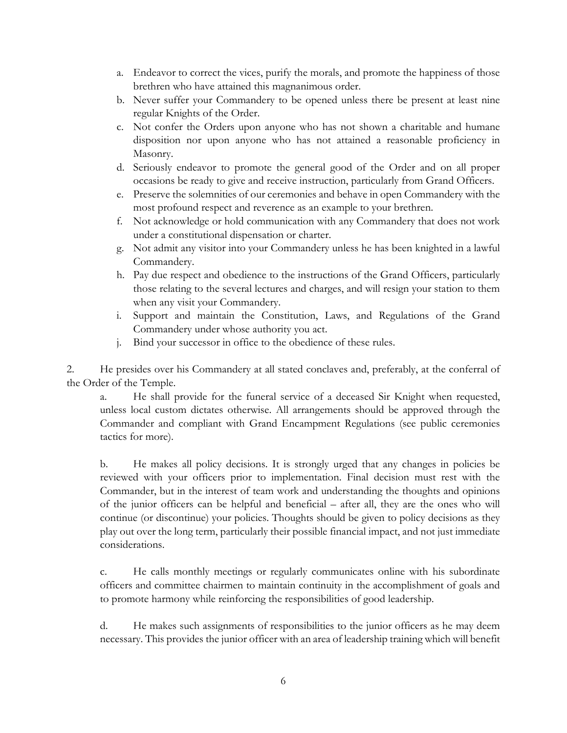a. Endeavor to correct the vices, purify the morals, and promote the happiness of those brethren who have attained this magnanimous order.
b. Never suffer your Commandery to be opened unless there be present at least nine regular Knights of the Order.
c. Not confer the Orders upon anyone who has not shown a charitable and humane disposition nor upon anyone who has not attained a reasonable proficiency in Masonry.
d. Seriously endeavor to promote the general good of the Order and on all proper occasions be ready to give and receive instruction, particularly from Grand Officers.
e. Preserve the solemnities of our ceremonies and behave in open Commandery with the most profound respect and reverence as an example to your brethren.
f. Not acknowledge or hold communication with any Commandery that does not work under a constitutional dispensation or charter.
g. Not admit any visitor into your Commandery unless he has been knighted in a lawful Commandery.
h. Pay due respect and obedience to the instructions of the Grand Officers, particularly those relating to the several lectures and charges, and will resign your station to them when any visit your Commandery.
i. Support and maintain the Constitution, Laws, and Regulations of the Grand Commandery under whose authority you act.
j. Bind your successor in office to the obedience of these rules.

2. He presides over his Commandery at all stated conclaves and, preferably, at the conferral of the Order of the Temple.

a. He shall provide for the funeral service of a deceased Sir Knight when requested, unless local custom dictates otherwise. All arrangements should be approved through the Commander and compliant with Grand Encampment Regulations (see public ceremonies tactics for more).

b. He makes all policy decisions. It is strongly urged that any changes in policies be reviewed with your officers prior to implementation. Final decision must rest with the Commander, but in the interest of team work and understanding the thoughts and opinions of the junior officers can be helpful and beneficial – after all, they are the ones who will continue (or discontinue) your policies. Thoughts should be given to policy decisions as they play out over the long term, particularly their possible financial impact, and not just immediate considerations.

c. He calls monthly meetings or regularly communicates online with his subordinate officers and committee chairmen to maintain continuity in the accomplishment of goals and to promote harmony while reinforcing the responsibilities of good leadership.

d. He makes such assignments of responsibilities to the junior officers as he may deem necessary. This provides the junior officer with an area of leadership training which will benefit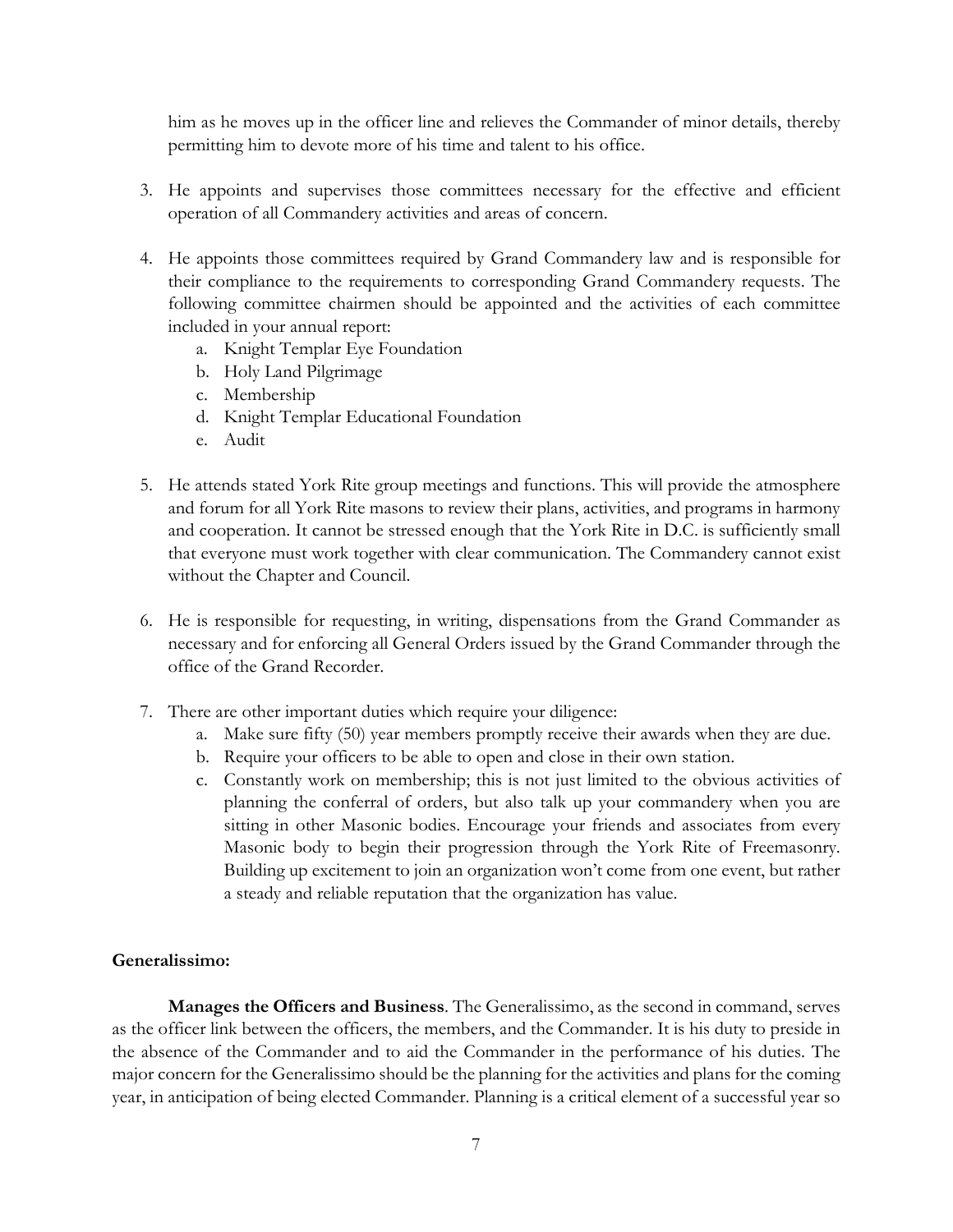him as he moves up in the officer line and relieves the Commander of minor details, thereby permitting him to devote more of his time and talent to his office.

3. He appoints and supervises those committees necessary for the effective and efficient operation of all Commandery activities and areas of concern.

4. He appoints those committees required by Grand Commandery law and is responsible for their compliance to the requirements to corresponding Grand Commandery requests. The following committee chairmen should be appointed and the activities of each committee included in your annual report:
   a. Knight Templar Eye Foundation
   b. Holy Land Pilgrimage
   c. Membership
   d. Knight Templar Educational Foundation
   e. Audit

5. He attends stated York Rite group meetings and functions. This will provide the atmosphere and forum for all York Rite masons to review their plans, activities, and programs in harmony and cooperation. It cannot be stressed enough that the York Rite in D.C. is sufficiently small that everyone must work together with clear communication. The Commandery cannot exist without the Chapter and Council.

6. He is responsible for requesting, in writing, dispensations from the Grand Commander as necessary and for enforcing all General Orders issued by the Grand Commander through the office of the Grand Recorder.

7. There are other important duties which require your diligence:
   a. Make sure fifty (50) year members promptly receive their awards when they are due.
   b. Require your officers to be able to open and close in their own station.
   c. Constantly work on membership; this is not just limited to the obvious activities of planning the conferral of orders, but also talk up your commandery when you are sitting in other Masonic bodies. Encourage your friends and associates from every Masonic body to begin their progression through the York Rite of Freemasonry. Building up excitement to join an organization won't come from one event, but rather a steady and reliable reputation that the organization has value.

**Generalissimo:**

**Manages the Officers and Business**. The Generalissimo, as the second in command, serves as the officer link between the officers, the members, and the Commander. It is his duty to preside in the absence of the Commander and to aid the Commander in the performance of his duties. The major concern for the Generalissimo should be the planning for the activities and plans for the coming year, in anticipation of being elected Commander. Planning is a critical element of a successful year so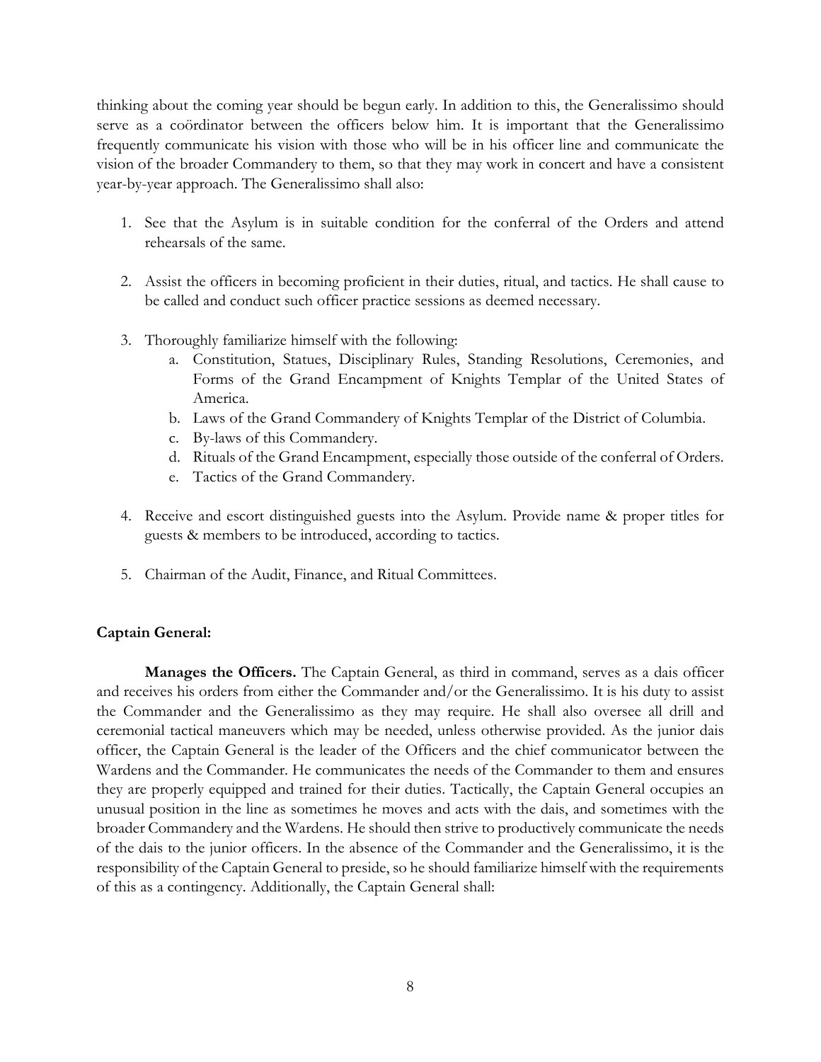thinking about the coming year should be begun early. In addition to this, the Generalissimo should serve as a coördinator between the officers below him. It is important that the Generalissimo frequently communicate his vision with those who will be in his officer line and communicate the vision of the broader Commandery to them, so that they may work in concert and have a consistent year-by-year approach. The Generalissimo shall also:

1. See that the Asylum is in suitable condition for the conferral of the Orders and attend rehearsals of the same.

2. Assist the officers in becoming proficient in their duties, ritual, and tactics. He shall cause to be called and conduct such officer practice sessions as deemed necessary.

3. Thoroughly familiarize himself with the following:
    a. Constitution, Statues, Disciplinary Rules, Standing Resolutions, Ceremonies, and Forms of the Grand Encampment of Knights Templar of the United States of America.
    b. Laws of the Grand Commandery of Knights Templar of the District of Columbia.
    c. By-laws of this Commandery.
    d. Rituals of the Grand Encampment, especially those outside of the conferral of Orders.
    e. Tactics of the Grand Commandery.

4. Receive and escort distinguished guests into the Asylum. Provide name & proper titles for guests & members to be introduced, according to tactics.

5. Chairman of the Audit, Finance, and Ritual Committees.

**Captain General:**

**Manages the Officers.** The Captain General, as third in command, serves as a dais officer and receives his orders from either the Commander and/or the Generalissimo. It is his duty to assist the Commander and the Generalissimo as they may require. He shall also oversee all drill and ceremonial tactical maneuvers which may be needed, unless otherwise provided. As the junior dais officer, the Captain General is the leader of the Officers and the chief communicator between the Wardens and the Commander. He communicates the needs of the Commander to them and ensures they are properly equipped and trained for their duties. Tactically, the Captain General occupies an unusual position in the line as sometimes he moves and acts with the dais, and sometimes with the broader Commandery and the Wardens. He should then strive to productively communicate the needs of the dais to the junior officers. In the absence of the Commander and the Generalissimo, it is the responsibility of the Captain General to preside, so he should familiarize himself with the requirements of this as a contingency. Additionally, the Captain General shall: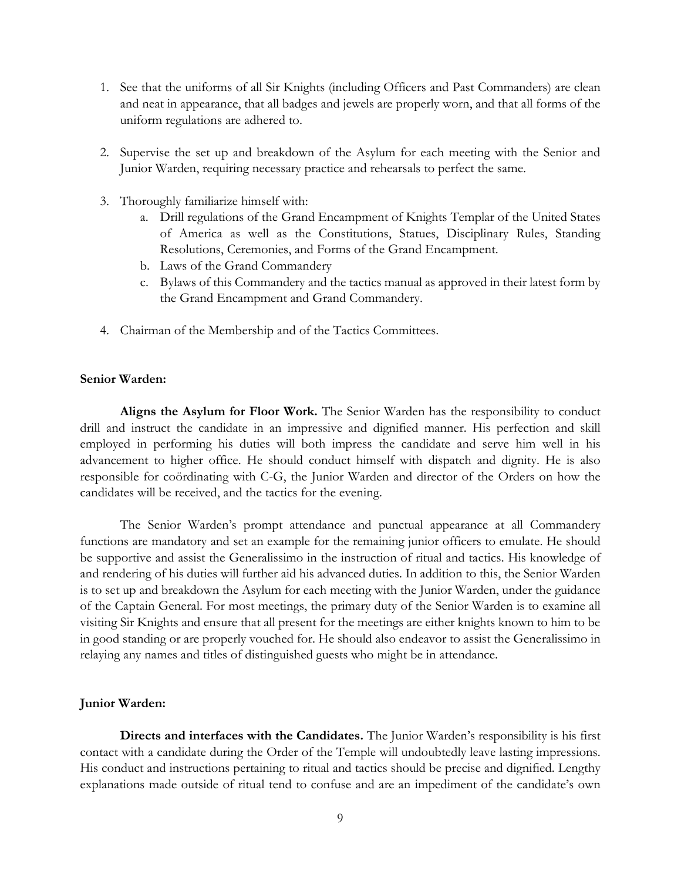1. See that the uniforms of all Sir Knights (including Officers and Past Commanders) are clean and neat in appearance, that all badges and jewels are properly worn, and that all forms of the uniform regulations are adhered to.

2. Supervise the set up and breakdown of the Asylum for each meeting with the Senior and Junior Warden, requiring necessary practice and rehearsals to perfect the same.

3. Thoroughly familiarize himself with:
   a. Drill regulations of the Grand Encampment of Knights Templar of the United States of America as well as the Constitutions, Statues, Disciplinary Rules, Standing Resolutions, Ceremonies, and Forms of the Grand Encampment.
   b. Laws of the Grand Commandery
   c. Bylaws of this Commandery and the tactics manual as approved in their latest form by the Grand Encampment and Grand Commandery.

4. Chairman of the Membership and of the Tactics Committees.

**Senior Warden:**

**Aligns the Asylum for Floor Work.** The Senior Warden has the responsibility to conduct drill and instruct the candidate in an impressive and dignified manner. His perfection and skill employed in performing his duties will both impress the candidate and serve him well in his advancement to higher office. He should conduct himself with dispatch and dignity. He is also responsible for coördinating with C-G, the Junior Warden and director of the Orders on how the candidates will be received, and the tactics for the evening.

The Senior Warden's prompt attendance and punctual appearance at all Commandery functions are mandatory and set an example for the remaining junior officers to emulate. He should be supportive and assist the Generalissimo in the instruction of ritual and tactics. His knowledge of and rendering of his duties will further aid his advanced duties. In addition to this, the Senior Warden is to set up and breakdown the Asylum for each meeting with the Junior Warden, under the guidance of the Captain General. For most meetings, the primary duty of the Senior Warden is to examine all visiting Sir Knights and ensure that all present for the meetings are either knights known to him to be in good standing or are properly vouched for. He should also endeavor to assist the Generalissimo in relaying any names and titles of distinguished guests who might be in attendance.

**Junior Warden:**

**Directs and interfaces with the Candidates.** The Junior Warden's responsibility is his first contact with a candidate during the Order of the Temple will undoubtedly leave lasting impressions. His conduct and instructions pertaining to ritual and tactics should be precise and dignified. Lengthy explanations made outside of ritual tend to confuse and are an impediment of the candidate's own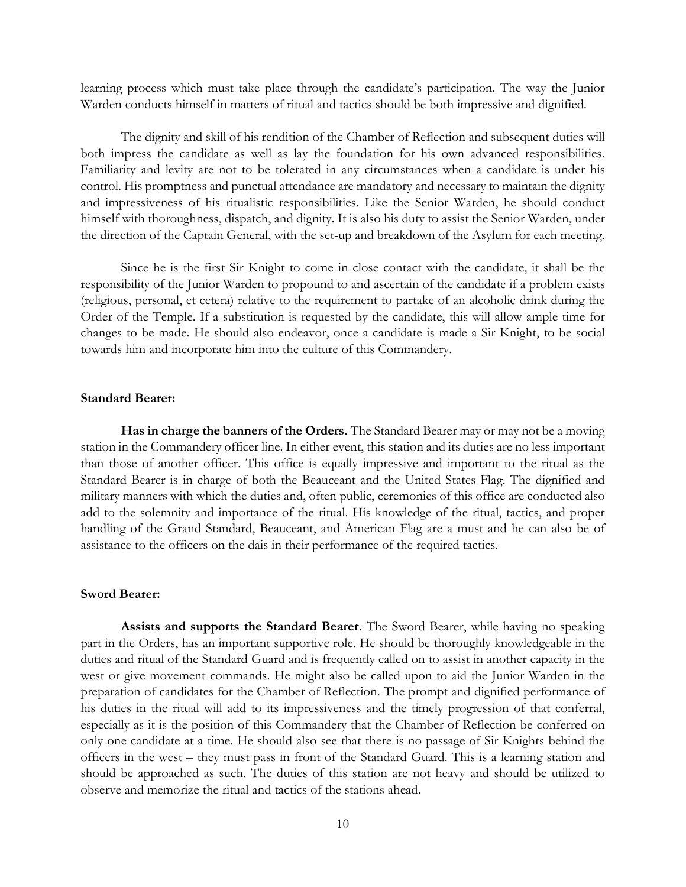learning process which must take place through the candidate's participation. The way the Junior Warden conducts himself in matters of ritual and tactics should be both impressive and dignified.

The dignity and skill of his rendition of the Chamber of Reflection and subsequent duties will both impress the candidate as well as lay the foundation for his own advanced responsibilities. Familiarity and levity are not to be tolerated in any circumstances when a candidate is under his control. His promptness and punctual attendance are mandatory and necessary to maintain the dignity and impressiveness of his ritualistic responsibilities. Like the Senior Warden, he should conduct himself with thoroughness, dispatch, and dignity. It is also his duty to assist the Senior Warden, under the direction of the Captain General, with the set-up and breakdown of the Asylum for each meeting.

Since he is the first Sir Knight to come in close contact with the candidate, it shall be the responsibility of the Junior Warden to propound to and ascertain of the candidate if a problem exists (religious, personal, et cetera) relative to the requirement to partake of an alcoholic drink during the Order of the Temple. If a substitution is requested by the candidate, this will allow ample time for changes to be made. He should also endeavor, once a candidate is made a Sir Knight, to be social towards him and incorporate him into the culture of this Commandery.

**Standard Bearer:**

**Has in charge the banners of the Orders.** The Standard Bearer may or may not be a moving station in the Commandery officer line. In either event, this station and its duties are no less important than those of another officer. This office is equally impressive and important to the ritual as the Standard Bearer is in charge of both the Beauceant and the United States Flag. The dignified and military manners with which the duties and, often public, ceremonies of this office are conducted also add to the solemnity and importance of the ritual. His knowledge of the ritual, tactics, and proper handling of the Grand Standard, Beauceant, and American Flag are a must and he can also be of assistance to the officers on the dais in their performance of the required tactics.

**Sword Bearer:**

**Assists and supports the Standard Bearer.** The Sword Bearer, while having no speaking part in the Orders, has an important supportive role. He should be thoroughly knowledgeable in the duties and ritual of the Standard Guard and is frequently called on to assist in another capacity in the west or give movement commands. He might also be called upon to aid the Junior Warden in the preparation of candidates for the Chamber of Reflection. The prompt and dignified performance of his duties in the ritual will add to its impressiveness and the timely progression of that conferral, especially as it is the position of this Commandery that the Chamber of Reflection be conferred on only one candidate at a time. He should also see that there is no passage of Sir Knights behind the officers in the west – they must pass in front of the Standard Guard. This is a learning station and should be approached as such. The duties of this station are not heavy and should be utilized to observe and memorize the ritual and tactics of the stations ahead.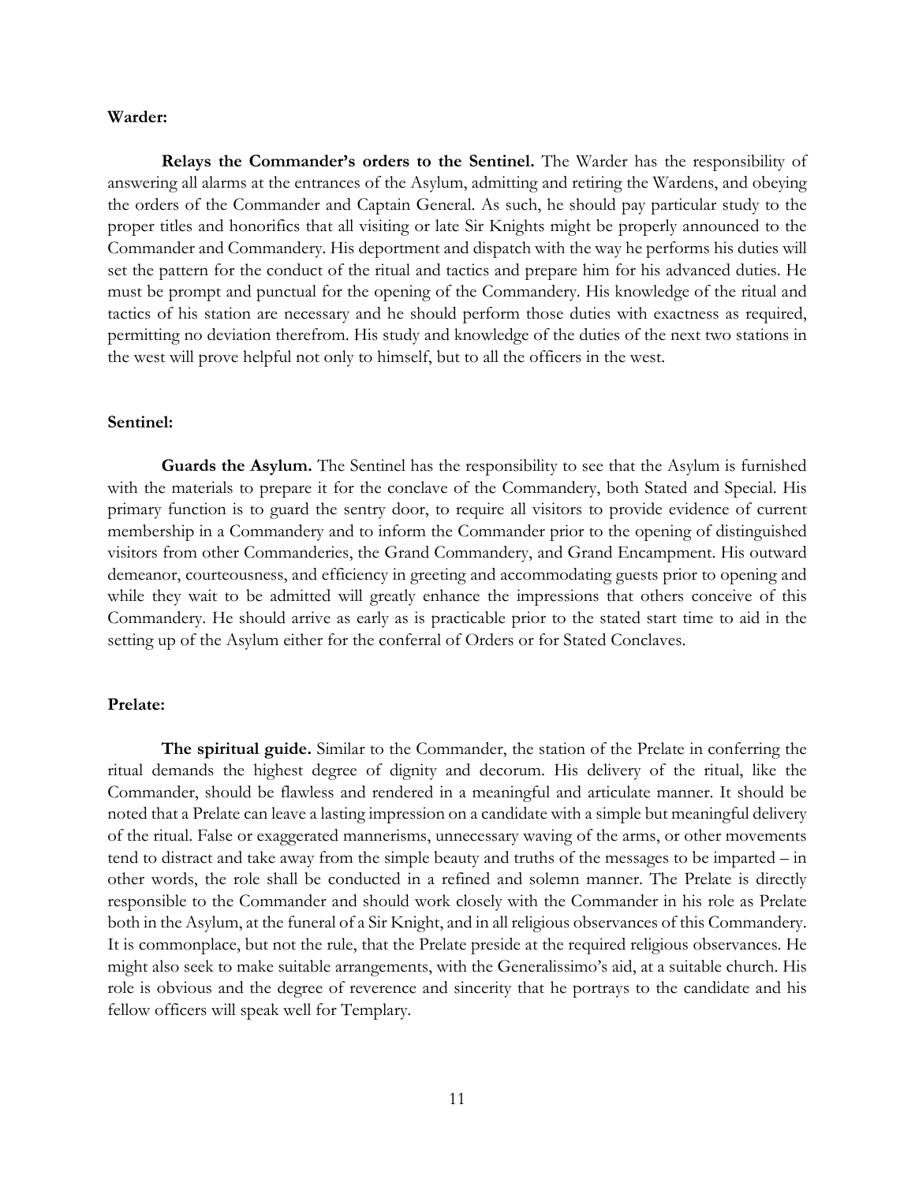**Warder:**

**Relays the Commander's orders to the Sentinel.** The Warder has the responsibility of answering all alarms at the entrances of the Asylum, admitting and retiring the Wardens, and obeying the orders of the Commander and Captain General. As such, he should pay particular study to the proper titles and honorifics that all visiting or late Sir Knights might be properly announced to the Commander and Commandery. His deportment and dispatch with the way he performs his duties will set the pattern for the conduct of the ritual and tactics and prepare him for his advanced duties. He must be prompt and punctual for the opening of the Commandery. His knowledge of the ritual and tactics of his station are necessary and he should perform those duties with exactness as required, permitting no deviation therefrom. His study and knowledge of the duties of the next two stations in the west will prove helpful not only to himself, but to all the officers in the west.

**Sentinel:**

**Guards the Asylum.** The Sentinel has the responsibility to see that the Asylum is furnished with the materials to prepare it for the conclave of the Commandery, both Stated and Special. His primary function is to guard the sentry door, to require all visitors to provide evidence of current membership in a Commandery and to inform the Commander prior to the opening of distinguished visitors from other Commanderies, the Grand Commandery, and Grand Encampment. His outward demeanor, courteousness, and efficiency in greeting and accommodating guests prior to opening and while they wait to be admitted will greatly enhance the impressions that others conceive of this Commandery. He should arrive as early as is practicable prior to the stated start time to aid in the setting up of the Asylum either for the conferral of Orders or for Stated Conclaves.

**Prelate:**

**The spiritual guide.** Similar to the Commander, the station of the Prelate in conferring the ritual demands the highest degree of dignity and decorum. His delivery of the ritual, like the Commander, should be flawless and rendered in a meaningful and articulate manner. It should be noted that a Prelate can leave a lasting impression on a candidate with a simple but meaningful delivery of the ritual. False or exaggerated mannerisms, unnecessary waving of the arms, or other movements tend to distract and take away from the simple beauty and truths of the messages to be imparted – in other words, the role shall be conducted in a refined and solemn manner. The Prelate is directly responsible to the Commander and should work closely with the Commander in his role as Prelate both in the Asylum, at the funeral of a Sir Knight, and in all religious observances of this Commandery. It is commonplace, but not the rule, that the Prelate preside at the required religious observances. He might also seek to make suitable arrangements, with the Generalissimo's aid, at a suitable church. His role is obvious and the degree of reverence and sincerity that he portrays to the candidate and his fellow officers will speak well for Templary.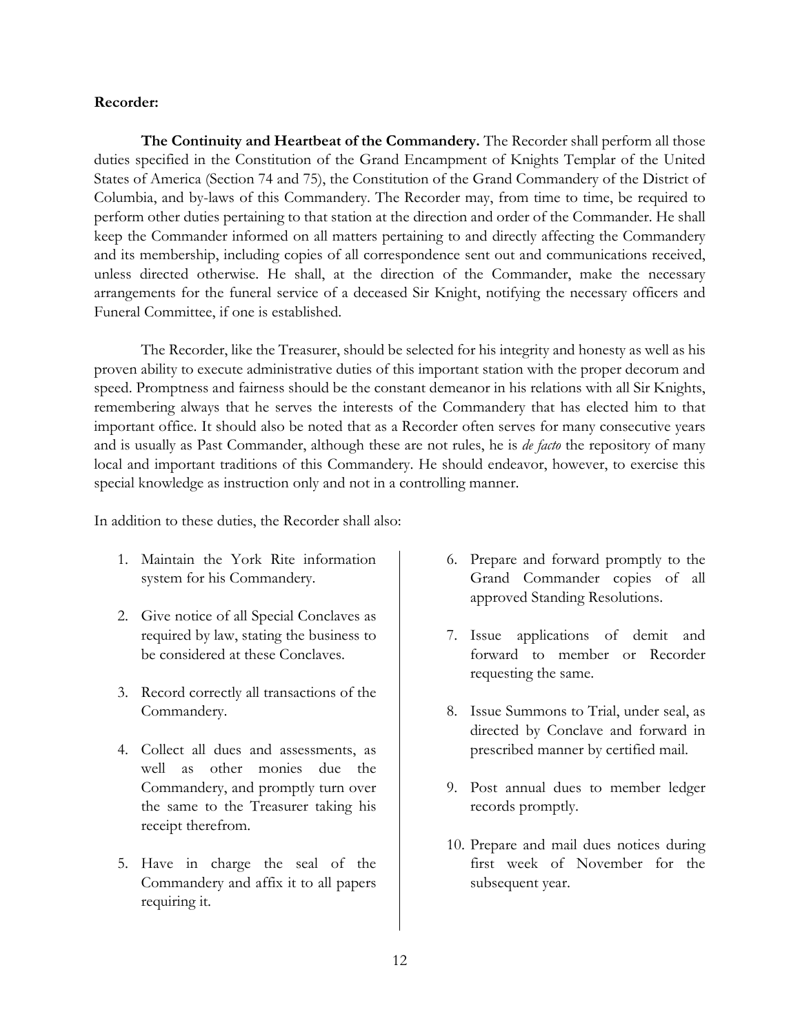**Recorder:**

**The Continuity and Heartbeat of the Commandery.** The Recorder shall perform all those duties specified in the Constitution of the Grand Encampment of Knights Templar of the United States of America (Section 74 and 75), the Constitution of the Grand Commandery of the District of Columbia, and by-laws of this Commandery. The Recorder may, from time to time, be required to perform other duties pertaining to that station at the direction and order of the Commander. He shall keep the Commander informed on all matters pertaining to and directly affecting the Commandery and its membership, including copies of all correspondence sent out and communications received, unless directed otherwise. He shall, at the direction of the Commander, make the necessary arrangements for the funeral service of a deceased Sir Knight, notifying the necessary officers and Funeral Committee, if one is established.

The Recorder, like the Treasurer, should be selected for his integrity and honesty as well as his proven ability to execute administrative duties of this important station with the proper decorum and speed. Promptness and fairness should be the constant demeanor in his relations with all Sir Knights, remembering always that he serves the interests of the Commandery that has elected him to that important office. It should also be noted that as a Recorder often serves for many consecutive years and is usually as Past Commander, although these are not rules, he is *de facto* the repository of many local and important traditions of this Commandery. He should endeavor, however, to exercise this special knowledge as instruction only and not in a controlling manner.

In addition to these duties, the Recorder shall also:

1. Maintain the York Rite information system for his Commandery.
2. Give notice of all Special Conclaves as required by law, stating the business to be considered at these Conclaves.
3. Record correctly all transactions of the Commandery.
4. Collect all dues and assessments, as well as other monies due the Commandery, and promptly turn over the same to the Treasurer taking his receipt therefrom.
5. Have in charge the seal of the Commandery and affix it to all papers requiring it.
6. Prepare and forward promptly to the Grand Commander copies of all approved Standing Resolutions.
7. Issue applications of demit and forward to member or Recorder requesting the same.
8. Issue Summons to Trial, under seal, as directed by Conclave and forward in prescribed manner by certified mail.
9. Post annual dues to member ledger records promptly.
10. Prepare and mail dues notices during first week of November for the subsequent year.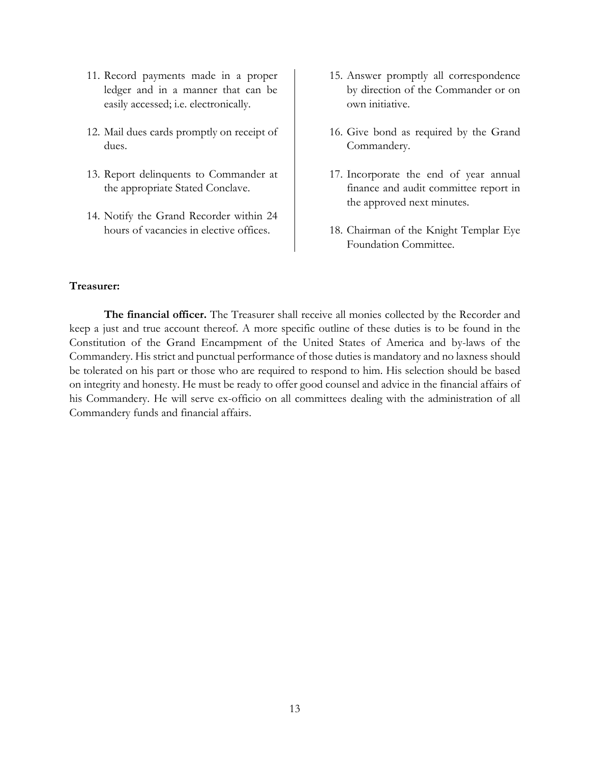11. Record payments made in a proper ledger and in a manner that can be easily accessed; i.e. electronically.
12. Mail dues cards promptly on receipt of dues.
13. Report delinquents to Commander at the appropriate Stated Conclave.
14. Notify the Grand Recorder within 24 hours of vacancies in elective offices.
15. Answer promptly all correspondence by direction of the Commander or on own initiative.
16. Give bond as required by the Grand Commandery.
17. Incorporate the end of year annual finance and audit committee report in the approved next minutes.
18. Chairman of the Knight Templar Eye Foundation Committee.

**Treasurer:**

**The financial officer.** The Treasurer shall receive all monies collected by the Recorder and keep a just and true account thereof. A more specific outline of these duties is to be found in the Constitution of the Grand Encampment of the United States of America and by-laws of the Commandery. His strict and punctual performance of those duties is mandatory and no laxness should be tolerated on his part or those who are required to respond to him. His selection should be based on integrity and honesty. He must be ready to offer good counsel and advice in the financial affairs of his Commandery. He will serve ex-officio on all committees dealing with the administration of all Commandery funds and financial affairs.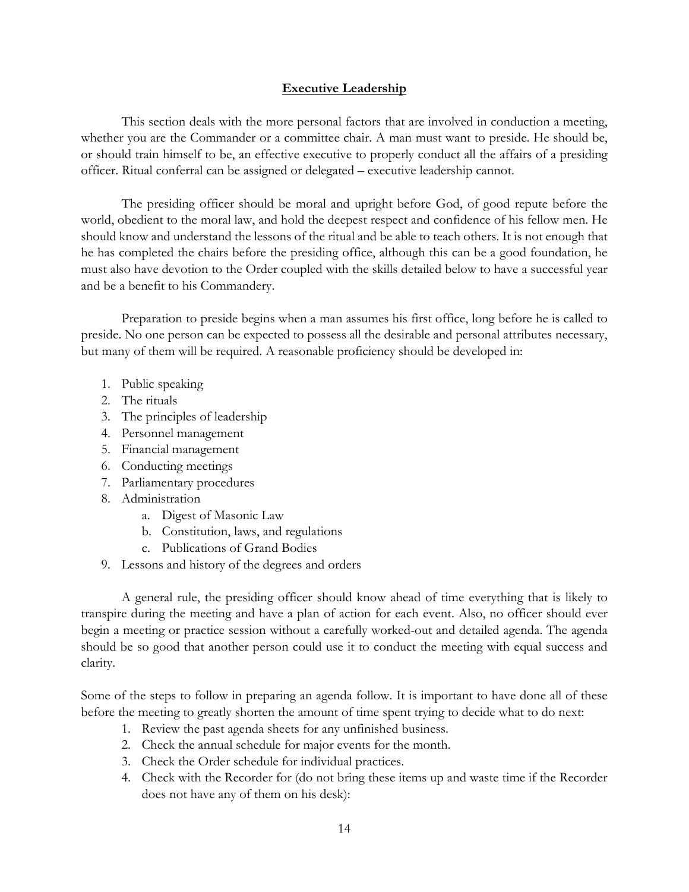## Executive Leadership

This section deals with the more personal factors that are involved in conduction a meeting, whether you are the Commander or a committee chair. A man must want to preside. He should be, or should train himself to be, an effective executive to properly conduct all the affairs of a presiding officer. Ritual conferral can be assigned or delegated – executive leadership cannot.

The presiding officer should be moral and upright before God, of good repute before the world, obedient to the moral law, and hold the deepest respect and confidence of his fellow men. He should know and understand the lessons of the ritual and be able to teach others. It is not enough that he has completed the chairs before the presiding office, although this can be a good foundation, he must also have devotion to the Order coupled with the skills detailed below to have a successful year and be a benefit to his Commandery.

Preparation to preside begins when a man assumes his first office, long before he is called to preside. No one person can be expected to possess all the desirable and personal attributes necessary, but many of them will be required. A reasonable proficiency should be developed in:

1. Public speaking
2. The rituals
3. The principles of leadership
4. Personnel management
5. Financial management
6. Conducting meetings
7. Parliamentary procedures
8. Administration
   a. Digest of Masonic Law
   b. Constitution, laws, and regulations
   c. Publications of Grand Bodies
9. Lessons and history of the degrees and orders

A general rule, the presiding officer should know ahead of time everything that is likely to transpire during the meeting and have a plan of action for each event. Also, no officer should ever begin a meeting or practice session without a carefully worked-out and detailed agenda. The agenda should be so good that another person could use it to conduct the meeting with equal success and clarity.

Some of the steps to follow in preparing an agenda follow. It is important to have done all of these before the meeting to greatly shorten the amount of time spent trying to decide what to do next:

1. Review the past agenda sheets for any unfinished business.
2. Check the annual schedule for major events for the month.
3. Check the Order schedule for individual practices.
4. Check with the Recorder for (do not bring these items up and waste time if the Recorder does not have any of them on his desk):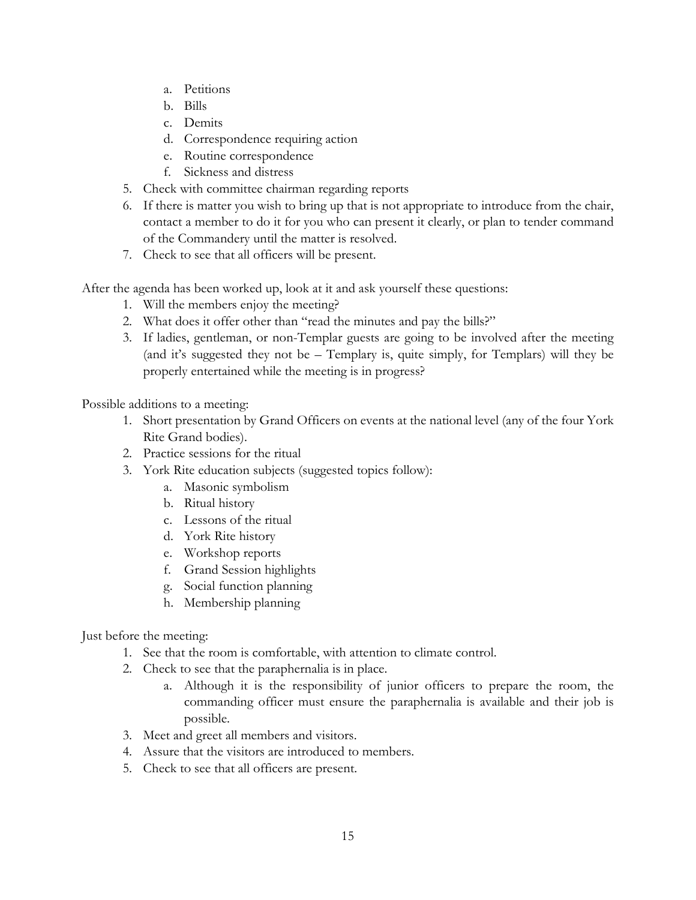a. Petitions
   b. Bills
   c. Demits
   d. Correspondence requiring action
   e. Routine correspondence
   f. Sickness and distress
5. Check with committee chairman regarding reports
6. If there is matter you wish to bring up that is not appropriate to introduce from the chair, contact a member to do it for you who can present it clearly, or plan to tender command of the Commandery until the matter is resolved.
7. Check to see that all officers will be present.

After the agenda has been worked up, look at it and ask yourself these questions:

1. Will the members enjoy the meeting?
2. What does it offer other than "read the minutes and pay the bills?"
3. If ladies, gentleman, or non-Templar guests are going to be involved after the meeting (and it's suggested they not be – Templary is, quite simply, for Templars) will they be properly entertained while the meeting is in progress?

Possible additions to a meeting:

1. Short presentation by Grand Officers on events at the national level (any of the four York Rite Grand bodies).
2. Practice sessions for the ritual
3. York Rite education subjects (suggested topics follow):
   a. Masonic symbolism
   b. Ritual history
   c. Lessons of the ritual
   d. York Rite history
   e. Workshop reports
   f. Grand Session highlights
   g. Social function planning
   h. Membership planning

Just before the meeting:

1. See that the room is comfortable, with attention to climate control.
2. Check to see that the paraphernalia is in place.
   a. Although it is the responsibility of junior officers to prepare the room, the commanding officer must ensure the paraphernalia is available and their job is possible.
3. Meet and greet all members and visitors.
4. Assure that the visitors are introduced to members.
5. Check to see that all officers are present.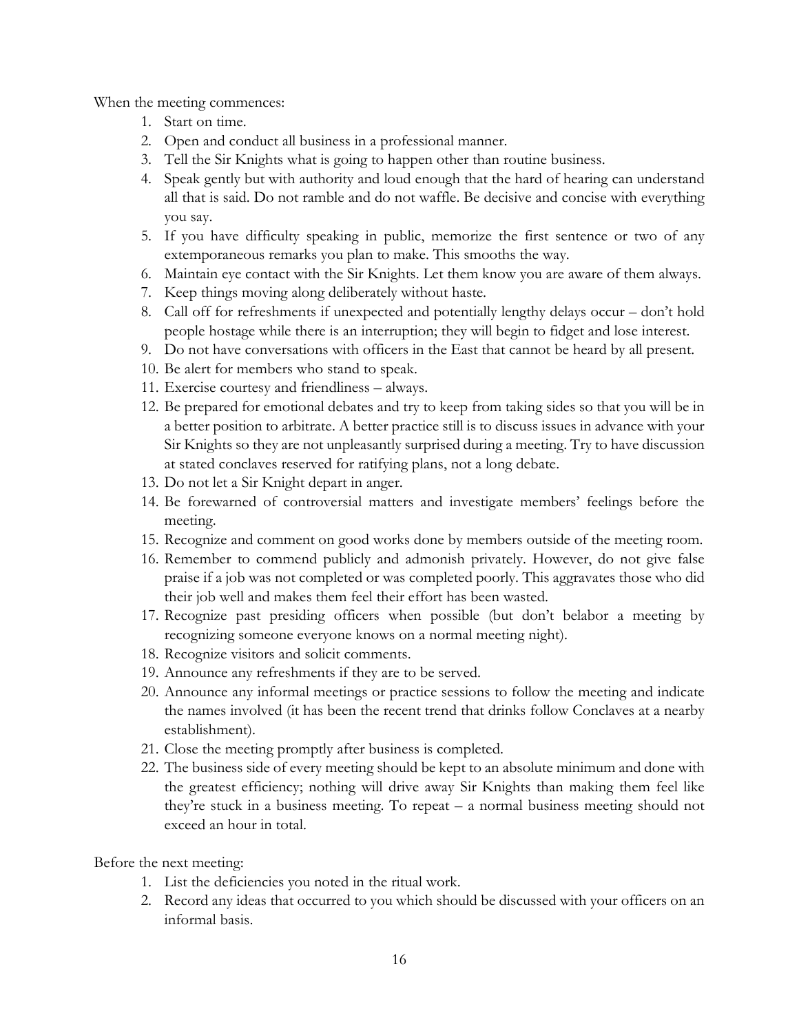When the meeting commences:

1. Start on time.
2. Open and conduct all business in a professional manner.
3. Tell the Sir Knights what is going to happen other than routine business.
4. Speak gently but with authority and loud enough that the hard of hearing can understand all that is said. Do not ramble and do not waffle. Be decisive and concise with everything you say.
5. If you have difficulty speaking in public, memorize the first sentence or two of any extemporaneous remarks you plan to make. This smooths the way.
6. Maintain eye contact with the Sir Knights. Let them know you are aware of them always.
7. Keep things moving along deliberately without haste.
8. Call off for refreshments if unexpected and potentially lengthy delays occur – don't hold people hostage while there is an interruption; they will begin to fidget and lose interest.
9. Do not have conversations with officers in the East that cannot be heard by all present.
10. Be alert for members who stand to speak.
11. Exercise courtesy and friendliness – always.
12. Be prepared for emotional debates and try to keep from taking sides so that you will be in a better position to arbitrate. A better practice still is to discuss issues in advance with your Sir Knights so they are not unpleasantly surprised during a meeting. Try to have discussion at stated conclaves reserved for ratifying plans, not a long debate.
13. Do not let a Sir Knight depart in anger.
14. Be forewarned of controversial matters and investigate members' feelings before the meeting.
15. Recognize and comment on good works done by members outside of the meeting room.
16. Remember to commend publicly and admonish privately. However, do not give false praise if a job was not completed or was completed poorly. This aggravates those who did their job well and makes them feel their effort has been wasted.
17. Recognize past presiding officers when possible (but don't belabor a meeting by recognizing someone everyone knows on a normal meeting night).
18. Recognize visitors and solicit comments.
19. Announce any refreshments if they are to be served.
20. Announce any informal meetings or practice sessions to follow the meeting and indicate the names involved (it has been the recent trend that drinks follow Conclaves at a nearby establishment).
21. Close the meeting promptly after business is completed.
22. The business side of every meeting should be kept to an absolute minimum and done with the greatest efficiency; nothing will drive away Sir Knights than making them feel like they're stuck in a business meeting. To repeat – a normal business meeting should not exceed an hour in total.

Before the next meeting:

1. List the deficiencies you noted in the ritual work.
2. Record any ideas that occurred to you which should be discussed with your officers on an informal basis.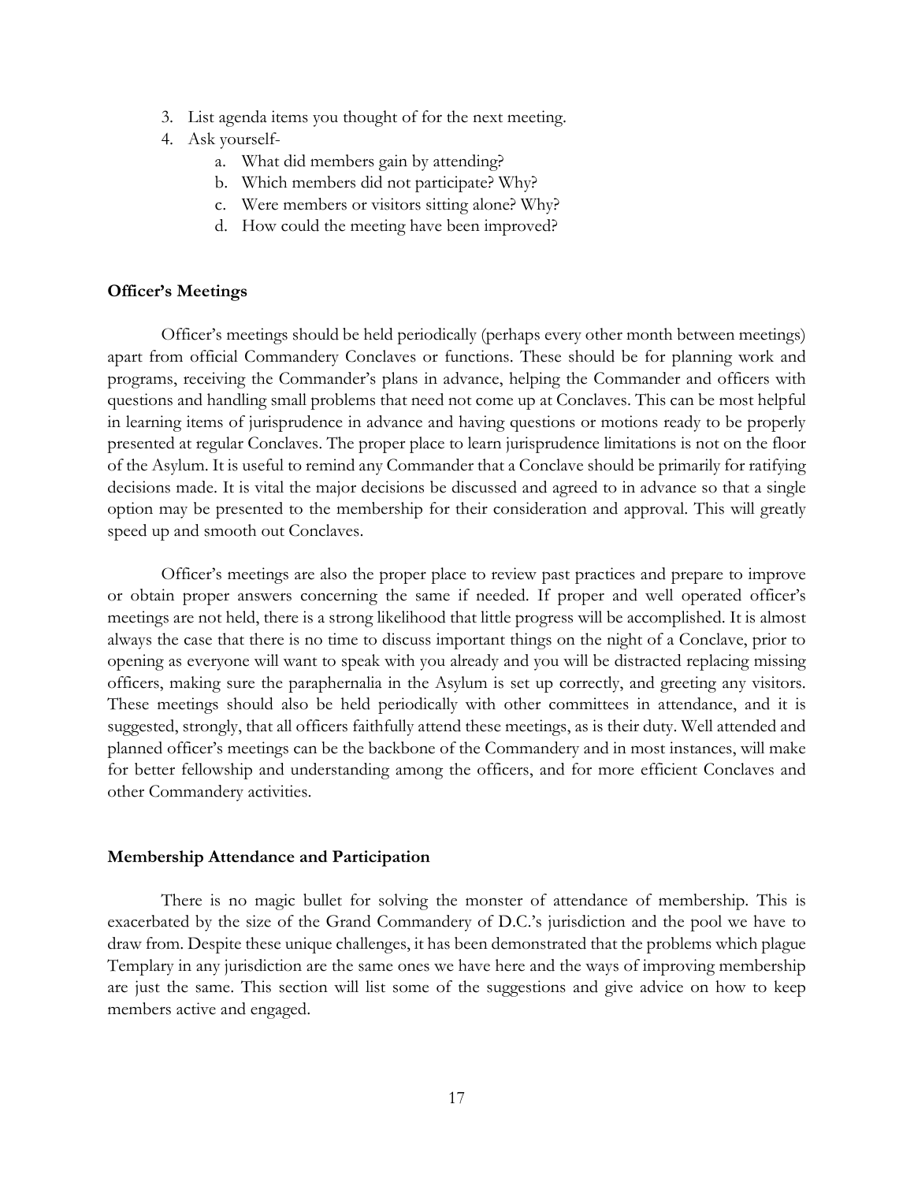3. List agenda items you thought of for the next meeting.
4. Ask yourself-
    a. What did members gain by attending?
    b. Which members did not participate? Why?
    c. Were members or visitors sitting alone? Why?
    d. How could the meeting have been improved?

**Officer's Meetings**

Officer's meetings should be held periodically (perhaps every other month between meetings) apart from official Commandery Conclaves or functions. These should be for planning work and programs, receiving the Commander's plans in advance, helping the Commander and officers with questions and handling small problems that need not come up at Conclaves. This can be most helpful in learning items of jurisprudence in advance and having questions or motions ready to be properly presented at regular Conclaves. The proper place to learn jurisprudence limitations is not on the floor of the Asylum. It is useful to remind any Commander that a Conclave should be primarily for ratifying decisions made. It is vital the major decisions be discussed and agreed to in advance so that a single option may be presented to the membership for their consideration and approval. This will greatly speed up and smooth out Conclaves.

Officer's meetings are also the proper place to review past practices and prepare to improve or obtain proper answers concerning the same if needed. If proper and well operated officer's meetings are not held, there is a strong likelihood that little progress will be accomplished. It is almost always the case that there is no time to discuss important things on the night of a Conclave, prior to opening as everyone will want to speak with you already and you will be distracted replacing missing officers, making sure the paraphernalia in the Asylum is set up correctly, and greeting any visitors. These meetings should also be held periodically with other committees in attendance, and it is suggested, strongly, that all officers faithfully attend these meetings, as is their duty. Well attended and planned officer's meetings can be the backbone of the Commandery and in most instances, will make for better fellowship and understanding among the officers, and for more efficient Conclaves and other Commandery activities.

**Membership Attendance and Participation**

There is no magic bullet for solving the monster of attendance of membership. This is exacerbated by the size of the Grand Commandery of D.C.'s jurisdiction and the pool we have to draw from. Despite these unique challenges, it has been demonstrated that the problems which plague Templary in any jurisdiction are the same ones we have here and the ways of improving membership are just the same. This section will list some of the suggestions and give advice on how to keep members active and engaged.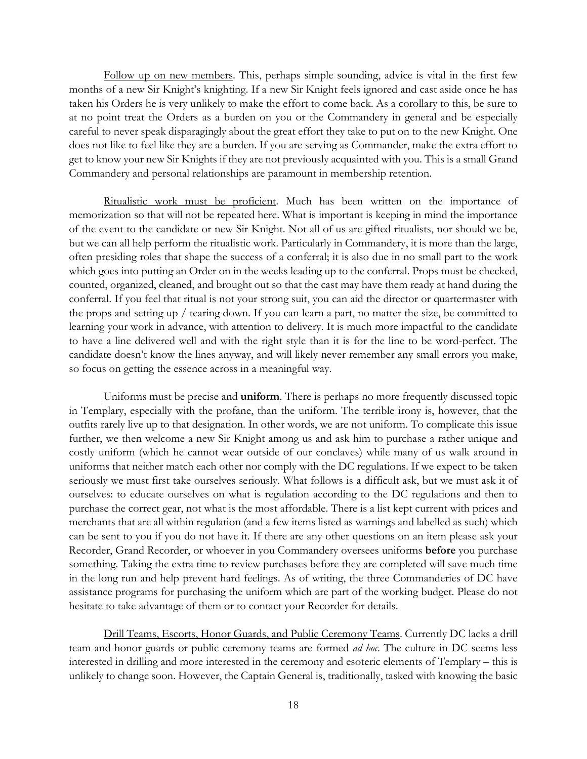Follow up on new members. This, perhaps simple sounding, advice is vital in the first few months of a new Sir Knight's knighting. If a new Sir Knight feels ignored and cast aside once he has taken his Orders he is very unlikely to make the effort to come back. As a corollary to this, be sure to at no point treat the Orders as a burden on you or the Commandery in general and be especially careful to never speak disparagingly about the great effort they take to put on to the new Knight. One does not like to feel like they are a burden. If you are serving as Commander, make the extra effort to get to know your new Sir Knights if they are not previously acquainted with you. This is a small Grand Commandery and personal relationships are paramount in membership retention.

Ritualistic work must be proficient. Much has been written on the importance of memorization so that will not be repeated here. What is important is keeping in mind the importance of the event to the candidate or new Sir Knight. Not all of us are gifted ritualists, nor should we be, but we can all help perform the ritualistic work. Particularly in Commandery, it is more than the large, often presiding roles that shape the success of a conferral; it is also due in no small part to the work which goes into putting an Order on in the weeks leading up to the conferral. Props must be checked, counted, organized, cleaned, and brought out so that the cast may have them ready at hand during the conferral. If you feel that ritual is not your strong suit, you can aid the director or quartermaster with the props and setting up / tearing down. If you can learn a part, no matter the size, be committed to learning your work in advance, with attention to delivery. It is much more impactful to the candidate to have a line delivered well and with the right style than it is for the line to be word-perfect. The candidate doesn't know the lines anyway, and will likely never remember any small errors you make, so focus on getting the essence across in a meaningful way.

Uniforms must be precise and **uniform**. There is perhaps no more frequently discussed topic in Templary, especially with the profane, than the uniform. The terrible irony is, however, that the outfits rarely live up to that designation. In other words, we are not uniform. To complicate this issue further, we then welcome a new Sir Knight among us and ask him to purchase a rather unique and costly uniform (which he cannot wear outside of our conclaves) while many of us walk around in uniforms that neither match each other nor comply with the DC regulations. If we expect to be taken seriously we must first take ourselves seriously. What follows is a difficult ask, but we must ask it of ourselves: to educate ourselves on what is regulation according to the DC regulations and then to purchase the correct gear, not what is the most affordable. There is a list kept current with prices and merchants that are all within regulation (and a few items listed as warnings and labelled as such) which can be sent to you if you do not have it. If there are any other questions on an item please ask your Recorder, Grand Recorder, or whoever in you Commandery oversees uniforms **before** you purchase something. Taking the extra time to review purchases before they are completed will save much time in the long run and help prevent hard feelings. As of writing, the three Commanderies of DC have assistance programs for purchasing the uniform which are part of the working budget. Please do not hesitate to take advantage of them or to contact your Recorder for details.

Drill Teams, Escorts, Honor Guards, and Public Ceremony Teams. Currently DC lacks a drill team and honor guards or public ceremony teams are formed *ad hoc*. The culture in DC seems less interested in drilling and more interested in the ceremony and esoteric elements of Templary – this is unlikely to change soon. However, the Captain General is, traditionally, tasked with knowing the basic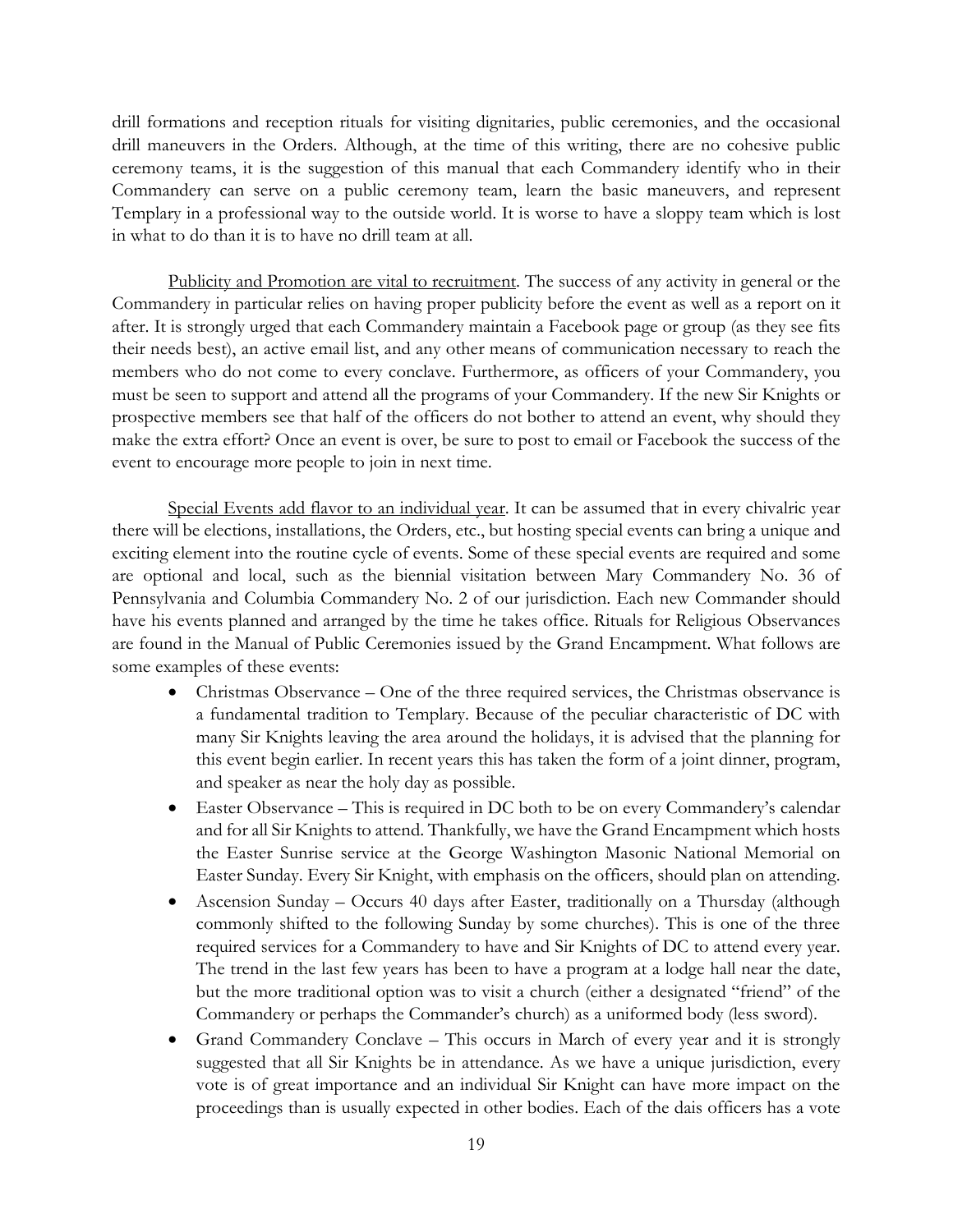drill formations and reception rituals for visiting dignitaries, public ceremonies, and the occasional drill maneuvers in the Orders. Although, at the time of this writing, there are no cohesive public ceremony teams, it is the suggestion of this manual that each Commandery identify who in their Commandery can serve on a public ceremony team, learn the basic maneuvers, and represent Templary in a professional way to the outside world. It is worse to have a sloppy team which is lost in what to do than it is to have no drill team at all.

<u>Publicity and Promotion are vital to recruitment</u>. The success of any activity in general or the Commandery in particular relies on having proper publicity before the event as well as a report on it after. It is strongly urged that each Commandery maintain a Facebook page or group (as they see fits their needs best), an active email list, and any other means of communication necessary to reach the members who do not come to every conclave. Furthermore, as officers of your Commandery, you must be seen to support and attend all the programs of your Commandery. If the new Sir Knights or prospective members see that half of the officers do not bother to attend an event, why should they make the extra effort? Once an event is over, be sure to post to email or Facebook the success of the event to encourage more people to join in next time.

<u>Special Events add flavor to an individual year</u>. It can be assumed that in every chivalric year there will be elections, installations, the Orders, etc., but hosting special events can bring a unique and exciting element into the routine cycle of events. Some of these special events are required and some are optional and local, such as the biennial visitation between Mary Commandery No. 36 of Pennsylvania and Columbia Commandery No. 2 of our jurisdiction. Each new Commander should have his events planned and arranged by the time he takes office. Rituals for Religious Observances are found in the Manual of Public Ceremonies issued by the Grand Encampment. What follows are some examples of these events:

- Christmas Observance – One of the three required services, the Christmas observance is a fundamental tradition to Templary. Because of the peculiar characteristic of DC with many Sir Knights leaving the area around the holidays, it is advised that the planning for this event begin earlier. In recent years this has taken the form of a joint dinner, program, and speaker as near the holy day as possible.
- Easter Observance – This is required in DC both to be on every Commandery's calendar and for all Sir Knights to attend. Thankfully, we have the Grand Encampment which hosts the Easter Sunrise service at the George Washington Masonic National Memorial on Easter Sunday. Every Sir Knight, with emphasis on the officers, should plan on attending.
- Ascension Sunday – Occurs 40 days after Easter, traditionally on a Thursday (although commonly shifted to the following Sunday by some churches). This is one of the three required services for a Commandery to have and Sir Knights of DC to attend every year. The trend in the last few years has been to have a program at a lodge hall near the date, but the more traditional option was to visit a church (either a designated "friend" of the Commandery or perhaps the Commander's church) as a uniformed body (less sword).
- Grand Commandery Conclave – This occurs in March of every year and it is strongly suggested that all Sir Knights be in attendance. As we have a unique jurisdiction, every vote is of great importance and an individual Sir Knight can have more impact on the proceedings than is usually expected in other bodies. Each of the dais officers has a vote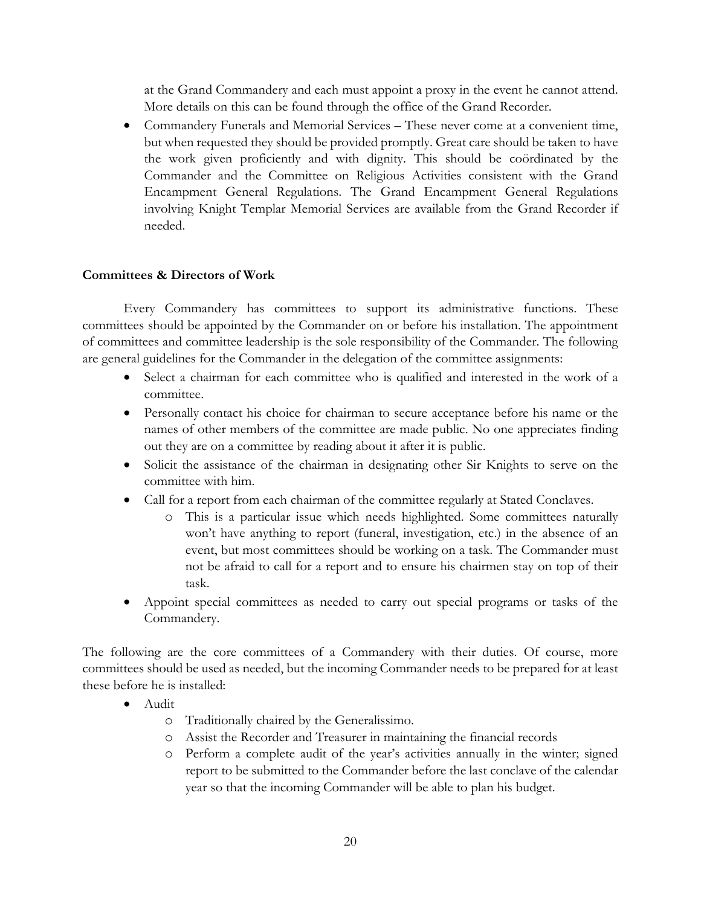at the Grand Commandery and each must appoint a proxy in the event he cannot attend. More details on this can be found through the office of the Grand Recorder.

- Commandery Funerals and Memorial Services – These never come at a convenient time, but when requested they should be provided promptly. Great care should be taken to have the work given proficiently and with dignity. This should be coördinated by the Commander and the Committee on Religious Activities consistent with the Grand Encampment General Regulations. The Grand Encampment General Regulations involving Knight Templar Memorial Services are available from the Grand Recorder if needed.

**Committees & Directors of Work**

Every Commandery has committees to support its administrative functions. These committees should be appointed by the Commander on or before his installation. The appointment of committees and committee leadership is the sole responsibility of the Commander. The following are general guidelines for the Commander in the delegation of the committee assignments:

- Select a chairman for each committee who is qualified and interested in the work of a committee.
- Personally contact his choice for chairman to secure acceptance before his name or the names of other members of the committee are made public. No one appreciates finding out they are on a committee by reading about it after it is public.
- Solicit the assistance of the chairman in designating other Sir Knights to serve on the committee with him.
- Call for a report from each chairman of the committee regularly at Stated Conclaves.
  - This is a particular issue which needs highlighted. Some committees naturally won't have anything to report (funeral, investigation, etc.) in the absence of an event, but most committees should be working on a task. The Commander must not be afraid to call for a report and to ensure his chairmen stay on top of their task.
- Appoint special committees as needed to carry out special programs or tasks of the Commandery.

The following are the core committees of a Commandery with their duties. Of course, more committees should be used as needed, but the incoming Commander needs to be prepared for at least these before he is installed:

- Audit
  - Traditionally chaired by the Generalissimo.
  - Assist the Recorder and Treasurer in maintaining the financial records
  - Perform a complete audit of the year's activities annually in the winter; signed report to be submitted to the Commander before the last conclave of the calendar year so that the incoming Commander will be able to plan his budget.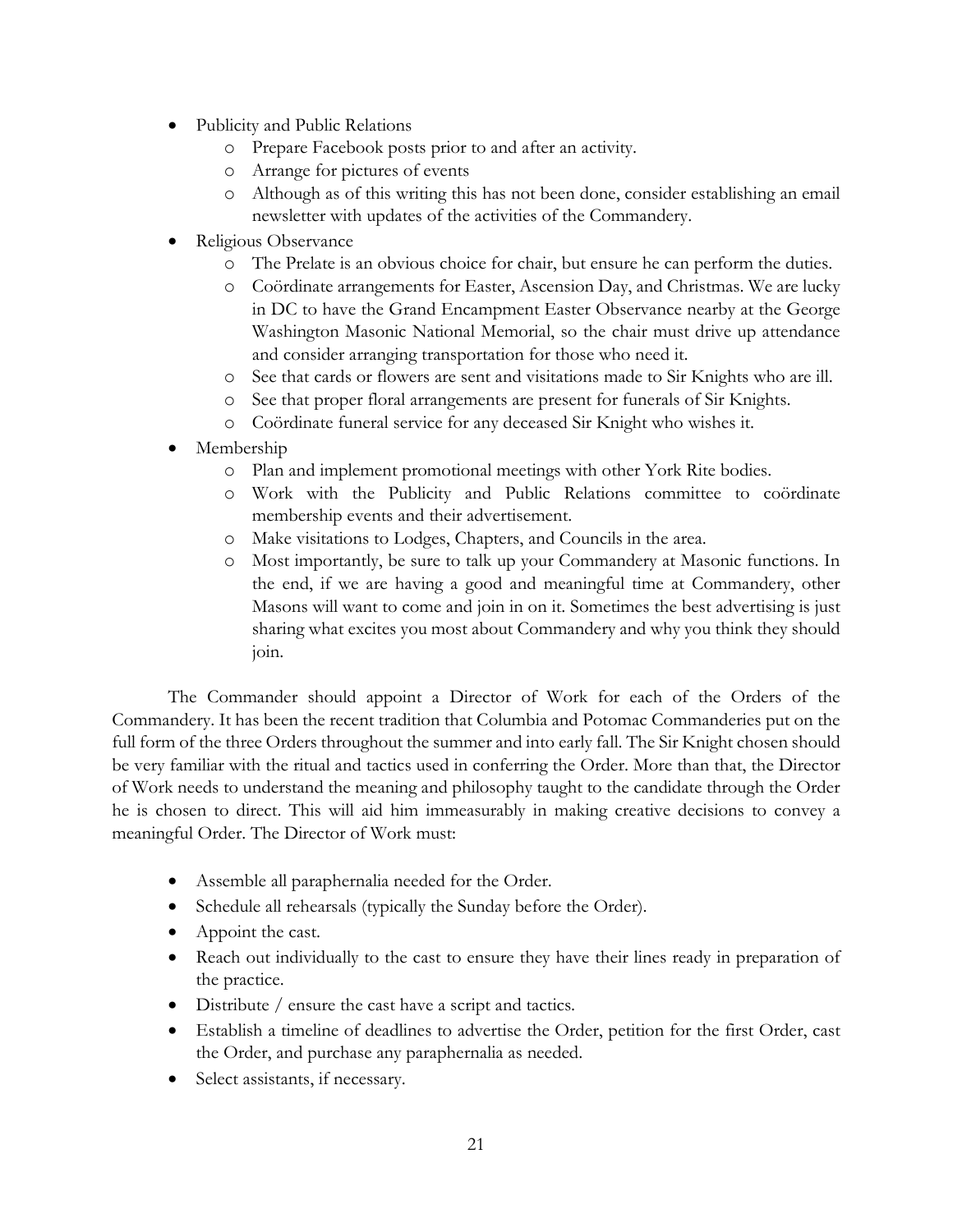- Publicity and Public Relations
    - Prepare Facebook posts prior to and after an activity.
    - Arrange for pictures of events
    - Although as of this writing this has not been done, consider establishing an email newsletter with updates of the activities of the Commandery.
- Religious Observance
    - The Prelate is an obvious choice for chair, but ensure he can perform the duties.
    - Coördinate arrangements for Easter, Ascension Day, and Christmas. We are lucky in DC to have the Grand Encampment Easter Observance nearby at the George Washington Masonic National Memorial, so the chair must drive up attendance and consider arranging transportation for those who need it.
    - See that cards or flowers are sent and visitations made to Sir Knights who are ill.
    - See that proper floral arrangements are present for funerals of Sir Knights.
    - Coördinate funeral service for any deceased Sir Knight who wishes it.
- Membership
    - Plan and implement promotional meetings with other York Rite bodies.
    - Work with the Publicity and Public Relations committee to coördinate membership events and their advertisement.
    - Make visitations to Lodges, Chapters, and Councils in the area.
    - Most importantly, be sure to talk up your Commandery at Masonic functions. In the end, if we are having a good and meaningful time at Commandery, other Masons will want to come and join in on it. Sometimes the best advertising is just sharing what excites you most about Commandery and why you think they should join.

The Commander should appoint a Director of Work for each of the Orders of the Commandery. It has been the recent tradition that Columbia and Potomac Commanderies put on the full form of the three Orders throughout the summer and into early fall. The Sir Knight chosen should be very familiar with the ritual and tactics used in conferring the Order. More than that, the Director of Work needs to understand the meaning and philosophy taught to the candidate through the Order he is chosen to direct. This will aid him immeasurably in making creative decisions to convey a meaningful Order. The Director of Work must:

- Assemble all paraphernalia needed for the Order.
- Schedule all rehearsals (typically the Sunday before the Order).
- Appoint the cast.
- Reach out individually to the cast to ensure they have their lines ready in preparation of the practice.
- Distribute / ensure the cast have a script and tactics.
- Establish a timeline of deadlines to advertise the Order, petition for the first Order, cast the Order, and purchase any paraphernalia as needed.
- Select assistants, if necessary.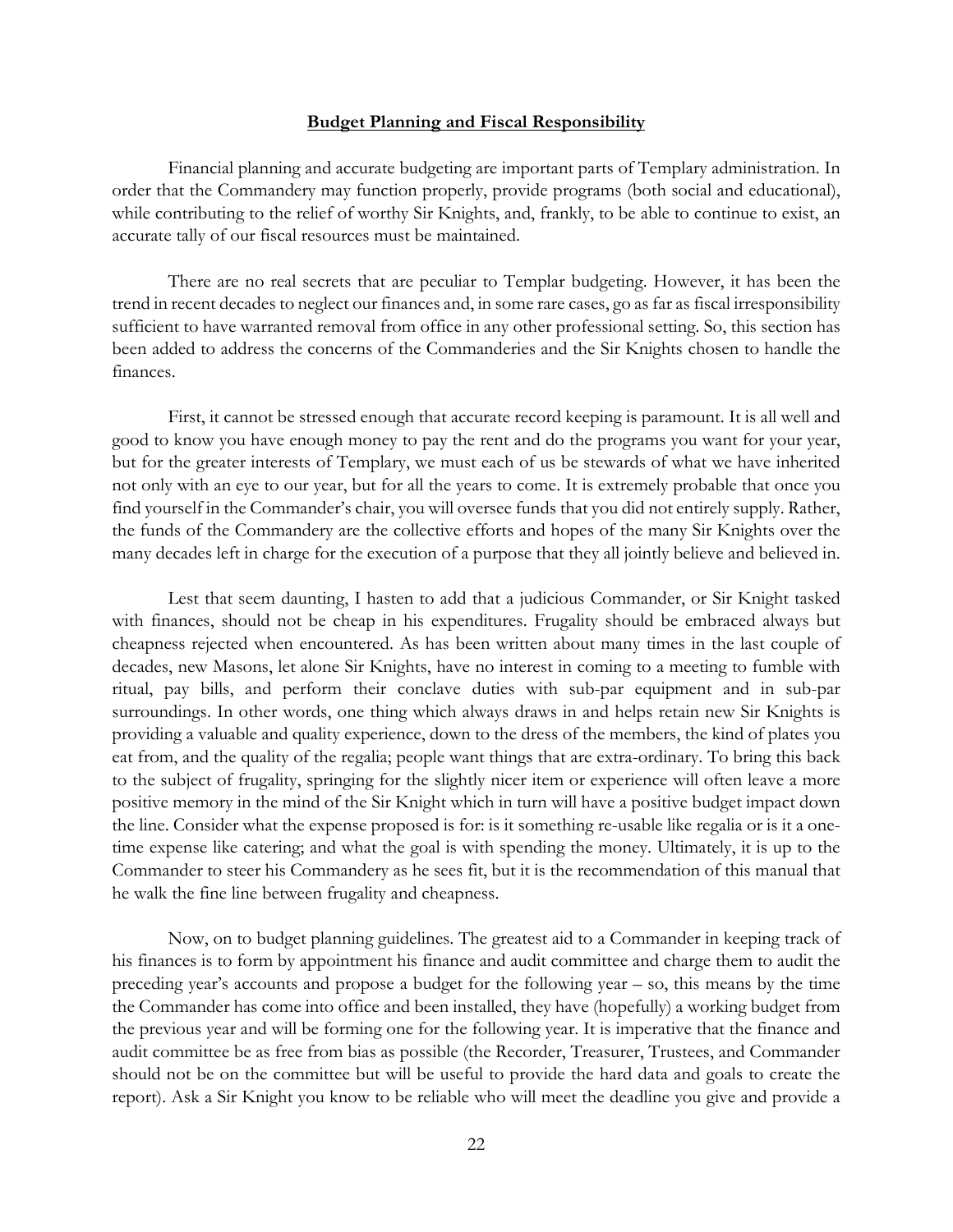## Budget Planning and Fiscal Responsibility

Financial planning and accurate budgeting are important parts of Templary administration. In order that the Commandery may function properly, provide programs (both social and educational), while contributing to the relief of worthy Sir Knights, and, frankly, to be able to continue to exist, an accurate tally of our fiscal resources must be maintained.

There are no real secrets that are peculiar to Templar budgeting. However, it has been the trend in recent decades to neglect our finances and, in some rare cases, go as far as fiscal irresponsibility sufficient to have warranted removal from office in any other professional setting. So, this section has been added to address the concerns of the Commanderies and the Sir Knights chosen to handle the finances.

First, it cannot be stressed enough that accurate record keeping is paramount. It is all well and good to know you have enough money to pay the rent and do the programs you want for your year, but for the greater interests of Templary, we must each of us be stewards of what we have inherited not only with an eye to our year, but for all the years to come. It is extremely probable that once you find yourself in the Commander's chair, you will oversee funds that you did not entirely supply. Rather, the funds of the Commandery are the collective efforts and hopes of the many Sir Knights over the many decades left in charge for the execution of a purpose that they all jointly believe and believed in.

Lest that seem daunting, I hasten to add that a judicious Commander, or Sir Knight tasked with finances, should not be cheap in his expenditures. Frugality should be embraced always but cheapness rejected when encountered. As has been written about many times in the last couple of decades, new Masons, let alone Sir Knights, have no interest in coming to a meeting to fumble with ritual, pay bills, and perform their conclave duties with sub-par equipment and in sub-par surroundings. In other words, one thing which always draws in and helps retain new Sir Knights is providing a valuable and quality experience, down to the dress of the members, the kind of plates you eat from, and the quality of the regalia; people want things that are extra-ordinary. To bring this back to the subject of frugality, springing for the slightly nicer item or experience will often leave a more positive memory in the mind of the Sir Knight which in turn will have a positive budget impact down the line. Consider what the expense proposed is for: is it something re-usable like regalia or is it a one-time expense like catering; and what the goal is with spending the money. Ultimately, it is up to the Commander to steer his Commandery as he sees fit, but it is the recommendation of this manual that he walk the fine line between frugality and cheapness.

Now, on to budget planning guidelines. The greatest aid to a Commander in keeping track of his finances is to form by appointment his finance and audit committee and charge them to audit the preceding year's accounts and propose a budget for the following year – so, this means by the time the Commander has come into office and been installed, they have (hopefully) a working budget from the previous year and will be forming one for the following year. It is imperative that the finance and audit committee be as free from bias as possible (the Recorder, Treasurer, Trustees, and Commander should not be on the committee but will be useful to provide the hard data and goals to create the report). Ask a Sir Knight you know to be reliable who will meet the deadline you give and provide a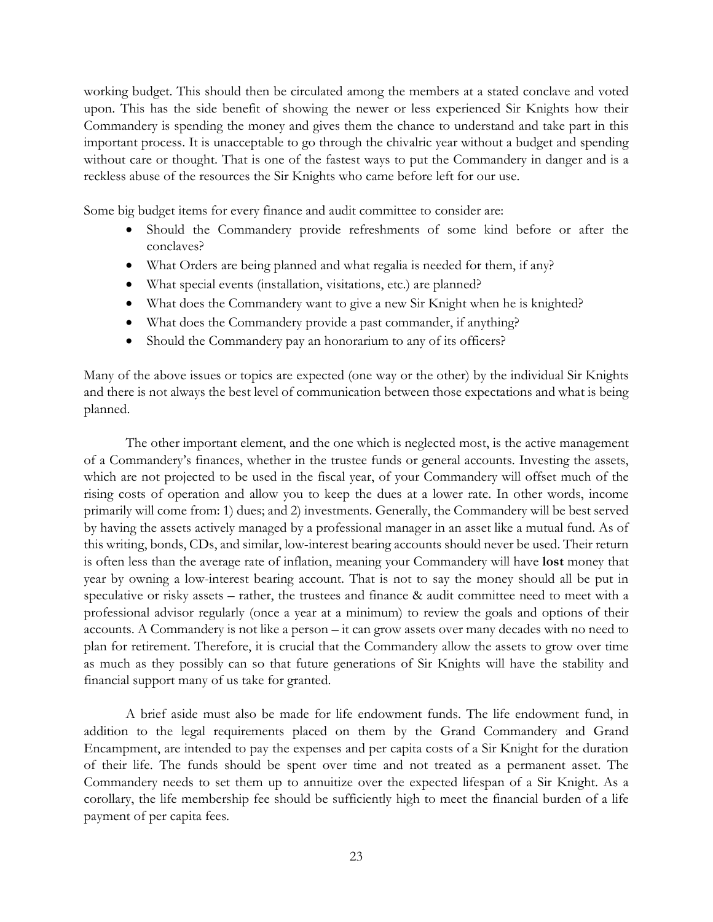working budget. This should then be circulated among the members at a stated conclave and voted upon. This has the side benefit of showing the newer or less experienced Sir Knights how their Commandery is spending the money and gives them the chance to understand and take part in this important process. It is unacceptable to go through the chivalric year without a budget and spending without care or thought. That is one of the fastest ways to put the Commandery in danger and is a reckless abuse of the resources the Sir Knights who came before left for our use.

Some big budget items for every finance and audit committee to consider are:

- Should the Commandery provide refreshments of some kind before or after the conclaves?
- What Orders are being planned and what regalia is needed for them, if any?
- What special events (installation, visitations, etc.) are planned?
- What does the Commandery want to give a new Sir Knight when he is knighted?
- What does the Commandery provide a past commander, if anything?
- Should the Commandery pay an honorarium to any of its officers?

Many of the above issues or topics are expected (one way or the other) by the individual Sir Knights and there is not always the best level of communication between those expectations and what is being planned.

The other important element, and the one which is neglected most, is the active management of a Commandery's finances, whether in the trustee funds or general accounts. Investing the assets, which are not projected to be used in the fiscal year, of your Commandery will offset much of the rising costs of operation and allow you to keep the dues at a lower rate. In other words, income primarily will come from: 1) dues; and 2) investments. Generally, the Commandery will be best served by having the assets actively managed by a professional manager in an asset like a mutual fund. As of this writing, bonds, CDs, and similar, low-interest bearing accounts should never be used. Their return is often less than the average rate of inflation, meaning your Commandery will have **lost** money that year by owning a low-interest bearing account. That is not to say the money should all be put in speculative or risky assets – rather, the trustees and finance & audit committee need to meet with a professional advisor regularly (once a year at a minimum) to review the goals and options of their accounts. A Commandery is not like a person – it can grow assets over many decades with no need to plan for retirement. Therefore, it is crucial that the Commandery allow the assets to grow over time as much as they possibly can so that future generations of Sir Knights will have the stability and financial support many of us take for granted.

A brief aside must also be made for life endowment funds. The life endowment fund, in addition to the legal requirements placed on them by the Grand Commandery and Grand Encampment, are intended to pay the expenses and per capita costs of a Sir Knight for the duration of their life. The funds should be spent over time and not treated as a permanent asset. The Commandery needs to set them up to annuitize over the expected lifespan of a Sir Knight. As a corollary, the life membership fee should be sufficiently high to meet the financial burden of a life payment of per capita fees.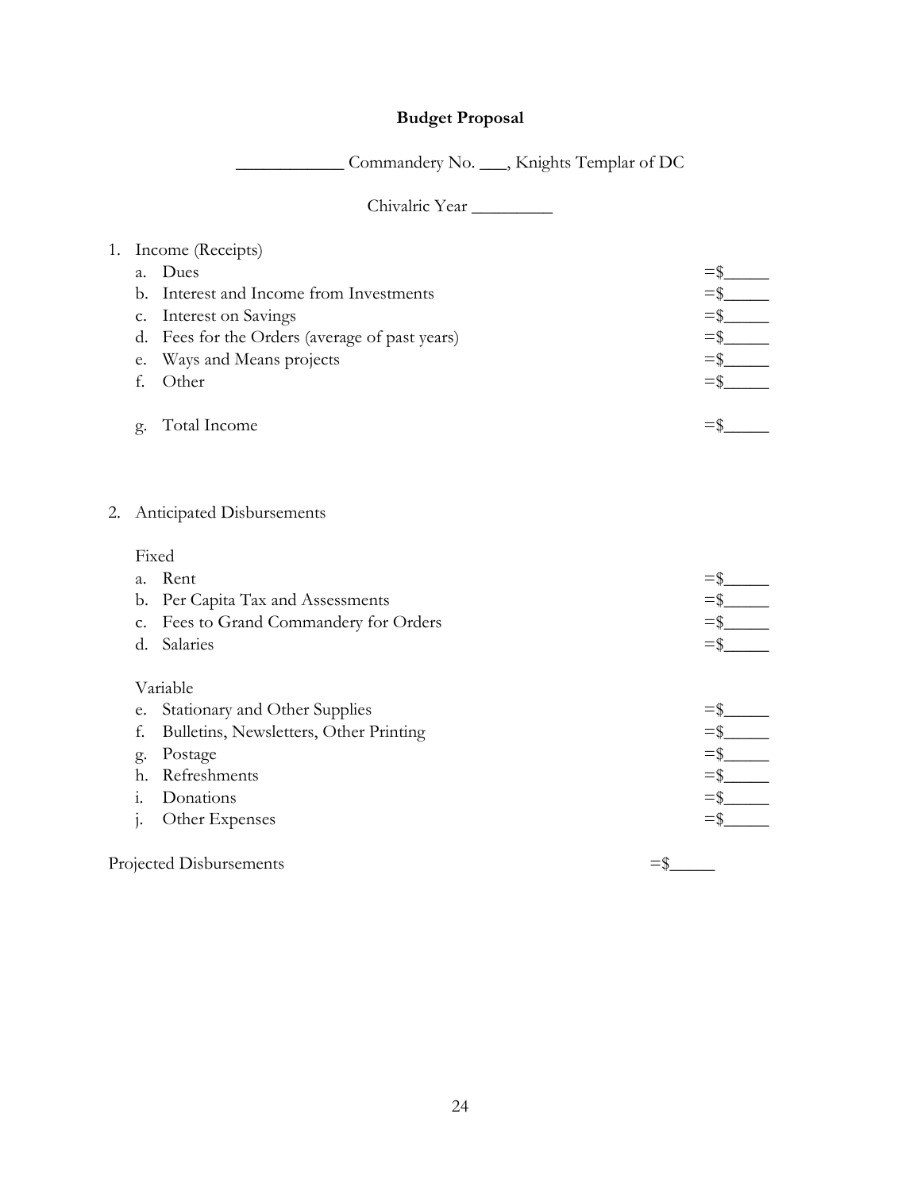# Budget Proposal

____________ Commandery No. ___, Knights Templar of DC

Chivalric Year _________

1. Income (Receipts)
   a. Dues =$_____
   b. Interest and Income from Investments =$_____
   c. Interest on Savings =$_____
   d. Fees for the Orders (average of past years) =$_____
   e. Ways and Means projects =$_____
   f. Other =$_____

   g. Total Income =$_____

2. Anticipated Disbursements

   Fixed
   a. Rent =$_____
   b. Per Capita Tax and Assessments =$_____
   c. Fees to Grand Commandery for Orders =$_____
   d. Salaries =$_____

   Variable
   e. Stationary and Other Supplies =$_____
   f. Bulletins, Newsletters, Other Printing =$_____
   g. Postage =$_____
   h. Refreshments =$_____
   i. Donations =$_____
   j. Other Expenses =$_____

Projected Disbursements =$_____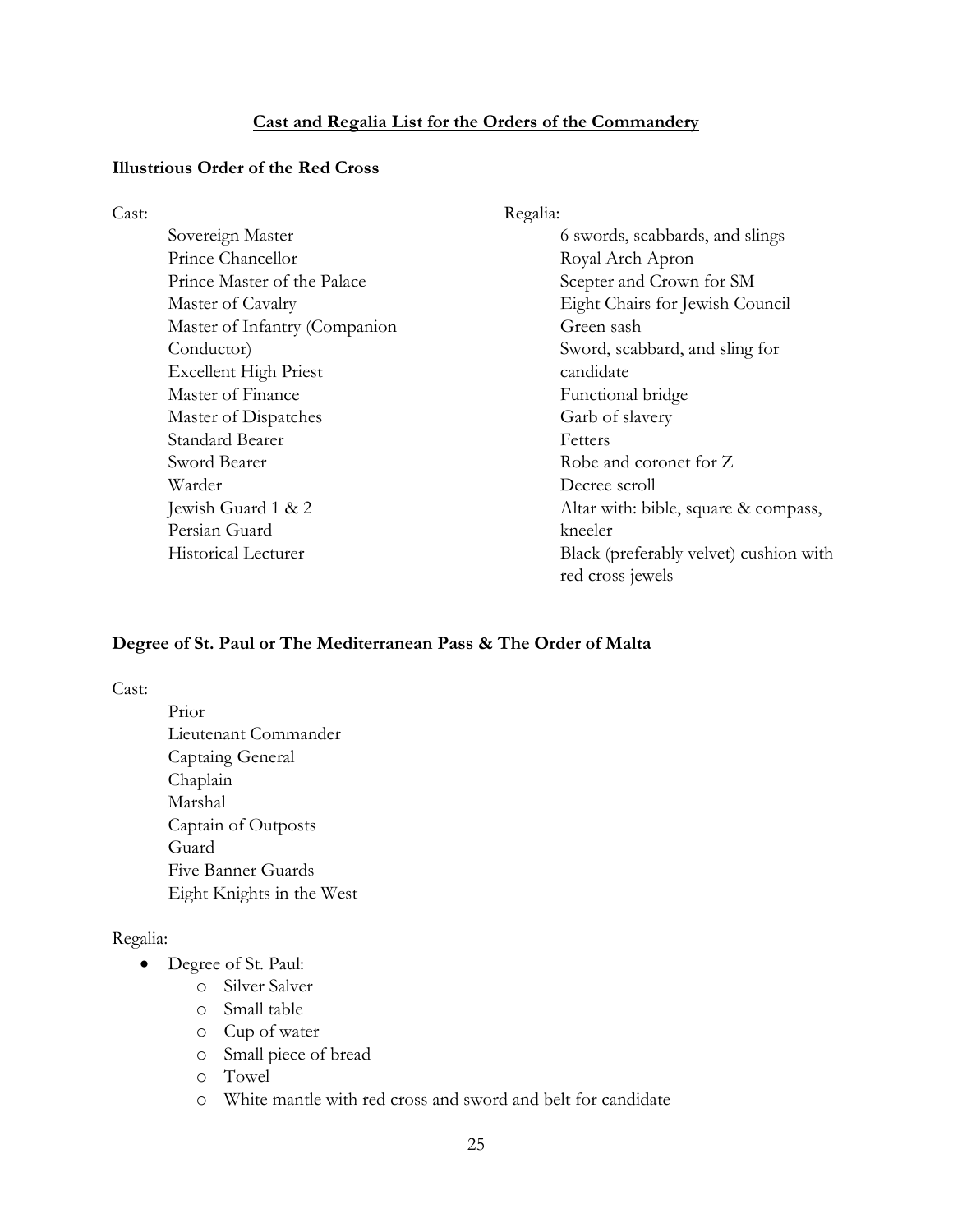## Cast and Regalia List for the Orders of the Commandery

### Illustrious Order of the Red Cross

Cast:

- Sovereign Master
- Prince Chancellor
- Prince Master of the Palace
- Master of Cavalry
- Master of Infantry (Companion Conductor)
- Excellent High Priest
- Master of Finance
- Master of Dispatches
- Standard Bearer
- Sword Bearer
- Warder
- Jewish Guard 1 & 2
- Persian Guard
- Historical Lecturer

Regalia:

- 6 swords, scabbards, and slings
- Royal Arch Apron
- Scepter and Crown for SM
- Eight Chairs for Jewish Council
- Green sash
- Sword, scabbard, and sling for candidate
- Functional bridge
- Garb of slavery
- Fetters
- Robe and coronet for Z
- Decree scroll
- Altar with: bible, square & compass, kneeler
- Black (preferably velvet) cushion with red cross jewels

### Degree of St. Paul or The Mediterranean Pass & The Order of Malta

Cast:

- Prior
- Lieutenant Commander
- Captaing General
- Chaplain
- Marshal
- Captain of Outposts
- Guard
- Five Banner Guards
- Eight Knights in the West

Regalia:

- Degree of St. Paul:
  - Silver Salver
  - Small table
  - Cup of water
  - Small piece of bread
  - Towel
  - White mantle with red cross and sword and belt for candidate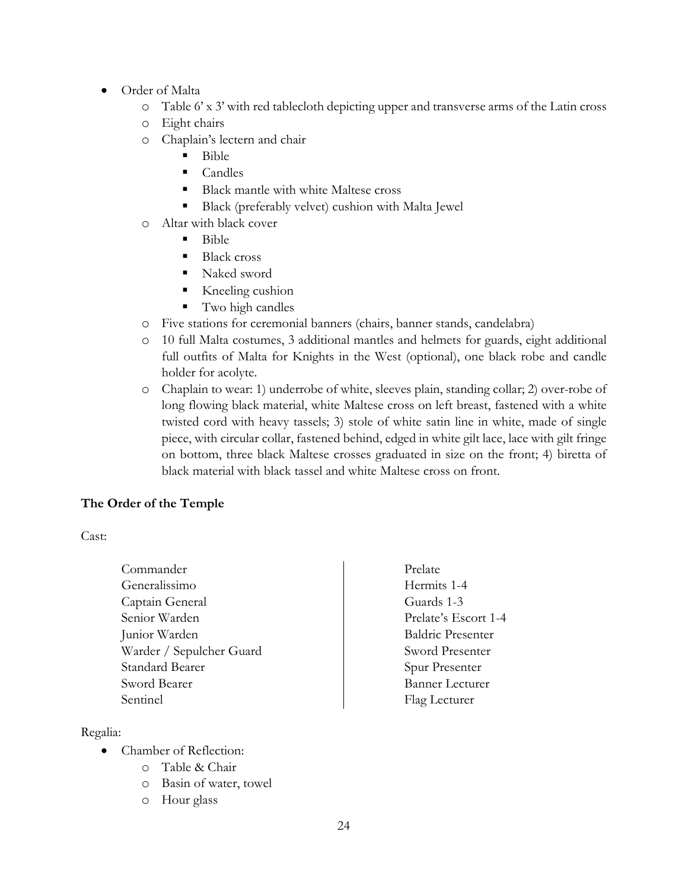- Order of Malta
  - Table 6' x 3' with red tablecloth depicting upper and transverse arms of the Latin cross
  - Eight chairs
  - Chaplain's lectern and chair
    - Bible
    - Candles
    - Black mantle with white Maltese cross
    - Black (preferably velvet) cushion with Malta Jewel
  - Altar with black cover
    - Bible
    - Black cross
    - Naked sword
    - Kneeling cushion
    - Two high candles
  - Five stations for ceremonial banners (chairs, banner stands, candelabra)
  - 10 full Malta costumes, 3 additional mantles and helmets for guards, eight additional full outfits of Malta for Knights in the West (optional), one black robe and candle holder for acolyte.
  - Chaplain to wear: 1) underrobe of white, sleeves plain, standing collar; 2) over-robe of long flowing black material, white Maltese cross on left breast, fastened with a white twisted cord with heavy tassels; 3) stole of white satin line in white, made of single piece, with circular collar, fastened behind, edged in white gilt lace, lace with gilt fringe on bottom, three black Maltese crosses graduated in size on the front; 4) biretta of black material with black tassel and white Maltese cross on front.

**The Order of the Temple**

Cast:

| | |
|---|---|
| Commander | Prelate |
| Generalissimo | Hermits 1-4 |
| Captain General | Guards 1-3 |
| Senior Warden | Prelate's Escort 1-4 |
| Junior Warden | Baldric Presenter |
| Warder / Sepulcher Guard | Sword Presenter |
| Standard Bearer | Spur Presenter |
| Sword Bearer | Banner Lecturer |
| Sentinel | Flag Lecturer |

Regalia:

- Chamber of Reflection:
  - Table & Chair
  - Basin of water, towel
  - Hour glass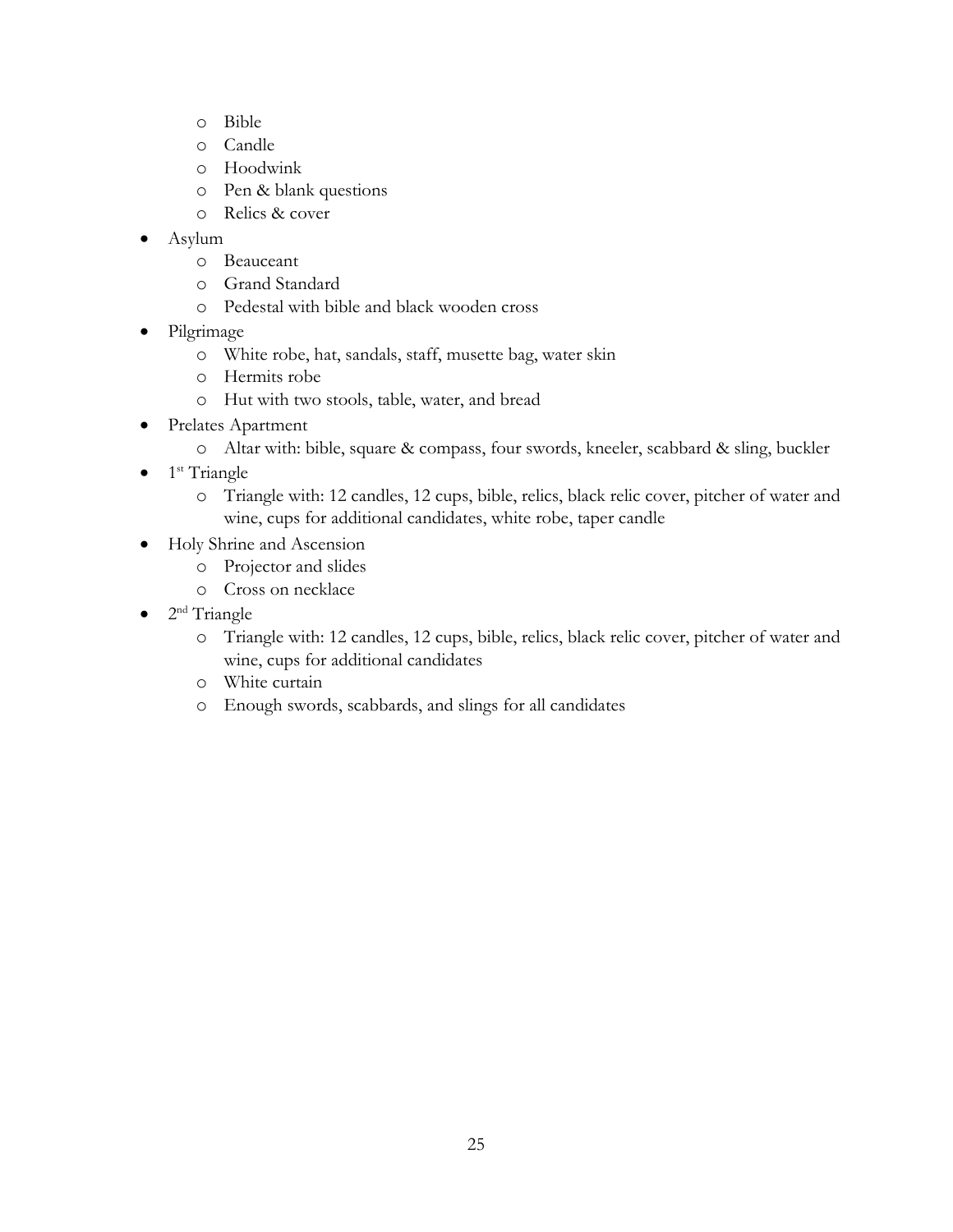- Bible
  - Candle
  - Hoodwink
  - Pen & blank questions
  - Relics & cover
- Asylum
  - Beauceant
  - Grand Standard
  - Pedestal with bible and black wooden cross
- Pilgrimage
  - White robe, hat, sandals, staff, musette bag, water skin
  - Hermits robe
  - Hut with two stools, table, water, and bread
- Prelates Apartment
  - Altar with: bible, square & compass, four swords, kneeler, scabbard & sling, buckler
- 1st Triangle
  - Triangle with: 12 candles, 12 cups, bible, relics, black relic cover, pitcher of water and wine, cups for additional candidates, white robe, taper candle
- Holy Shrine and Ascension
  - Projector and slides
  - Cross on necklace
- 2nd Triangle
  - Triangle with: 12 candles, 12 cups, bible, relics, black relic cover, pitcher of water and wine, cups for additional candidates
  - White curtain
  - Enough swords, scabbards, and slings for all candidates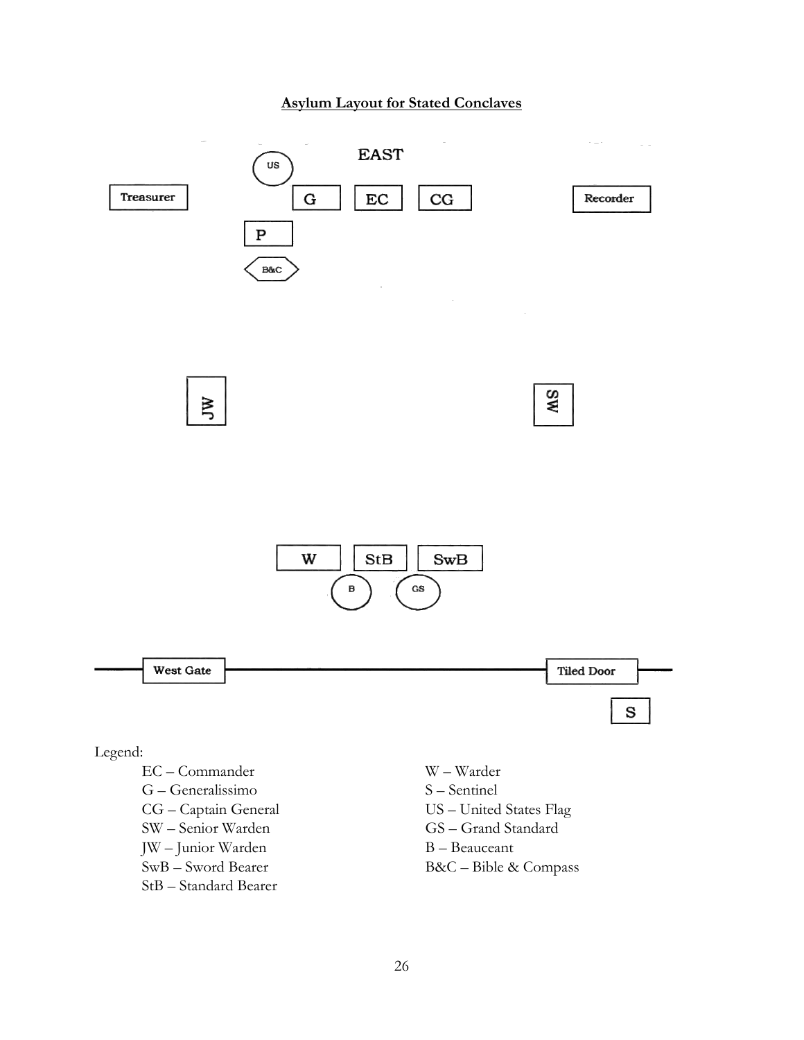## Asylum Layout for Stated Conclaves

EAST

US

Treasurer G EC CG Recorder

P

B&C

JW SW

W StB SwB

B GS

West Gate Tiled Door

S

Legend:

- EC – Commander
- G – Generalissimo
- CG – Captain General
- SW – Senior Warden
- JW – Junior Warden
- SwB – Sword Bearer
- StB – Standard Bearer
- W – Warder
- S – Sentinel
- US – United States Flag
- GS – Grand Standard
- B – Beauceant
- B&C – Bible & Compass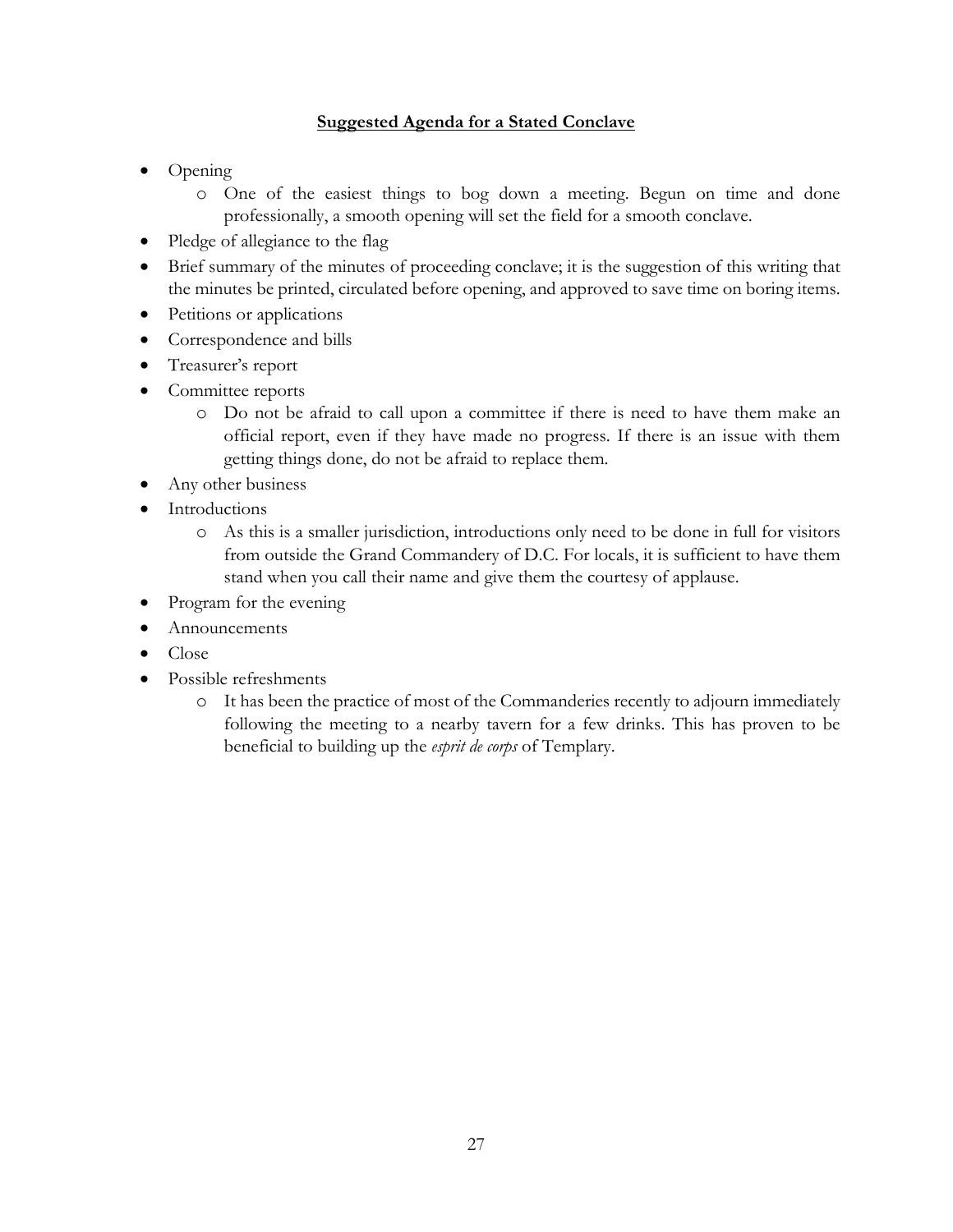## Suggested Agenda for a Stated Conclave

- Opening
  - One of the easiest things to bog down a meeting. Begun on time and done professionally, a smooth opening will set the field for a smooth conclave.
- Pledge of allegiance to the flag
- Brief summary of the minutes of proceeding conclave; it is the suggestion of this writing that the minutes be printed, circulated before opening, and approved to save time on boring items.
- Petitions or applications
- Correspondence and bills
- Treasurer's report
- Committee reports
  - Do not be afraid to call upon a committee if there is need to have them make an official report, even if they have made no progress. If there is an issue with them getting things done, do not be afraid to replace them.
- Any other business
- Introductions
  - As this is a smaller jurisdiction, introductions only need to be done in full for visitors from outside the Grand Commandery of D.C. For locals, it is sufficient to have them stand when you call their name and give them the courtesy of applause.
- Program for the evening
- Announcements
- Close
- Possible refreshments
  - It has been the practice of most of the Commanderies recently to adjourn immediately following the meeting to a nearby tavern for a few drinks. This has proven to be beneficial to building up the *esprit de corps* of Templary.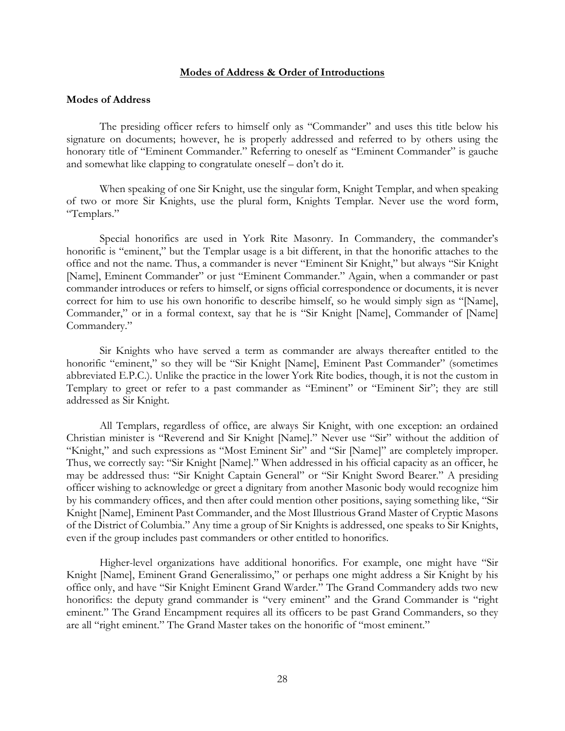## Modes of Address & Order of Introductions

### Modes of Address

The presiding officer refers to himself only as "Commander" and uses this title below his signature on documents; however, he is properly addressed and referred to by others using the honorary title of "Eminent Commander." Referring to oneself as "Eminent Commander" is gauche and somewhat like clapping to congratulate oneself – don't do it.

When speaking of one Sir Knight, use the singular form, Knight Templar, and when speaking of two or more Sir Knights, use the plural form, Knights Templar. Never use the word form, "Templars."

Special honorifics are used in York Rite Masonry. In Commandery, the commander's honorific is "eminent," but the Templar usage is a bit different, in that the honorific attaches to the office and not the name. Thus, a commander is never "Eminent Sir Knight," but always "Sir Knight [Name], Eminent Commander" or just "Eminent Commander." Again, when a commander or past commander introduces or refers to himself, or signs official correspondence or documents, it is never correct for him to use his own honorific to describe himself, so he would simply sign as "[Name], Commander," or in a formal context, say that he is "Sir Knight [Name], Commander of [Name] Commandery."

Sir Knights who have served a term as commander are always thereafter entitled to the honorific "eminent," so they will be "Sir Knight [Name], Eminent Past Commander" (sometimes abbreviated E.P.C.). Unlike the practice in the lower York Rite bodies, though, it is not the custom in Templary to greet or refer to a past commander as "Eminent" or "Eminent Sir"; they are still addressed as Sir Knight.

All Templars, regardless of office, are always Sir Knight, with one exception: an ordained Christian minister is "Reverend and Sir Knight [Name]." Never use "Sir" without the addition of "Knight," and such expressions as "Most Eminent Sir" and "Sir [Name]" are completely improper. Thus, we correctly say: "Sir Knight [Name]." When addressed in his official capacity as an officer, he may be addressed thus: "Sir Knight Captain General" or "Sir Knight Sword Bearer." A presiding officer wishing to acknowledge or greet a dignitary from another Masonic body would recognize him by his commandery offices, and then after could mention other positions, saying something like, "Sir Knight [Name], Eminent Past Commander, and the Most Illustrious Grand Master of Cryptic Masons of the District of Columbia." Any time a group of Sir Knights is addressed, one speaks to Sir Knights, even if the group includes past commanders or other entitled to honorifics.

Higher-level organizations have additional honorifics. For example, one might have "Sir Knight [Name], Eminent Grand Generalissimo," or perhaps one might address a Sir Knight by his office only, and have "Sir Knight Eminent Grand Warder." The Grand Commandery adds two new honorifics: the deputy grand commander is "very eminent" and the Grand Commander is "right eminent." The Grand Encampment requires all its officers to be past Grand Commanders, so they are all "right eminent." The Grand Master takes on the honorific of "most eminent."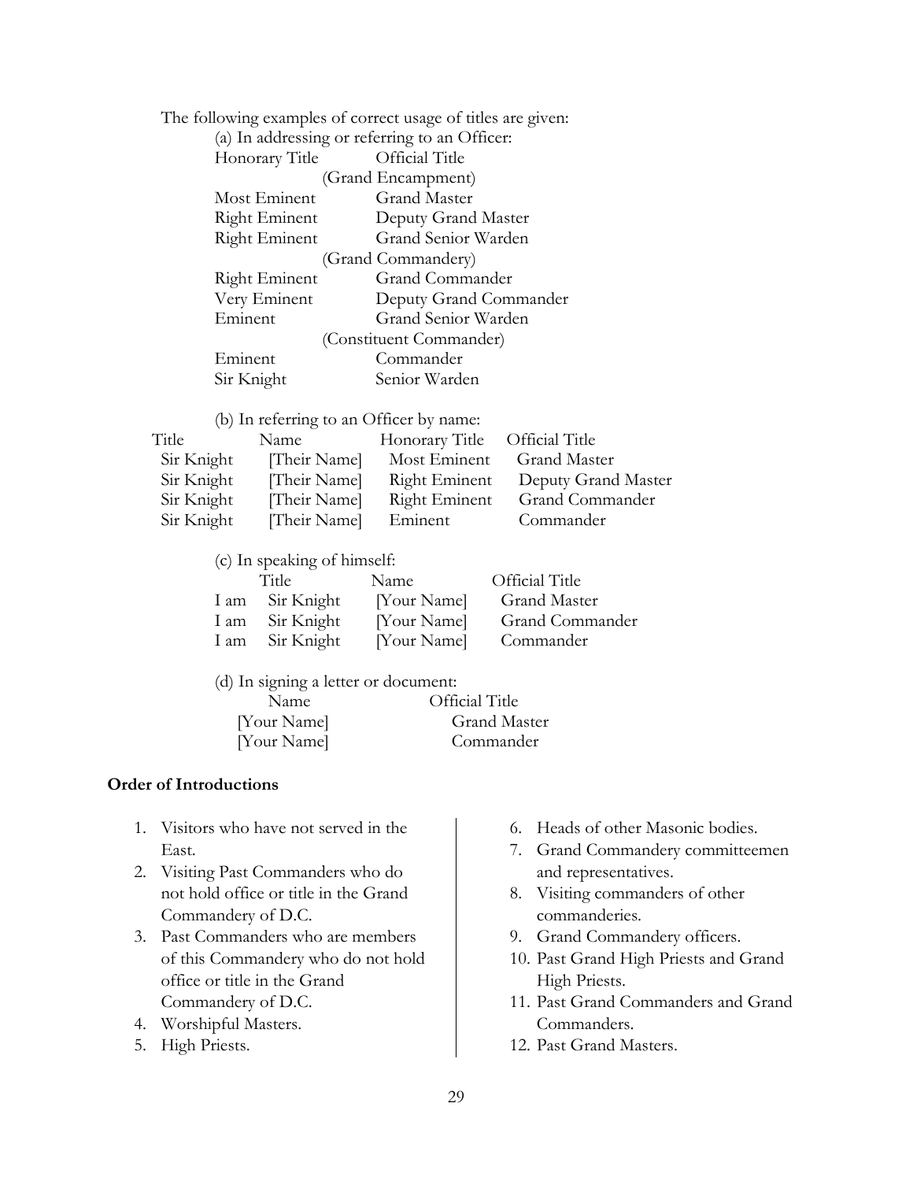The following examples of correct usage of titles are given:

(a) In addressing or referring to an Officer:

| Honorary Title | Official Title |
|---|---|
| | (Grand Encampment) |
| Most Eminent | Grand Master |
| Right Eminent | Deputy Grand Master |
| Right Eminent | Grand Senior Warden |
| | (Grand Commandery) |
| Right Eminent | Grand Commander |
| Very Eminent | Deputy Grand Commander |
| Eminent | Grand Senior Warden |
| | (Constituent Commander) |
| Eminent | Commander |
| Sir Knight | Senior Warden |

(b) In referring to an Officer by name:

| Title | Name | Honorary Title | Official Title |
|---|---|---|---|
| Sir Knight | [Their Name] | Most Eminent | Grand Master |
| Sir Knight | [Their Name] | Right Eminent | Deputy Grand Master |
| Sir Knight | [Their Name] | Right Eminent | Grand Commander |
| Sir Knight | [Their Name] | Eminent | Commander |

(c) In speaking of himself:

| | Title | Name | Official Title |
|---|---|---|---|
| I am | Sir Knight | [Your Name] | Grand Master |
| I am | Sir Knight | [Your Name] | Grand Commander |
| I am | Sir Knight | [Your Name] | Commander |

(d) In signing a letter or document:

| Name | Official Title |
|---|---|
| [Your Name] | Grand Master |
| [Your Name] | Commander |

**Order of Introductions**

1. Visitors who have not served in the East.
2. Visiting Past Commanders who do not hold office or title in the Grand Commandery of D.C.
3. Past Commanders who are members of this Commandery who do not hold office or title in the Grand Commandery of D.C.
4. Worshipful Masters.
5. High Priests.
6. Heads of other Masonic bodies.
7. Grand Commandery committeemen and representatives.
8. Visiting commanders of other commanderies.
9. Grand Commandery officers.
10. Past Grand High Priests and Grand High Priests.
11. Past Grand Commanders and Grand Commanders.
12. Past Grand Masters.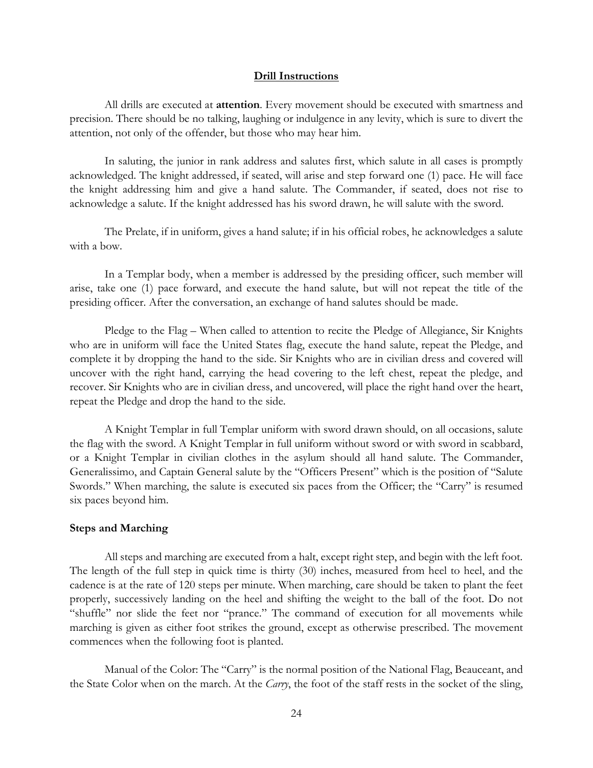## Drill Instructions

All drills are executed at **attention**. Every movement should be executed with smartness and precision. There should be no talking, laughing or indulgence in any levity, which is sure to divert the attention, not only of the offender, but those who may hear him.

In saluting, the junior in rank address and salutes first, which salute in all cases is promptly acknowledged. The knight addressed, if seated, will arise and step forward one (1) pace. He will face the knight addressing him and give a hand salute. The Commander, if seated, does not rise to acknowledge a salute. If the knight addressed has his sword drawn, he will salute with the sword.

The Prelate, if in uniform, gives a hand salute; if in his official robes, he acknowledges a salute with a bow.

In a Templar body, when a member is addressed by the presiding officer, such member will arise, take one (1) pace forward, and execute the hand salute, but will not repeat the title of the presiding officer. After the conversation, an exchange of hand salutes should be made.

Pledge to the Flag – When called to attention to recite the Pledge of Allegiance, Sir Knights who are in uniform will face the United States flag, execute the hand salute, repeat the Pledge, and complete it by dropping the hand to the side. Sir Knights who are in civilian dress and covered will uncover with the right hand, carrying the head covering to the left chest, repeat the pledge, and recover. Sir Knights who are in civilian dress, and uncovered, will place the right hand over the heart, repeat the Pledge and drop the hand to the side.

A Knight Templar in full Templar uniform with sword drawn should, on all occasions, salute the flag with the sword. A Knight Templar in full uniform without sword or with sword in scabbard, or a Knight Templar in civilian clothes in the asylum should all hand salute. The Commander, Generalissimo, and Captain General salute by the "Officers Present" which is the position of "Salute Swords." When marching, the salute is executed six paces from the Officer; the "Carry" is resumed six paces beyond him.

### Steps and Marching

All steps and marching are executed from a halt, except right step, and begin with the left foot. The length of the full step in quick time is thirty (30) inches, measured from heel to heel, and the cadence is at the rate of 120 steps per minute. When marching, care should be taken to plant the feet properly, successively landing on the heel and shifting the weight to the ball of the foot. Do not "shuffle" nor slide the feet nor "prance." The command of execution for all movements while marching is given as either foot strikes the ground, except as otherwise prescribed. The movement commences when the following foot is planted.

Manual of the Color: The "Carry" is the normal position of the National Flag, Beauceant, and the State Color when on the march. At the *Carry*, the foot of the staff rests in the socket of the sling,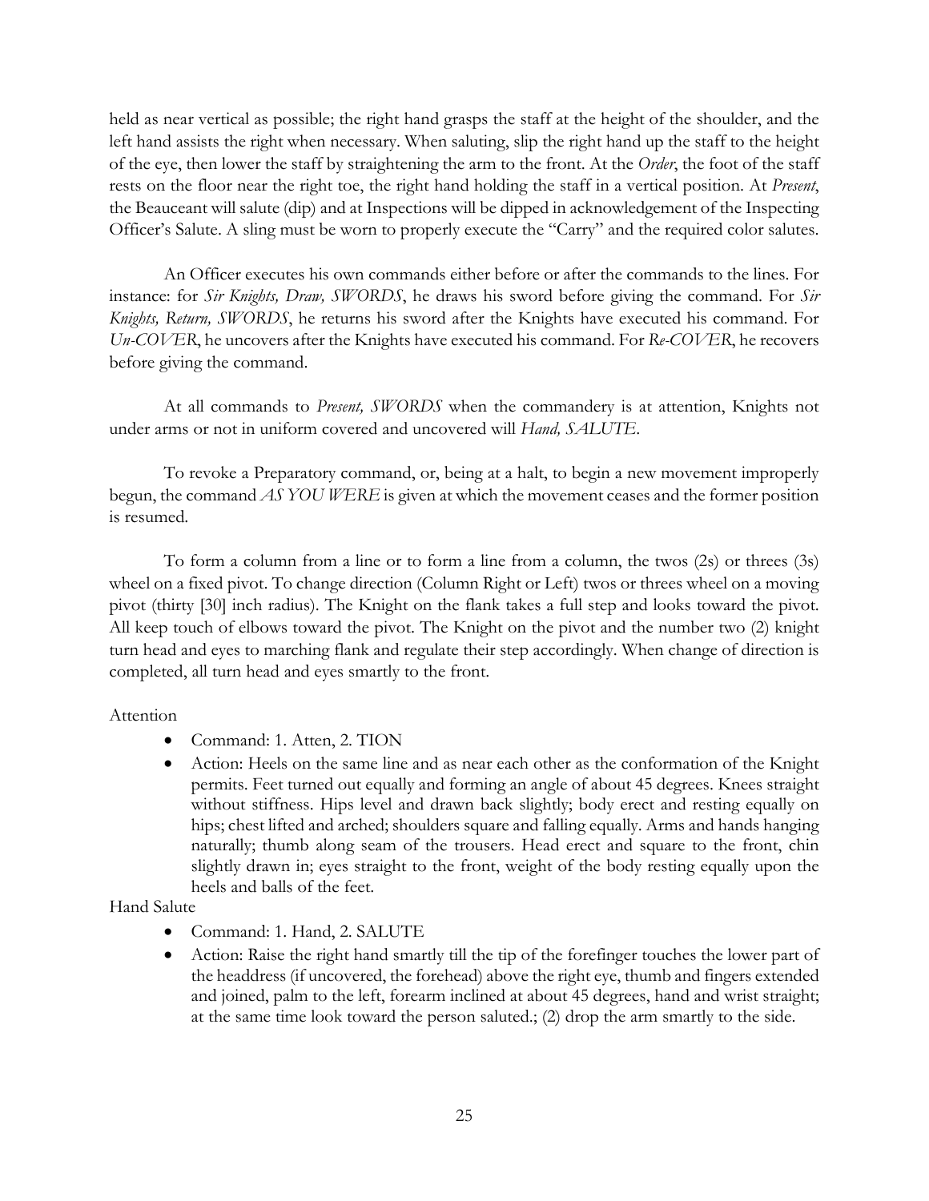held as near vertical as possible; the right hand grasps the staff at the height of the shoulder, and the left hand assists the right when necessary. When saluting, slip the right hand up the staff to the height of the eye, then lower the staff by straightening the arm to the front. At the *Order*, the foot of the staff rests on the floor near the right toe, the right hand holding the staff in a vertical position. At *Present*, the Beauceant will salute (dip) and at Inspections will be dipped in acknowledgement of the Inspecting Officer's Salute. A sling must be worn to properly execute the "Carry" and the required color salutes.

An Officer executes his own commands either before or after the commands to the lines. For instance: for *Sir Knights, Draw, SWORDS*, he draws his sword before giving the command. For *Sir Knights, Return, SWORDS*, he returns his sword after the Knights have executed his command. For *Un-COVER*, he uncovers after the Knights have executed his command. For *Re-COVER*, he recovers before giving the command.

At all commands to *Present, SWORDS* when the commandery is at attention, Knights not under arms or not in uniform covered and uncovered will *Hand, SALUTE*.

To revoke a Preparatory command, or, being at a halt, to begin a new movement improperly begun, the command *AS YOU WERE* is given at which the movement ceases and the former position is resumed.

To form a column from a line or to form a line from a column, the twos (2s) or threes (3s) wheel on a fixed pivot. To change direction (Column Right or Left) twos or threes wheel on a moving pivot (thirty [30] inch radius). The Knight on the flank takes a full step and looks toward the pivot. All keep touch of elbows toward the pivot. The Knight on the pivot and the number two (2) knight turn head and eyes to marching flank and regulate their step accordingly. When change of direction is completed, all turn head and eyes smartly to the front.

Attention

- Command: 1. Atten, 2. TION
- Action: Heels on the same line and as near each other as the conformation of the Knight permits. Feet turned out equally and forming an angle of about 45 degrees. Knees straight without stiffness. Hips level and drawn back slightly; body erect and resting equally on hips; chest lifted and arched; shoulders square and falling equally. Arms and hands hanging naturally; thumb along seam of the trousers. Head erect and square to the front, chin slightly drawn in; eyes straight to the front, weight of the body resting equally upon the heels and balls of the feet.

Hand Salute

- Command: 1. Hand, 2. SALUTE
- Action: Raise the right hand smartly till the tip of the forefinger touches the lower part of the headdress (if uncovered, the forehead) above the right eye, thumb and fingers extended and joined, palm to the left, forearm inclined at about 45 degrees, hand and wrist straight; at the same time look toward the person saluted.; (2) drop the arm smartly to the side.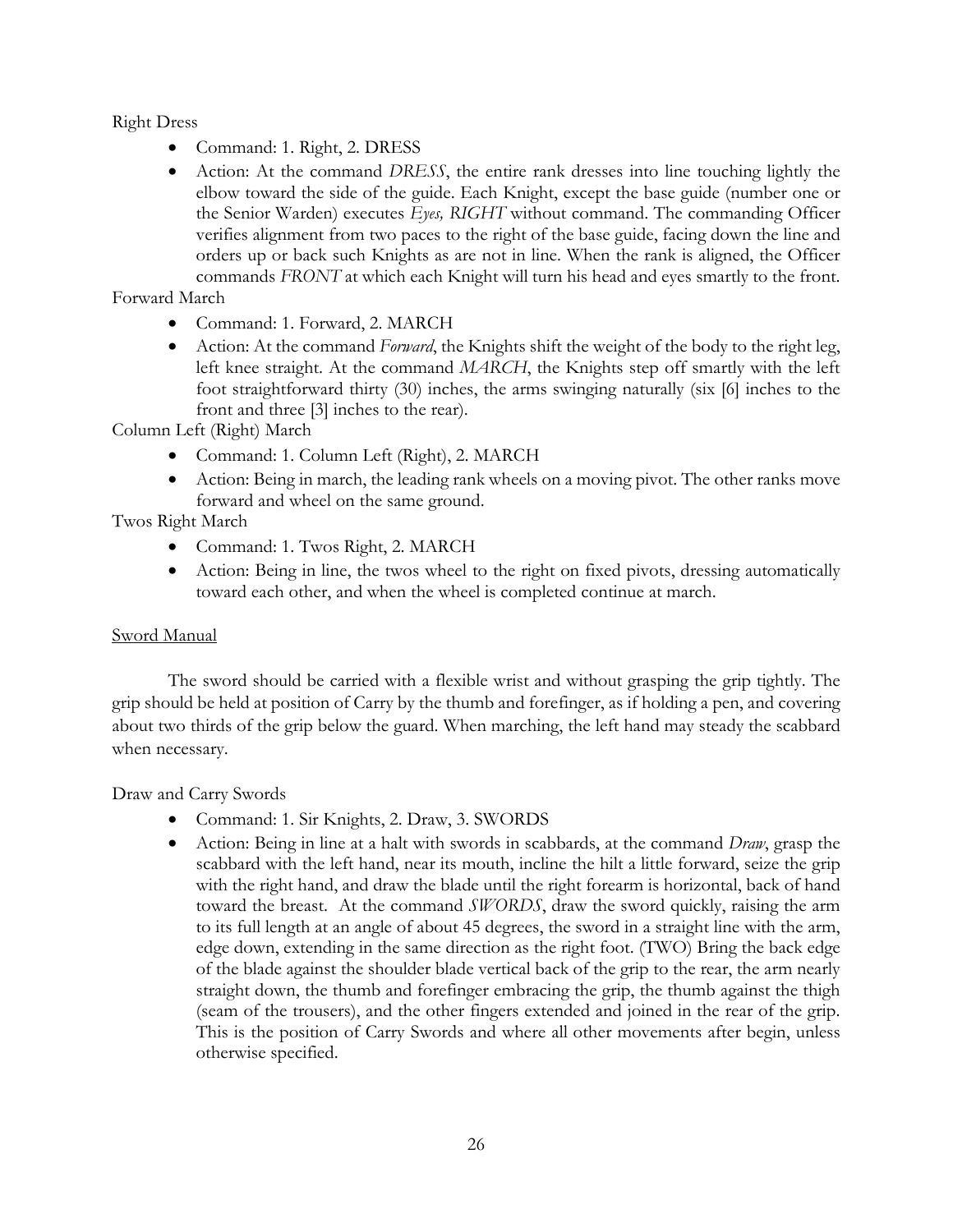Right Dress

- Command: 1. Right, 2. DRESS
- Action: At the command *DRESS*, the entire rank dresses into line touching lightly the elbow toward the side of the guide. Each Knight, except the base guide (number one or the Senior Warden) executes *Eyes, RIGHT* without command. The commanding Officer verifies alignment from two paces to the right of the base guide, facing down the line and orders up or back such Knights as are not in line. When the rank is aligned, the Officer commands *FRONT* at which each Knight will turn his head and eyes smartly to the front.

Forward March

- Command: 1. Forward, 2. MARCH
- Action: At the command *Forward*, the Knights shift the weight of the body to the right leg, left knee straight. At the command *MARCH*, the Knights step off smartly with the left foot straightforward thirty (30) inches, the arms swinging naturally (six [6] inches to the front and three [3] inches to the rear).

Column Left (Right) March

- Command: 1. Column Left (Right), 2. MARCH
- Action: Being in march, the leading rank wheels on a moving pivot. The other ranks move forward and wheel on the same ground.

Twos Right March

- Command: 1. Twos Right, 2. MARCH
- Action: Being in line, the twos wheel to the right on fixed pivots, dressing automatically toward each other, and when the wheel is completed continue at march.

<u>Sword Manual</u>

The sword should be carried with a flexible wrist and without grasping the grip tightly. The grip should be held at position of Carry by the thumb and forefinger, as if holding a pen, and covering about two thirds of the grip below the guard. When marching, the left hand may steady the scabbard when necessary.

Draw and Carry Swords

- Command: 1. Sir Knights, 2. Draw, 3. SWORDS
- Action: Being in line at a halt with swords in scabbards, at the command *Draw*, grasp the scabbard with the left hand, near its mouth, incline the hilt a little forward, seize the grip with the right hand, and draw the blade until the right forearm is horizontal, back of hand toward the breast. At the command *SWORDS*, draw the sword quickly, raising the arm to its full length at an angle of about 45 degrees, the sword in a straight line with the arm, edge down, extending in the same direction as the right foot. (TWO) Bring the back edge of the blade against the shoulder blade vertical back of the grip to the rear, the arm nearly straight down, the thumb and forefinger embracing the grip, the thumb against the thigh (seam of the trousers), and the other fingers extended and joined in the rear of the grip. This is the position of Carry Swords and where all other movements after begin, unless otherwise specified.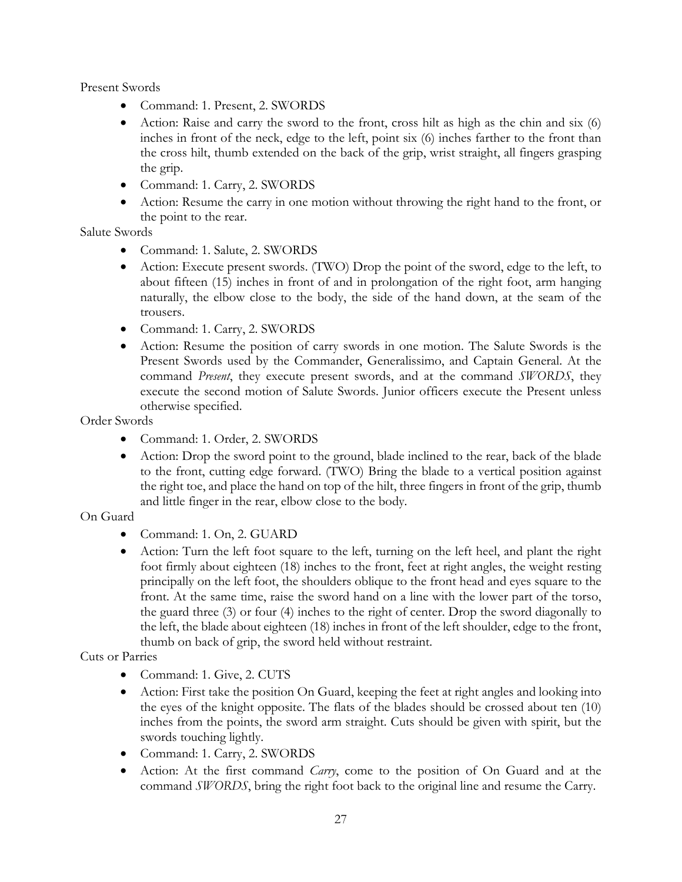Present Swords

- Command: 1. Present, 2. SWORDS
- Action: Raise and carry the sword to the front, cross hilt as high as the chin and six (6) inches in front of the neck, edge to the left, point six (6) inches farther to the front than the cross hilt, thumb extended on the back of the grip, wrist straight, all fingers grasping the grip.
- Command: 1. Carry, 2. SWORDS
- Action: Resume the carry in one motion without throwing the right hand to the front, or the point to the rear.

Salute Swords

- Command: 1. Salute, 2. SWORDS
- Action: Execute present swords. (TWO) Drop the point of the sword, edge to the left, to about fifteen (15) inches in front of and in prolongation of the right foot, arm hanging naturally, the elbow close to the body, the side of the hand down, at the seam of the trousers.
- Command: 1. Carry, 2. SWORDS
- Action: Resume the position of carry swords in one motion. The Salute Swords is the Present Swords used by the Commander, Generalissimo, and Captain General. At the command *Present*, they execute present swords, and at the command *SWORDS*, they execute the second motion of Salute Swords. Junior officers execute the Present unless otherwise specified.

Order Swords

- Command: 1. Order, 2. SWORDS
- Action: Drop the sword point to the ground, blade inclined to the rear, back of the blade to the front, cutting edge forward. (TWO) Bring the blade to a vertical position against the right toe, and place the hand on top of the hilt, three fingers in front of the grip, thumb and little finger in the rear, elbow close to the body.

On Guard

- Command: 1. On, 2. GUARD
- Action: Turn the left foot square to the left, turning on the left heel, and plant the right foot firmly about eighteen (18) inches to the front, feet at right angles, the weight resting principally on the left foot, the shoulders oblique to the front head and eyes square to the front. At the same time, raise the sword hand on a line with the lower part of the torso, the guard three (3) or four (4) inches to the right of center. Drop the sword diagonally to the left, the blade about eighteen (18) inches in front of the left shoulder, edge to the front, thumb on back of grip, the sword held without restraint.

Cuts or Parries

- Command: 1. Give, 2. CUTS
- Action: First take the position On Guard, keeping the feet at right angles and looking into the eyes of the knight opposite. The flats of the blades should be crossed about ten (10) inches from the points, the sword arm straight. Cuts should be given with spirit, but the swords touching lightly.
- Command: 1. Carry, 2. SWORDS
- Action: At the first command *Carry*, come to the position of On Guard and at the command *SWORDS*, bring the right foot back to the original line and resume the Carry.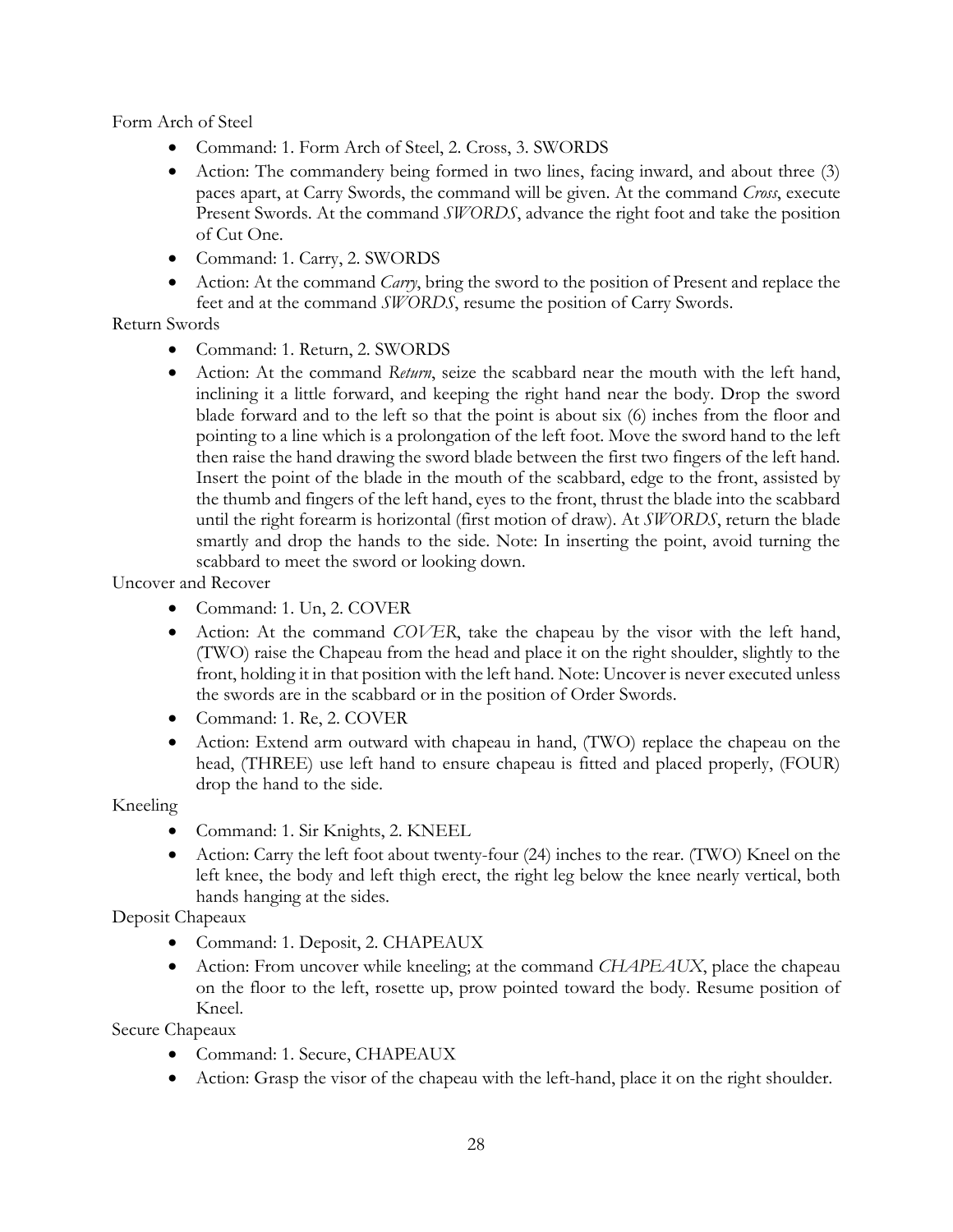Form Arch of Steel

- Command: 1. Form Arch of Steel, 2. Cross, 3. SWORDS
- Action: The commandery being formed in two lines, facing inward, and about three (3) paces apart, at Carry Swords, the command will be given. At the command *Cross*, execute Present Swords. At the command *SWORDS*, advance the right foot and take the position of Cut One.
- Command: 1. Carry, 2. SWORDS
- Action: At the command *Carry*, bring the sword to the position of Present and replace the feet and at the command *SWORDS*, resume the position of Carry Swords.

Return Swords

- Command: 1. Return, 2. SWORDS
- Action: At the command *Return*, seize the scabbard near the mouth with the left hand, inclining it a little forward, and keeping the right hand near the body. Drop the sword blade forward and to the left so that the point is about six (6) inches from the floor and pointing to a line which is a prolongation of the left foot. Move the sword hand to the left then raise the hand drawing the sword blade between the first two fingers of the left hand. Insert the point of the blade in the mouth of the scabbard, edge to the front, assisted by the thumb and fingers of the left hand, eyes to the front, thrust the blade into the scabbard until the right forearm is horizontal (first motion of draw). At *SWORDS*, return the blade smartly and drop the hands to the side. Note: In inserting the point, avoid turning the scabbard to meet the sword or looking down.

Uncover and Recover

- Command: 1. Un, 2. COVER
- Action: At the command *COVER*, take the chapeau by the visor with the left hand, (TWO) raise the Chapeau from the head and place it on the right shoulder, slightly to the front, holding it in that position with the left hand. Note: Uncover is never executed unless the swords are in the scabbard or in the position of Order Swords.
- Command: 1. Re, 2. COVER
- Action: Extend arm outward with chapeau in hand, (TWO) replace the chapeau on the head, (THREE) use left hand to ensure chapeau is fitted and placed properly, (FOUR) drop the hand to the side.

Kneeling

- Command: 1. Sir Knights, 2. KNEEL
- Action: Carry the left foot about twenty-four (24) inches to the rear. (TWO) Kneel on the left knee, the body and left thigh erect, the right leg below the knee nearly vertical, both hands hanging at the sides.

Deposit Chapeaux

- Command: 1. Deposit, 2. CHAPEAUX
- Action: From uncover while kneeling; at the command *CHAPEAUX*, place the chapeau on the floor to the left, rosette up, prow pointed toward the body. Resume position of Kneel.

Secure Chapeaux

- Command: 1. Secure, CHAPEAUX
- Action: Grasp the visor of the chapeau with the left-hand, place it on the right shoulder.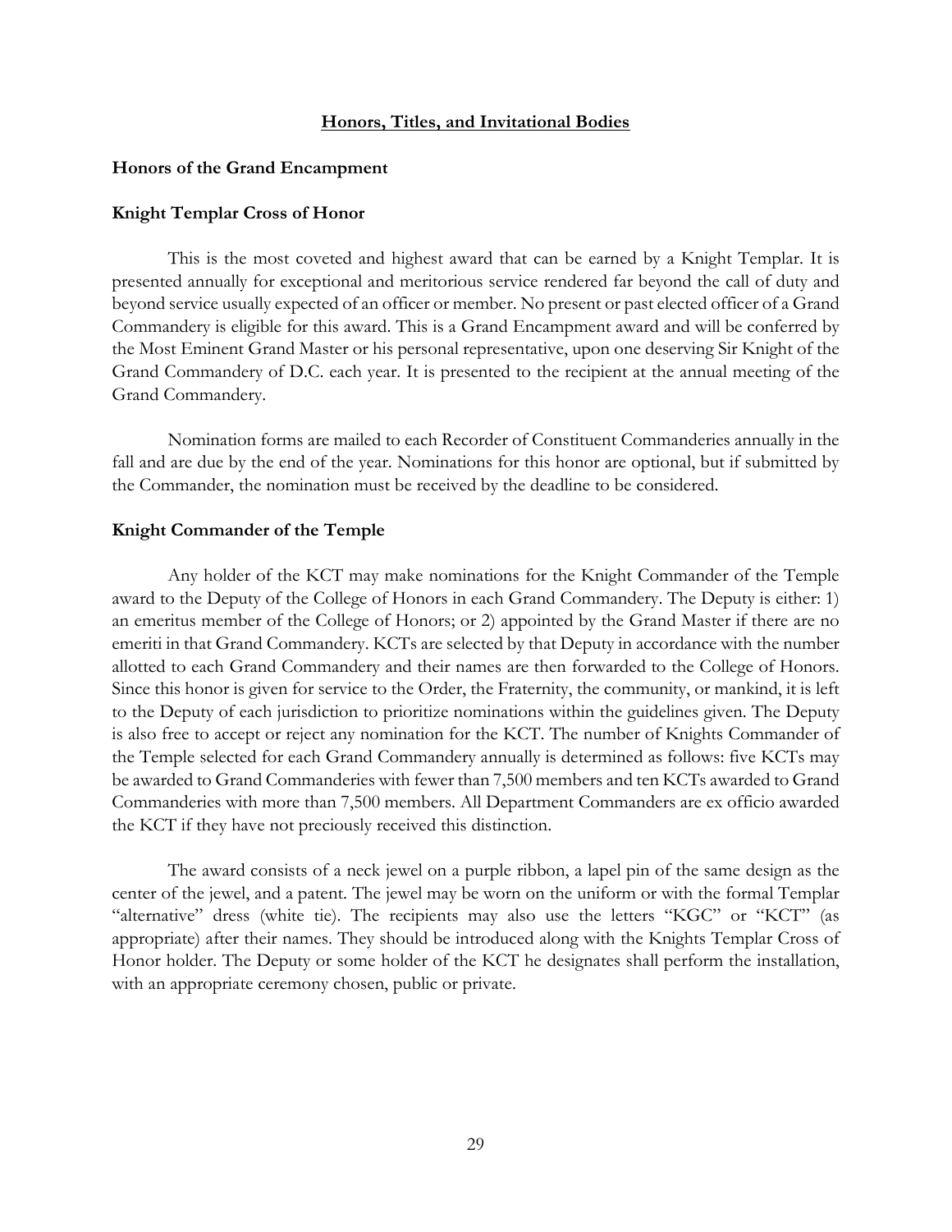## Honors, Titles, and Invitational Bodies

### Honors of the Grand Encampment

### Knight Templar Cross of Honor

This is the most coveted and highest award that can be earned by a Knight Templar. It is presented annually for exceptional and meritorious service rendered far beyond the call of duty and beyond service usually expected of an officer or member. No present or past elected officer of a Grand Commandery is eligible for this award. This is a Grand Encampment award and will be conferred by the Most Eminent Grand Master or his personal representative, upon one deserving Sir Knight of the Grand Commandery of D.C. each year. It is presented to the recipient at the annual meeting of the Grand Commandery.

Nomination forms are mailed to each Recorder of Constituent Commanderies annually in the fall and are due by the end of the year. Nominations for this honor are optional, but if submitted by the Commander, the nomination must be received by the deadline to be considered.

### Knight Commander of the Temple

Any holder of the KCT may make nominations for the Knight Commander of the Temple award to the Deputy of the College of Honors in each Grand Commandery. The Deputy is either: 1) an emeritus member of the College of Honors; or 2) appointed by the Grand Master if there are no emeriti in that Grand Commandery. KCTs are selected by that Deputy in accordance with the number allotted to each Grand Commandery and their names are then forwarded to the College of Honors. Since this honor is given for service to the Order, the Fraternity, the community, or mankind, it is left to the Deputy of each jurisdiction to prioritize nominations within the guidelines given. The Deputy is also free to accept or reject any nomination for the KCT. The number of Knights Commander of the Temple selected for each Grand Commandery annually is determined as follows: five KCTs may be awarded to Grand Commanderies with fewer than 7,500 members and ten KCTs awarded to Grand Commanderies with more than 7,500 members. All Department Commanders are ex officio awarded the KCT if they have not preciously received this distinction.

The award consists of a neck jewel on a purple ribbon, a lapel pin of the same design as the center of the jewel, and a patent. The jewel may be worn on the uniform or with the formal Templar "alternative" dress (white tie). The recipients may also use the letters "KGC" or "KCT" (as appropriate) after their names. They should be introduced along with the Knights Templar Cross of Honor holder. The Deputy or some holder of the KCT he designates shall perform the installation, with an appropriate ceremony chosen, public or private.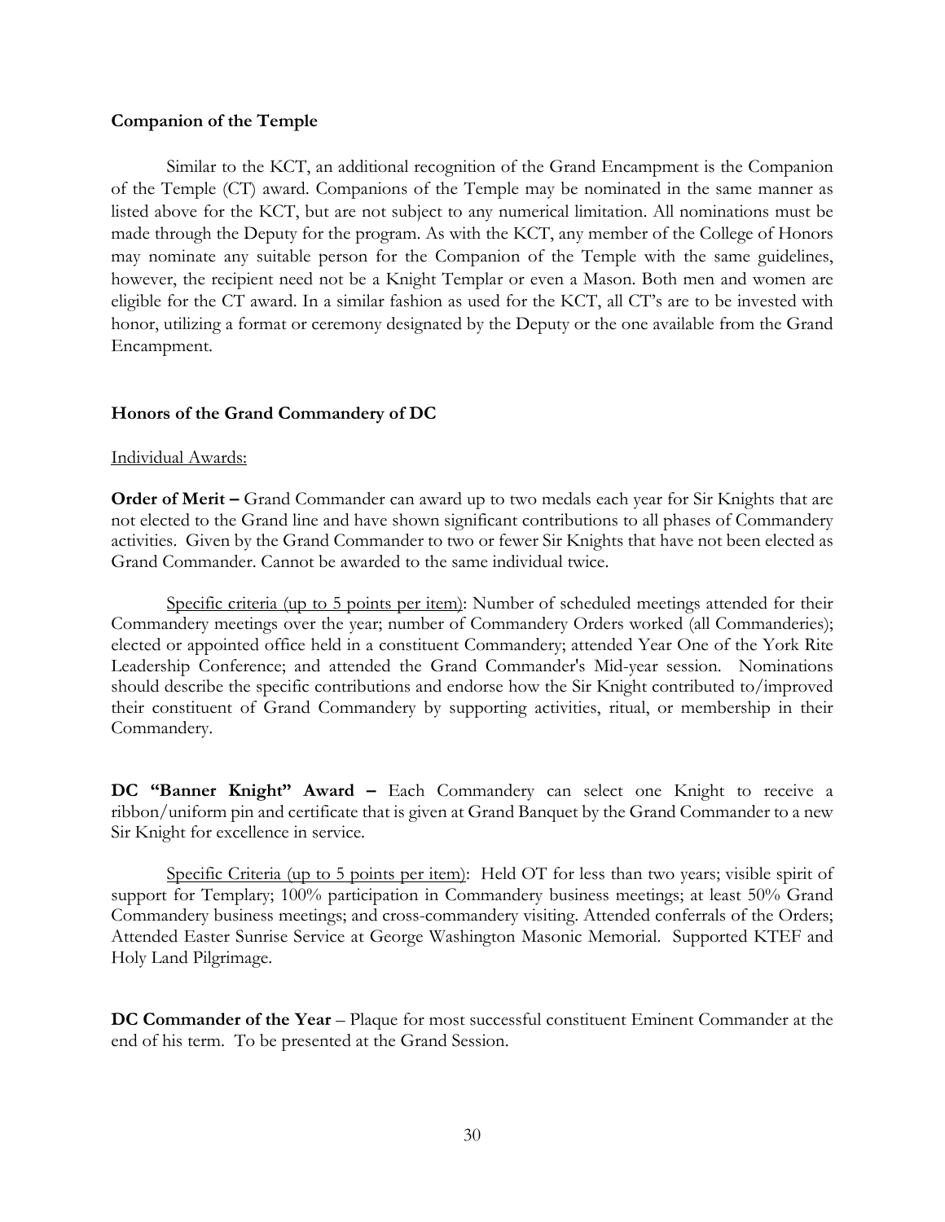**Companion of the Temple**

Similar to the KCT, an additional recognition of the Grand Encampment is the Companion of the Temple (CT) award. Companions of the Temple may be nominated in the same manner as listed above for the KCT, but are not subject to any numerical limitation. All nominations must be made through the Deputy for the program. As with the KCT, any member of the College of Honors may nominate any suitable person for the Companion of the Temple with the same guidelines, however, the recipient need not be a Knight Templar or even a Mason. Both men and women are eligible for the CT award. In a similar fashion as used for the KCT, all CT's are to be invested with honor, utilizing a format or ceremony designated by the Deputy or the one available from the Grand Encampment.

**Honors of the Grand Commandery of DC**

Individual Awards:

**Order of Merit –** Grand Commander can award up to two medals each year for Sir Knights that are not elected to the Grand line and have shown significant contributions to all phases of Commandery activities. Given by the Grand Commander to two or fewer Sir Knights that have not been elected as Grand Commander. Cannot be awarded to the same individual twice.

Specific criteria (up to 5 points per item): Number of scheduled meetings attended for their Commandery meetings over the year; number of Commandery Orders worked (all Commanderies); elected or appointed office held in a constituent Commandery; attended Year One of the York Rite Leadership Conference; and attended the Grand Commander's Mid-year session. Nominations should describe the specific contributions and endorse how the Sir Knight contributed to/improved their constituent of Grand Commandery by supporting activities, ritual, or membership in their Commandery.

**DC "Banner Knight" Award –** Each Commandery can select one Knight to receive a ribbon/uniform pin and certificate that is given at Grand Banquet by the Grand Commander to a new Sir Knight for excellence in service.

Specific Criteria (up to 5 points per item): Held OT for less than two years; visible spirit of support for Templary; 100% participation in Commandery business meetings; at least 50% Grand Commandery business meetings; and cross-commandery visiting. Attended conferrals of the Orders; Attended Easter Sunrise Service at George Washington Masonic Memorial. Supported KTEF and Holy Land Pilgrimage.

**DC Commander of the Year** – Plaque for most successful constituent Eminent Commander at the end of his term. To be presented at the Grand Session.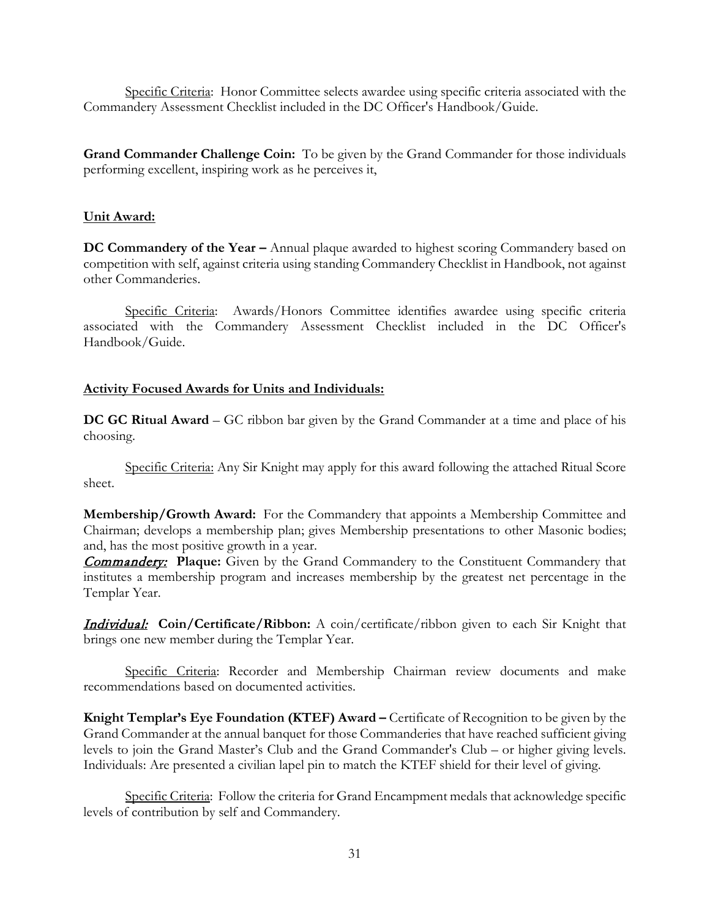Specific Criteria: Honor Committee selects awardee using specific criteria associated with the Commandery Assessment Checklist included in the DC Officer's Handbook/Guide.

**Grand Commander Challenge Coin:** To be given by the Grand Commander for those individuals performing excellent, inspiring work as he perceives it,

**Unit Award:**

**DC Commandery of the Year –** Annual plaque awarded to highest scoring Commandery based on competition with self, against criteria using standing Commandery Checklist in Handbook, not against other Commanderies.

Specific Criteria: Awards/Honors Committee identifies awardee using specific criteria associated with the Commandery Assessment Checklist included in the DC Officer's Handbook/Guide.

**Activity Focused Awards for Units and Individuals:**

**DC GC Ritual Award** – GC ribbon bar given by the Grand Commander at a time and place of his choosing.

Specific Criteria: Any Sir Knight may apply for this award following the attached Ritual Score sheet.

**Membership/Growth Award:** For the Commandery that appoints a Membership Committee and Chairman; develops a membership plan; gives Membership presentations to other Masonic bodies; and, has the most positive growth in a year.

***Commandery:*** **Plaque:** Given by the Grand Commandery to the Constituent Commandery that institutes a membership program and increases membership by the greatest net percentage in the Templar Year.

***Individual:*** **Coin/Certificate/Ribbon:** A coin/certificate/ribbon given to each Sir Knight that brings one new member during the Templar Year.

Specific Criteria: Recorder and Membership Chairman review documents and make recommendations based on documented activities.

**Knight Templar's Eye Foundation (KTEF) Award –** Certificate of Recognition to be given by the Grand Commander at the annual banquet for those Commanderies that have reached sufficient giving levels to join the Grand Master's Club and the Grand Commander's Club – or higher giving levels. Individuals: Are presented a civilian lapel pin to match the KTEF shield for their level of giving.

Specific Criteria: Follow the criteria for Grand Encampment medals that acknowledge specific levels of contribution by self and Commandery.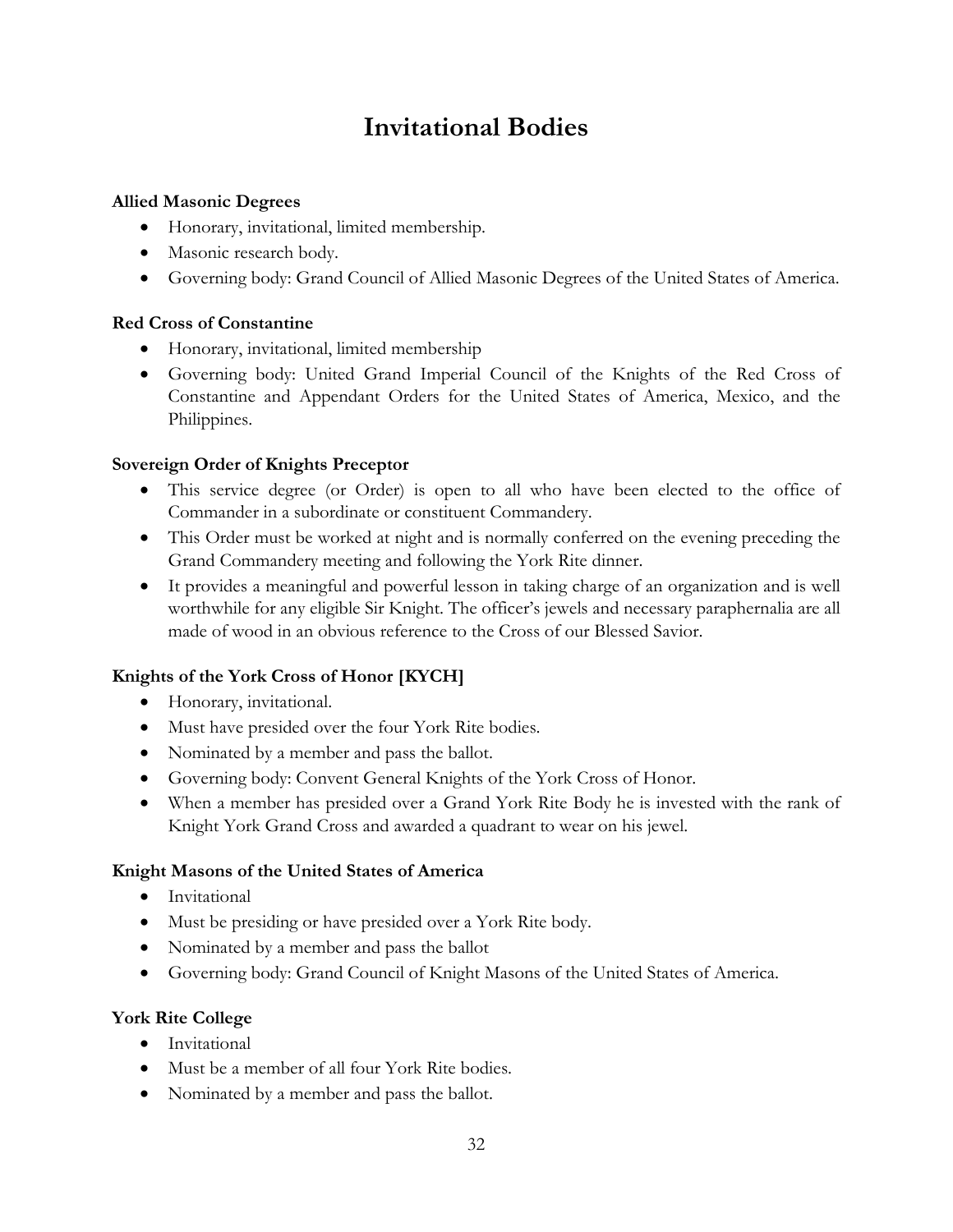# Invitational Bodies

**Allied Masonic Degrees**

- Honorary, invitational, limited membership.
- Masonic research body.
- Governing body: Grand Council of Allied Masonic Degrees of the United States of America.

**Red Cross of Constantine**

- Honorary, invitational, limited membership
- Governing body: United Grand Imperial Council of the Knights of the Red Cross of Constantine and Appendant Orders for the United States of America, Mexico, and the Philippines.

**Sovereign Order of Knights Preceptor**

- This service degree (or Order) is open to all who have been elected to the office of Commander in a subordinate or constituent Commandery.
- This Order must be worked at night and is normally conferred on the evening preceding the Grand Commandery meeting and following the York Rite dinner.
- It provides a meaningful and powerful lesson in taking charge of an organization and is well worthwhile for any eligible Sir Knight. The officer's jewels and necessary paraphernalia are all made of wood in an obvious reference to the Cross of our Blessed Savior.

**Knights of the York Cross of Honor [KYCH]**

- Honorary, invitational.
- Must have presided over the four York Rite bodies.
- Nominated by a member and pass the ballot.
- Governing body: Convent General Knights of the York Cross of Honor.
- When a member has presided over a Grand York Rite Body he is invested with the rank of Knight York Grand Cross and awarded a quadrant to wear on his jewel.

**Knight Masons of the United States of America**

- Invitational
- Must be presiding or have presided over a York Rite body.
- Nominated by a member and pass the ballot
- Governing body: Grand Council of Knight Masons of the United States of America.

**York Rite College**

- Invitational
- Must be a member of all four York Rite bodies.
- Nominated by a member and pass the ballot.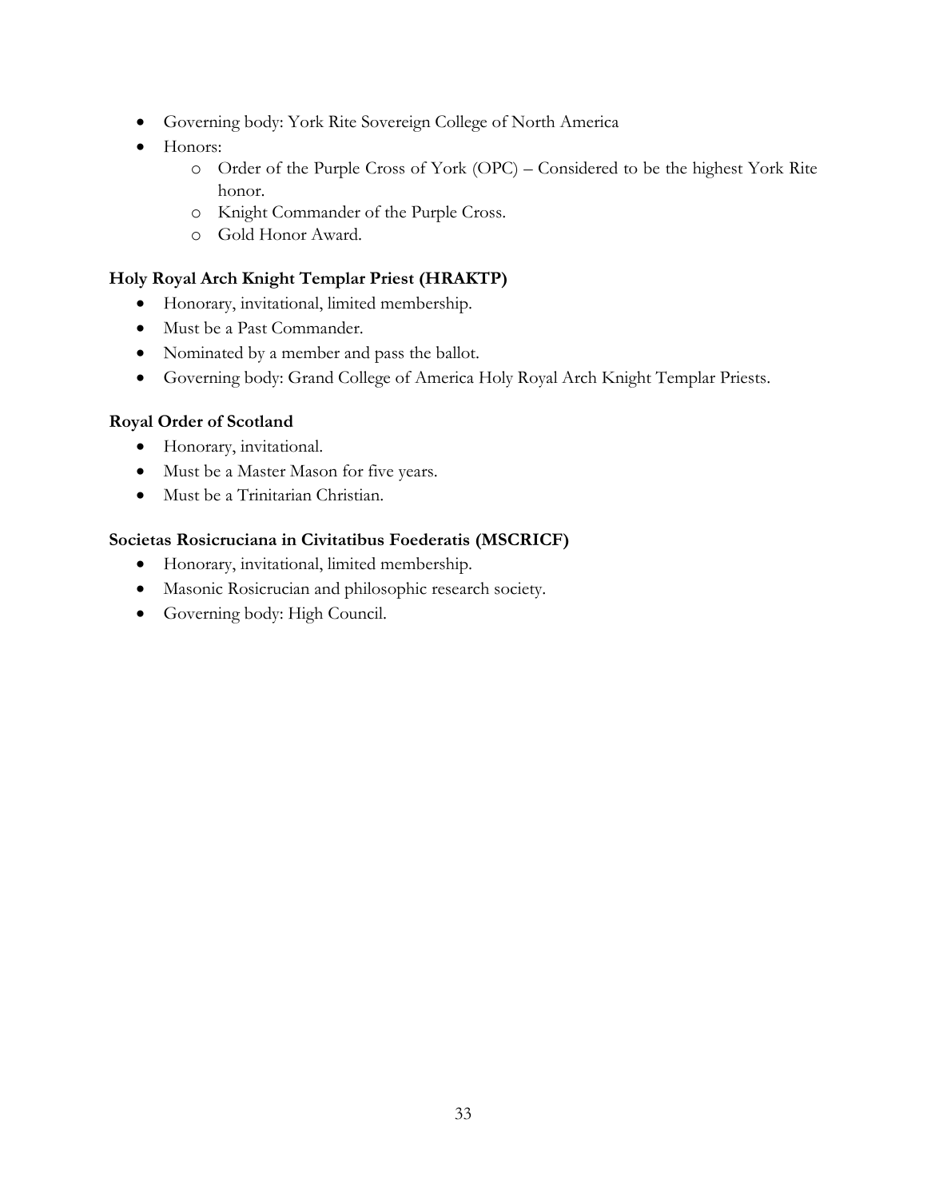- Governing body: York Rite Sovereign College of North America
- Honors:
    - Order of the Purple Cross of York (OPC) – Considered to be the highest York Rite honor.
    - Knight Commander of the Purple Cross.
    - Gold Honor Award.

**Holy Royal Arch Knight Templar Priest (HRAKTP)**

- Honorary, invitational, limited membership.
- Must be a Past Commander.
- Nominated by a member and pass the ballot.
- Governing body: Grand College of America Holy Royal Arch Knight Templar Priests.

**Royal Order of Scotland**

- Honorary, invitational.
- Must be a Master Mason for five years.
- Must be a Trinitarian Christian.

**Societas Rosicruciana in Civitatibus Foederatis (MSCRICF)**

- Honorary, invitational, limited membership.
- Masonic Rosicrucian and philosophic research society.
- Governing body: High Council.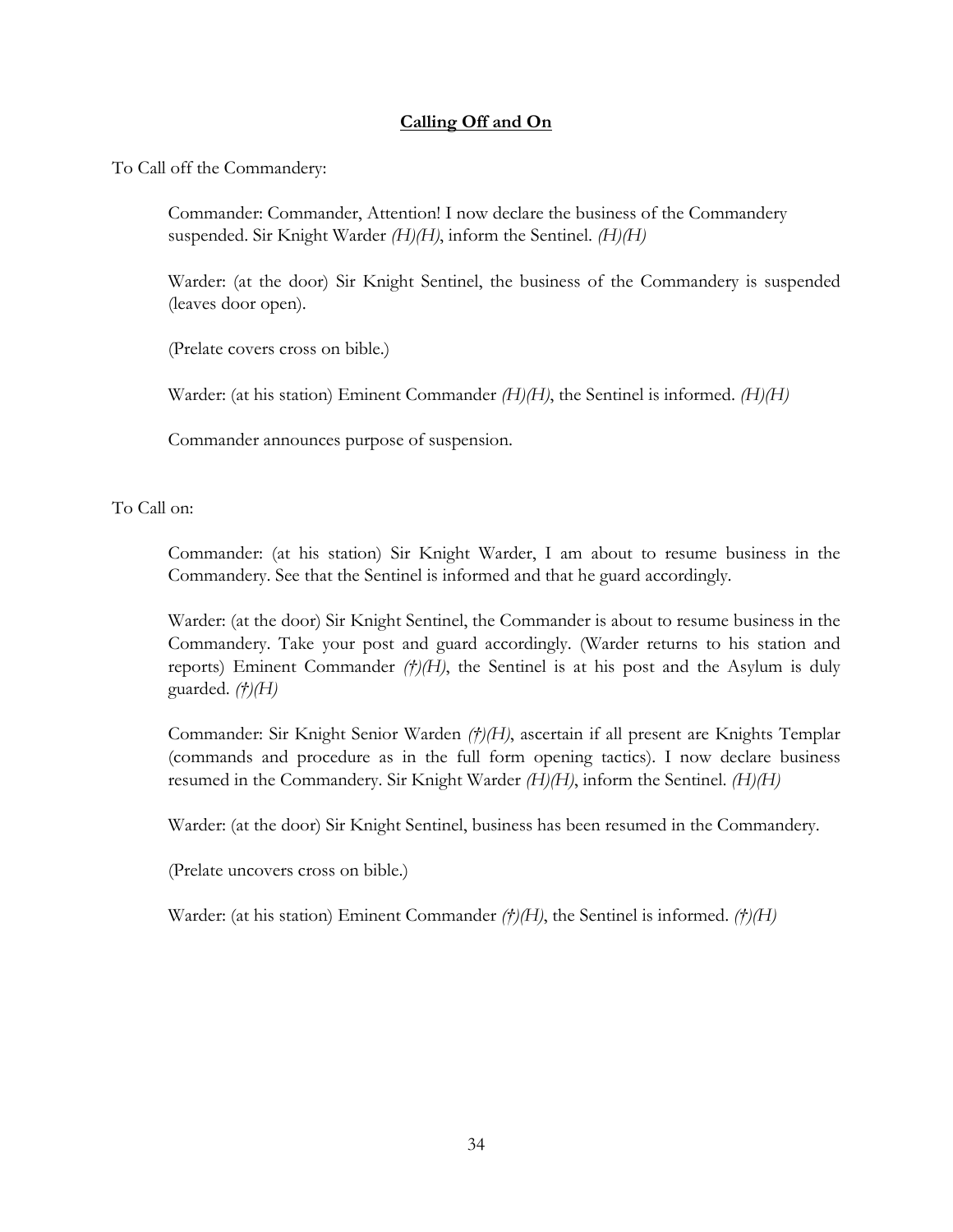## **Calling Off and On**

To Call off the Commandery:

Commander: Commander, Attention! I now declare the business of the Commandery suspended. Sir Knight Warder *(H)(H)*, inform the Sentinel. *(H)(H)*

Warder: (at the door) Sir Knight Sentinel, the business of the Commandery is suspended (leaves door open).

(Prelate covers cross on bible.)

Warder: (at his station) Eminent Commander *(H)(H)*, the Sentinel is informed. *(H)(H)*

Commander announces purpose of suspension.

To Call on:

Commander: (at his station) Sir Knight Warder, I am about to resume business in the Commandery. See that the Sentinel is informed and that he guard accordingly.

Warder: (at the door) Sir Knight Sentinel, the Commander is about to resume business in the Commandery. Take your post and guard accordingly. (Warder returns to his station and reports) Eminent Commander *(†)(H)*, the Sentinel is at his post and the Asylum is duly guarded. *(†)(H)*

Commander: Sir Knight Senior Warden *(†)(H)*, ascertain if all present are Knights Templar (commands and procedure as in the full form opening tactics). I now declare business resumed in the Commandery. Sir Knight Warder *(H)(H)*, inform the Sentinel. *(H)(H)*

Warder: (at the door) Sir Knight Sentinel, business has been resumed in the Commandery.

(Prelate uncovers cross on bible.)

Warder: (at his station) Eminent Commander *(†)(H)*, the Sentinel is informed. *(†)(H)*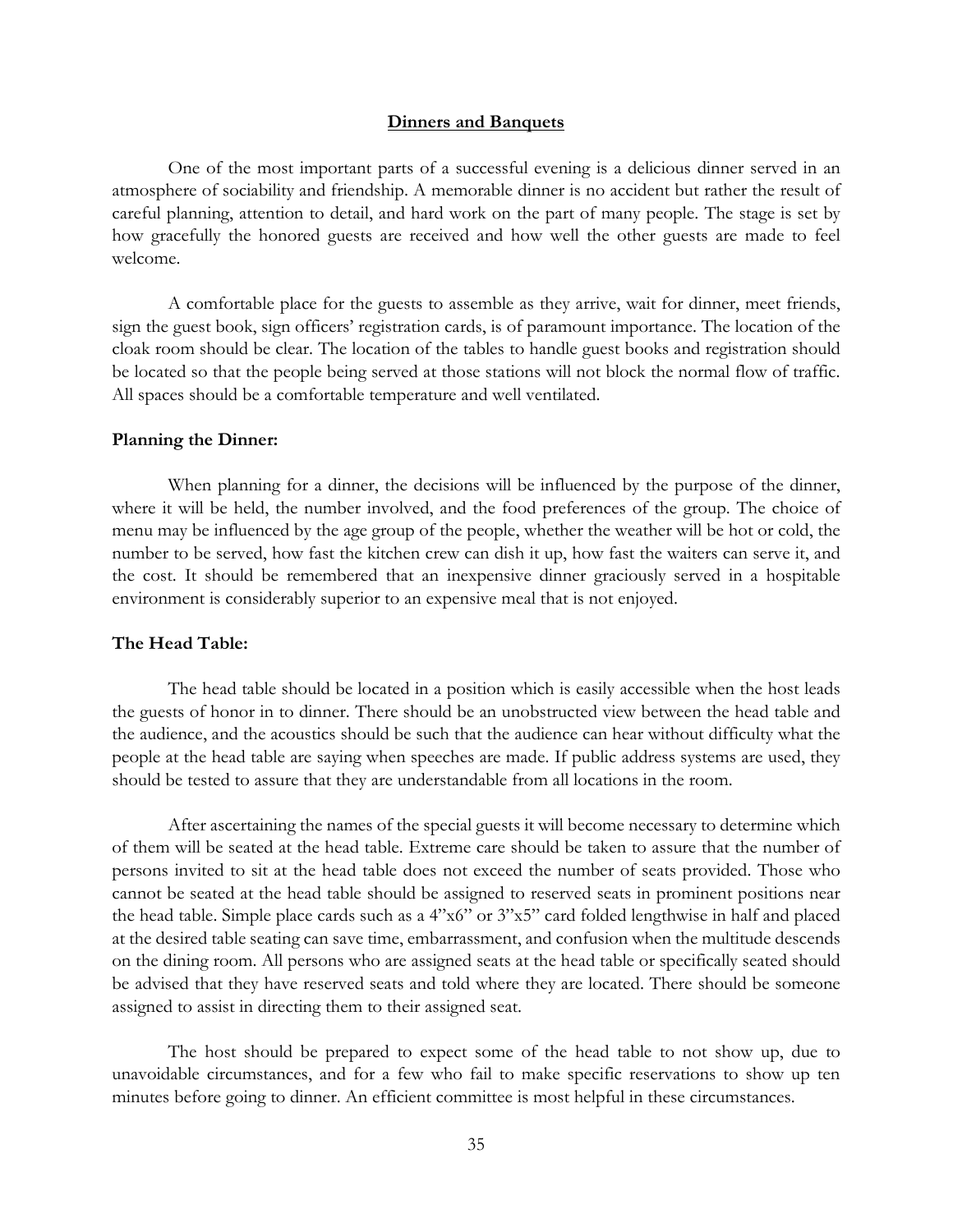## Dinners and Banquets

One of the most important parts of a successful evening is a delicious dinner served in an atmosphere of sociability and friendship. A memorable dinner is no accident but rather the result of careful planning, attention to detail, and hard work on the part of many people. The stage is set by how gracefully the honored guests are received and how well the other guests are made to feel welcome.

A comfortable place for the guests to assemble as they arrive, wait for dinner, meet friends, sign the guest book, sign officers' registration cards, is of paramount importance. The location of the cloak room should be clear. The location of the tables to handle guest books and registration should be located so that the people being served at those stations will not block the normal flow of traffic. All spaces should be a comfortable temperature and well ventilated.

### Planning the Dinner:

When planning for a dinner, the decisions will be influenced by the purpose of the dinner, where it will be held, the number involved, and the food preferences of the group. The choice of menu may be influenced by the age group of the people, whether the weather will be hot or cold, the number to be served, how fast the kitchen crew can dish it up, how fast the waiters can serve it, and the cost. It should be remembered that an inexpensive dinner graciously served in a hospitable environment is considerably superior to an expensive meal that is not enjoyed.

### The Head Table:

The head table should be located in a position which is easily accessible when the host leads the guests of honor in to dinner. There should be an unobstructed view between the head table and the audience, and the acoustics should be such that the audience can hear without difficulty what the people at the head table are saying when speeches are made. If public address systems are used, they should be tested to assure that they are understandable from all locations in the room.

After ascertaining the names of the special guests it will become necessary to determine which of them will be seated at the head table. Extreme care should be taken to assure that the number of persons invited to sit at the head table does not exceed the number of seats provided. Those who cannot be seated at the head table should be assigned to reserved seats in prominent positions near the head table. Simple place cards such as a 4"x6" or 3"x5" card folded lengthwise in half and placed at the desired table seating can save time, embarrassment, and confusion when the multitude descends on the dining room. All persons who are assigned seats at the head table or specifically seated should be advised that they have reserved seats and told where they are located. There should be someone assigned to assist in directing them to their assigned seat.

The host should be prepared to expect some of the head table to not show up, due to unavoidable circumstances, and for a few who fail to make specific reservations to show up ten minutes before going to dinner. An efficient committee is most helpful in these circumstances.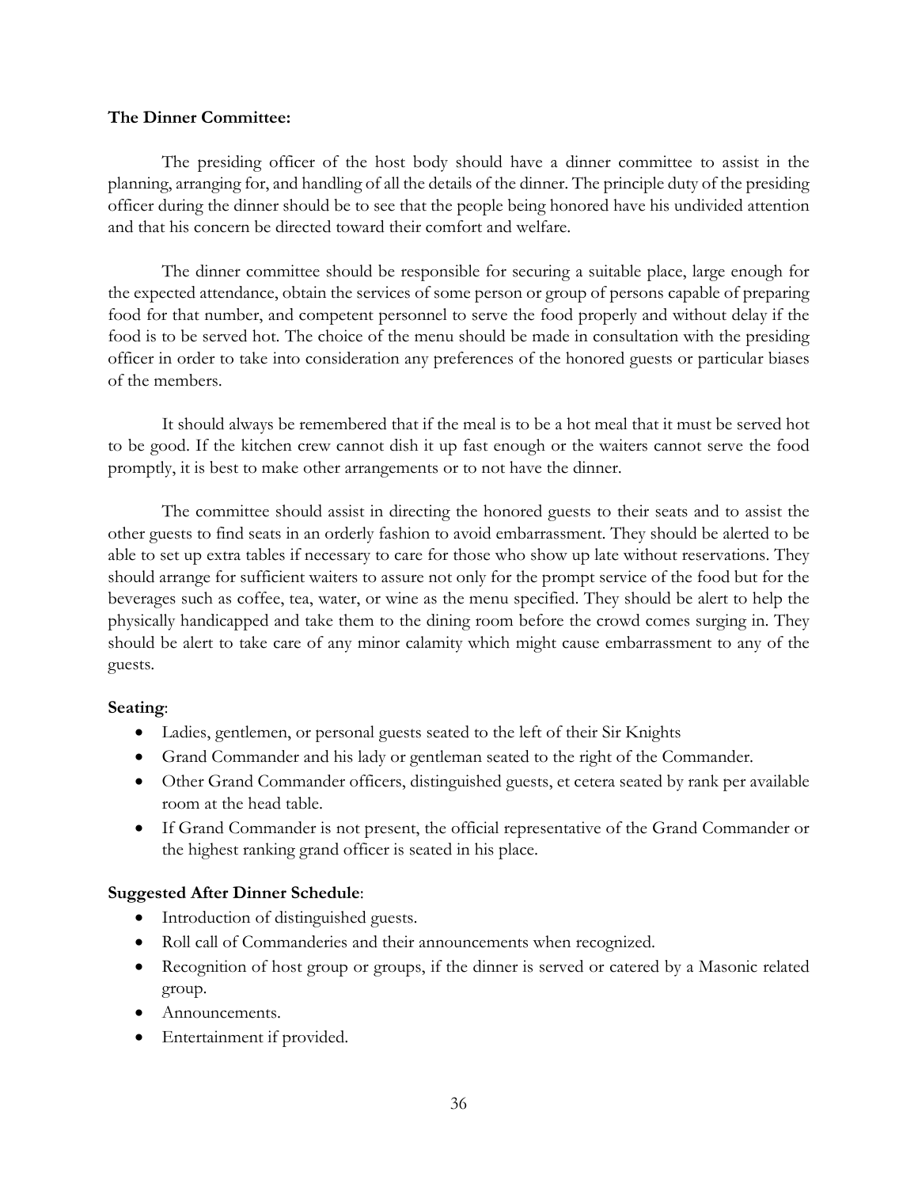**The Dinner Committee:**

The presiding officer of the host body should have a dinner committee to assist in the planning, arranging for, and handling of all the details of the dinner. The principle duty of the presiding officer during the dinner should be to see that the people being honored have his undivided attention and that his concern be directed toward their comfort and welfare.

The dinner committee should be responsible for securing a suitable place, large enough for the expected attendance, obtain the services of some person or group of persons capable of preparing food for that number, and competent personnel to serve the food properly and without delay if the food is to be served hot. The choice of the menu should be made in consultation with the presiding officer in order to take into consideration any preferences of the honored guests or particular biases of the members.

It should always be remembered that if the meal is to be a hot meal that it must be served hot to be good. If the kitchen crew cannot dish it up fast enough or the waiters cannot serve the food promptly, it is best to make other arrangements or to not have the dinner.

The committee should assist in directing the honored guests to their seats and to assist the other guests to find seats in an orderly fashion to avoid embarrassment. They should be alerted to be able to set up extra tables if necessary to care for those who show up late without reservations. They should arrange for sufficient waiters to assure not only for the prompt service of the food but for the beverages such as coffee, tea, water, or wine as the menu specified. They should be alert to help the physically handicapped and take them to the dining room before the crowd comes surging in. They should be alert to take care of any minor calamity which might cause embarrassment to any of the guests.

**Seating**:

- Ladies, gentlemen, or personal guests seated to the left of their Sir Knights
- Grand Commander and his lady or gentleman seated to the right of the Commander.
- Other Grand Commander officers, distinguished guests, et cetera seated by rank per available room at the head table.
- If Grand Commander is not present, the official representative of the Grand Commander or the highest ranking grand officer is seated in his place.

**Suggested After Dinner Schedule**:

- Introduction of distinguished guests.
- Roll call of Commanderies and their announcements when recognized.
- Recognition of host group or groups, if the dinner is served or catered by a Masonic related group.
- Announcements.
- Entertainment if provided.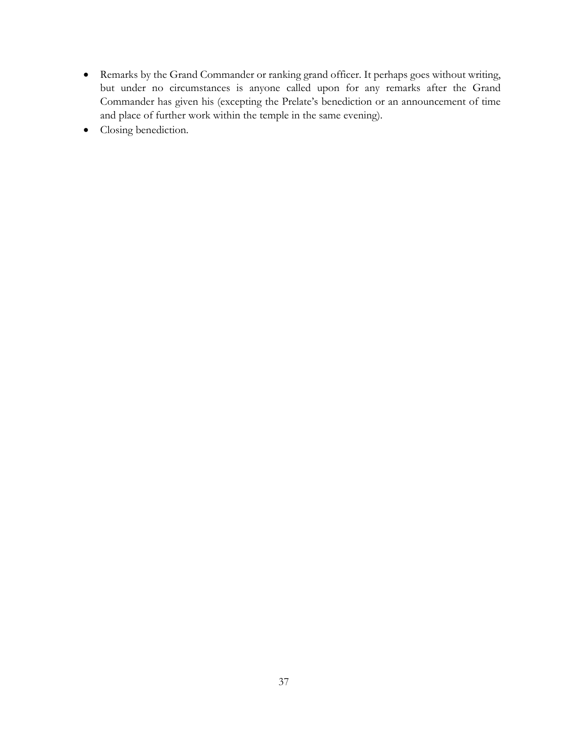- Remarks by the Grand Commander or ranking grand officer. It perhaps goes without writing, but under no circumstances is anyone called upon for any remarks after the Grand Commander has given his (excepting the Prelate's benediction or an announcement of time and place of further work within the temple in the same evening).
- Closing benediction.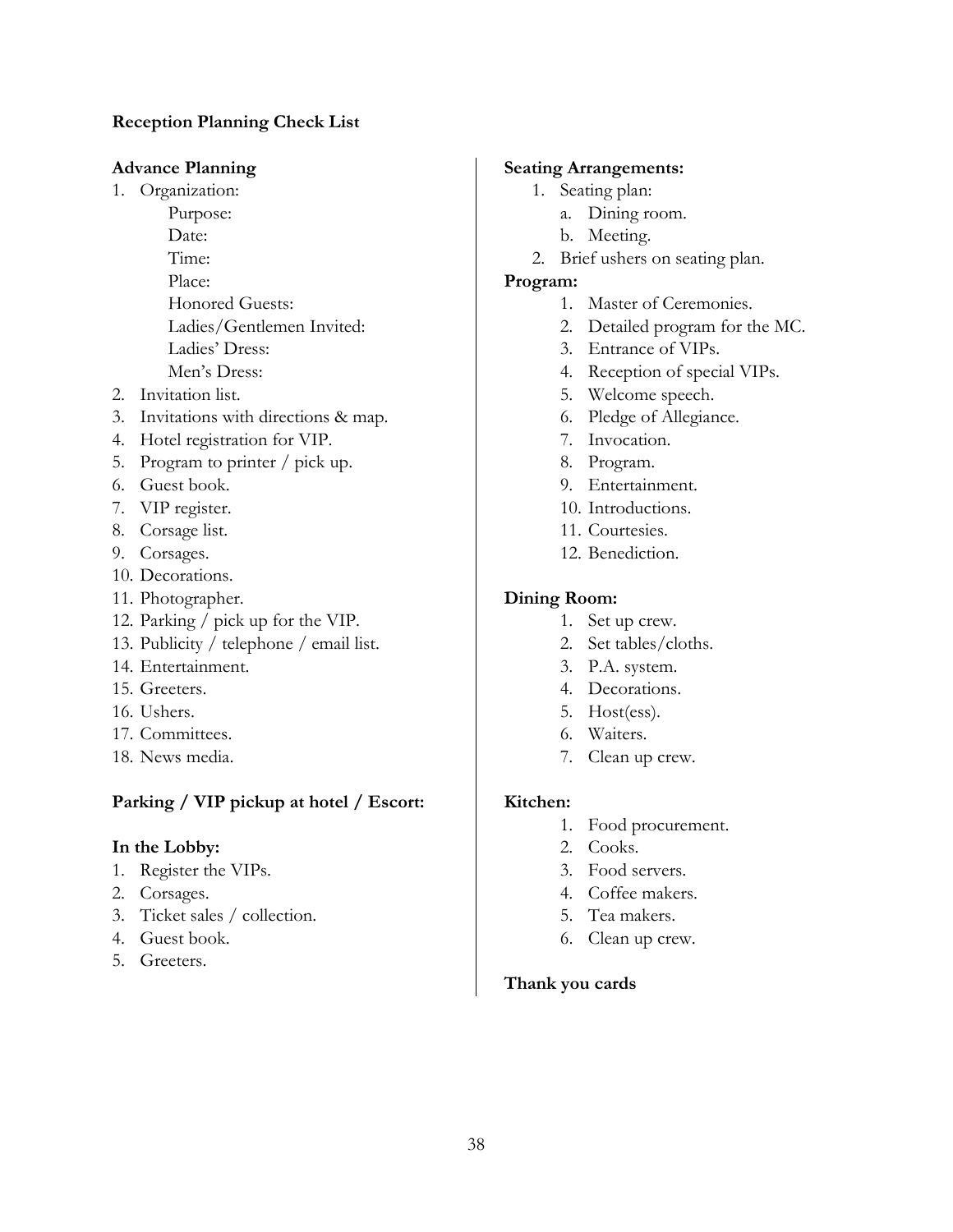**Reception Planning Check List**

**Advance Planning**

1. Organization:
   - Purpose:
   - Date:
   - Time:
   - Place:
   - Honored Guests:
   - Ladies/Gentlemen Invited:
   - Ladies' Dress:
   - Men's Dress:
2. Invitation list.
3. Invitations with directions & map.
4. Hotel registration for VIP.
5. Program to printer / pick up.
6. Guest book.
7. VIP register.
8. Corsage list.
9. Corsages.
10. Decorations.
11. Photographer.
12. Parking / pick up for the VIP.
13. Publicity / telephone / email list.
14. Entertainment.
15. Greeters.
16. Ushers.
17. Committees.
18. News media.

**Parking / VIP pickup at hotel / Escort:**

**In the Lobby:**

1. Register the VIPs.
2. Corsages.
3. Ticket sales / collection.
4. Guest book.
5. Greeters.

**Seating Arrangements:**

1. Seating plan:
   a. Dining room.
   b. Meeting.
2. Brief ushers on seating plan.

**Program:**

1. Master of Ceremonies.
2. Detailed program for the MC.
3. Entrance of VIPs.
4. Reception of special VIPs.
5. Welcome speech.
6. Pledge of Allegiance.
7. Invocation.
8. Program.
9. Entertainment.
10. Introductions.
11. Courtesies.
12. Benediction.

**Dining Room:**

1. Set up crew.
2. Set tables/cloths.
3. P.A. system.
4. Decorations.
5. Host(ess).
6. Waiters.
7. Clean up crew.

**Kitchen:**

1. Food procurement.
2. Cooks.
3. Food servers.
4. Coffee makers.
5. Tea makers.
6. Clean up crew.

**Thank you cards**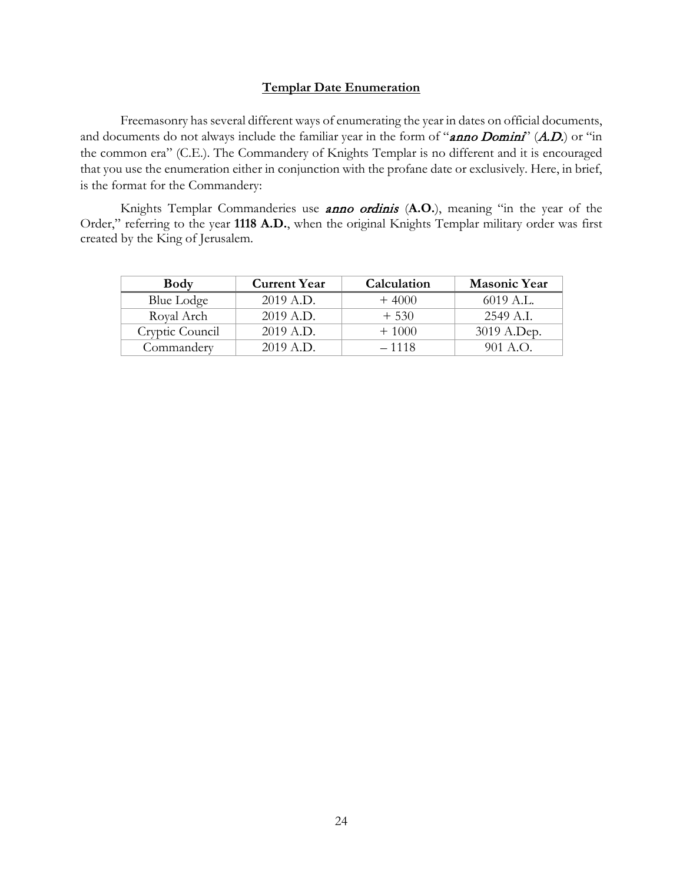## Templar Date Enumeration

Freemasonry has several different ways of enumerating the year in dates on official documents, and documents do not always include the familiar year in the form of "***anno Domini***" (***A.D.***) or "in the common era" (C.E.). The Commandery of Knights Templar is no different and it is encouraged that you use the enumeration either in conjunction with the profane date or exclusively. Here, in brief, is the format for the Commandery:

Knights Templar Commanderies use ***anno ordinis*** (**A.O.**), meaning "in the year of the Order," referring to the year **1118 A.D.**, when the original Knights Templar military order was first created by the King of Jerusalem.

| Body | Current Year | Calculation | Masonic Year |
|---|---|---|---|
| Blue Lodge | 2019 A.D. | + 4000 | 6019 A.L. |
| Royal Arch | 2019 A.D. | + 530 | 2549 A.I. |
| Cryptic Council | 2019 A.D. | + 1000 | 3019 A.Dep. |
| Commandery | 2019 A.D. | – 1118 | 901 A.O. |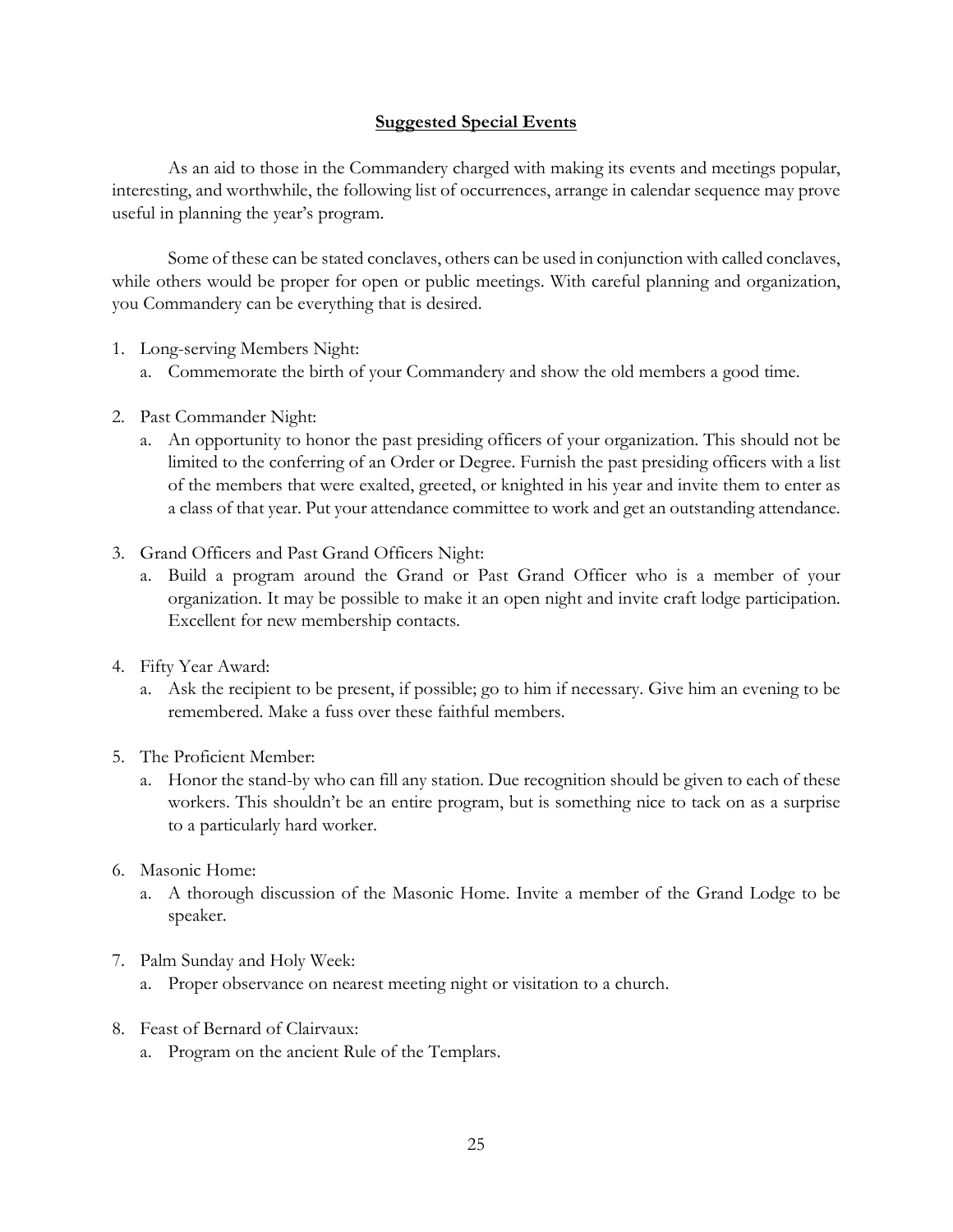## Suggested Special Events

As an aid to those in the Commandery charged with making its events and meetings popular, interesting, and worthwhile, the following list of occurrences, arrange in calendar sequence may prove useful in planning the year's program.

Some of these can be stated conclaves, others can be used in conjunction with called conclaves, while others would be proper for open or public meetings. With careful planning and organization, you Commandery can be everything that is desired.

1. Long-serving Members Night:
   a. Commemorate the birth of your Commandery and show the old members a good time.

2. Past Commander Night:
   a. An opportunity to honor the past presiding officers of your organization. This should not be limited to the conferring of an Order or Degree. Furnish the past presiding officers with a list of the members that were exalted, greeted, or knighted in his year and invite them to enter as a class of that year. Put your attendance committee to work and get an outstanding attendance.

3. Grand Officers and Past Grand Officers Night:
   a. Build a program around the Grand or Past Grand Officer who is a member of your organization. It may be possible to make it an open night and invite craft lodge participation. Excellent for new membership contacts.

4. Fifty Year Award:
   a. Ask the recipient to be present, if possible; go to him if necessary. Give him an evening to be remembered. Make a fuss over these faithful members.

5. The Proficient Member:
   a. Honor the stand-by who can fill any station. Due recognition should be given to each of these workers. This shouldn't be an entire program, but is something nice to tack on as a surprise to a particularly hard worker.

6. Masonic Home:
   a. A thorough discussion of the Masonic Home. Invite a member of the Grand Lodge to be speaker.

7. Palm Sunday and Holy Week:
   a. Proper observance on nearest meeting night or visitation to a church.

8. Feast of Bernard of Clairvaux:
   a. Program on the ancient Rule of the Templars.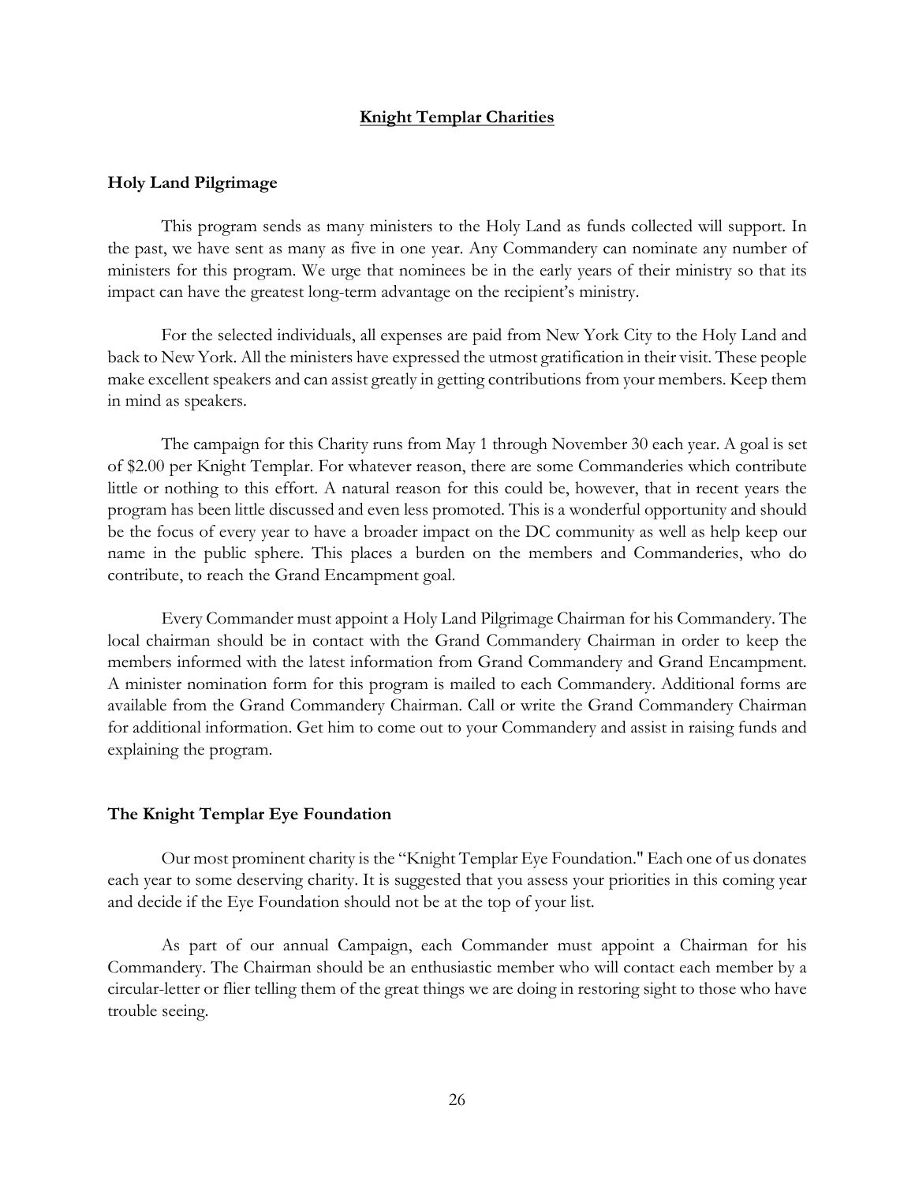## Knight Templar Charities

### Holy Land Pilgrimage

This program sends as many ministers to the Holy Land as funds collected will support. In the past, we have sent as many as five in one year. Any Commandery can nominate any number of ministers for this program. We urge that nominees be in the early years of their ministry so that its impact can have the greatest long-term advantage on the recipient's ministry.

For the selected individuals, all expenses are paid from New York City to the Holy Land and back to New York. All the ministers have expressed the utmost gratification in their visit. These people make excellent speakers and can assist greatly in getting contributions from your members. Keep them in mind as speakers.

The campaign for this Charity runs from May 1 through November 30 each year. A goal is set of $2.00 per Knight Templar. For whatever reason, there are some Commanderies which contribute little or nothing to this effort. A natural reason for this could be, however, that in recent years the program has been little discussed and even less promoted. This is a wonderful opportunity and should be the focus of every year to have a broader impact on the DC community as well as help keep our name in the public sphere. This places a burden on the members and Commanderies, who do contribute, to reach the Grand Encampment goal.

Every Commander must appoint a Holy Land Pilgrimage Chairman for his Commandery. The local chairman should be in contact with the Grand Commandery Chairman in order to keep the members informed with the latest information from Grand Commandery and Grand Encampment. A minister nomination form for this program is mailed to each Commandery. Additional forms are available from the Grand Commandery Chairman. Call or write the Grand Commandery Chairman for additional information. Get him to come out to your Commandery and assist in raising funds and explaining the program.

### The Knight Templar Eye Foundation

Our most prominent charity is the "Knight Templar Eye Foundation." Each one of us donates each year to some deserving charity. It is suggested that you assess your priorities in this coming year and decide if the Eye Foundation should not be at the top of your list.

As part of our annual Campaign, each Commander must appoint a Chairman for his Commandery. The Chairman should be an enthusiastic member who will contact each member by a circular-letter or flier telling them of the great things we are doing in restoring sight to those who have trouble seeing.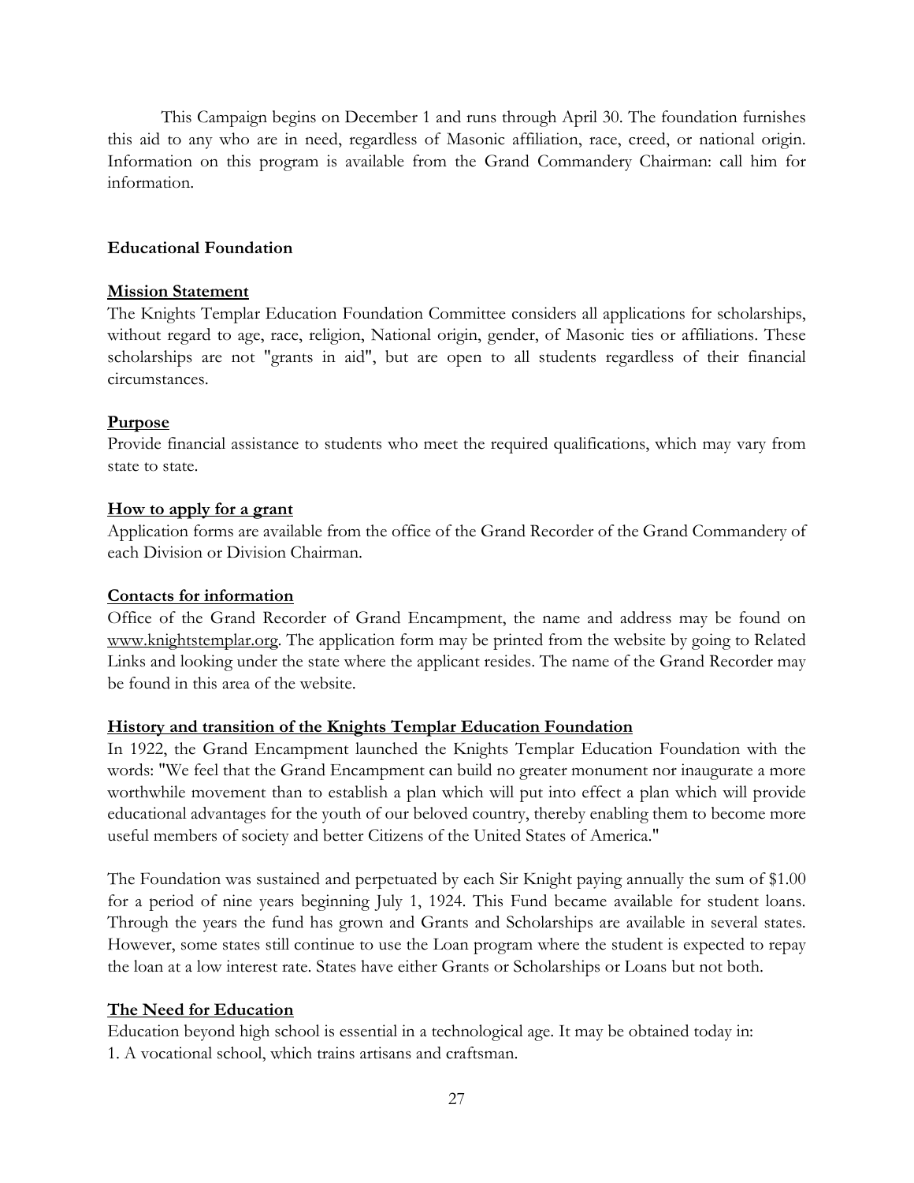This Campaign begins on December 1 and runs through April 30. The foundation furnishes this aid to any who are in need, regardless of Masonic affiliation, race, creed, or national origin. Information on this program is available from the Grand Commandery Chairman: call him for information.

**Educational Foundation**

**Mission Statement**

The Knights Templar Education Foundation Committee considers all applications for scholarships, without regard to age, race, religion, National origin, gender, of Masonic ties or affiliations. These scholarships are not "grants in aid", but are open to all students regardless of their financial circumstances.

**Purpose**

Provide financial assistance to students who meet the required qualifications, which may vary from state to state.

**How to apply for a grant**

Application forms are available from the office of the Grand Recorder of the Grand Commandery of each Division or Division Chairman.

**Contacts for information**

Office of the Grand Recorder of Grand Encampment, the name and address may be found on www.knightstemplar.org. The application form may be printed from the website by going to Related Links and looking under the state where the applicant resides. The name of the Grand Recorder may be found in this area of the website.

**History and transition of the Knights Templar Education Foundation**

In 1922, the Grand Encampment launched the Knights Templar Education Foundation with the words: "We feel that the Grand Encampment can build no greater monument nor inaugurate a more worthwhile movement than to establish a plan which will put into effect a plan which will provide educational advantages for the youth of our beloved country, thereby enabling them to become more useful members of society and better Citizens of the United States of America."

The Foundation was sustained and perpetuated by each Sir Knight paying annually the sum of $1.00 for a period of nine years beginning July 1, 1924. This Fund became available for student loans. Through the years the fund has grown and Grants and Scholarships are available in several states. However, some states still continue to use the Loan program where the student is expected to repay the loan at a low interest rate. States have either Grants or Scholarships or Loans but not both.

**The Need for Education**

Education beyond high school is essential in a technological age. It may be obtained today in:

1. A vocational school, which trains artisans and craftsman.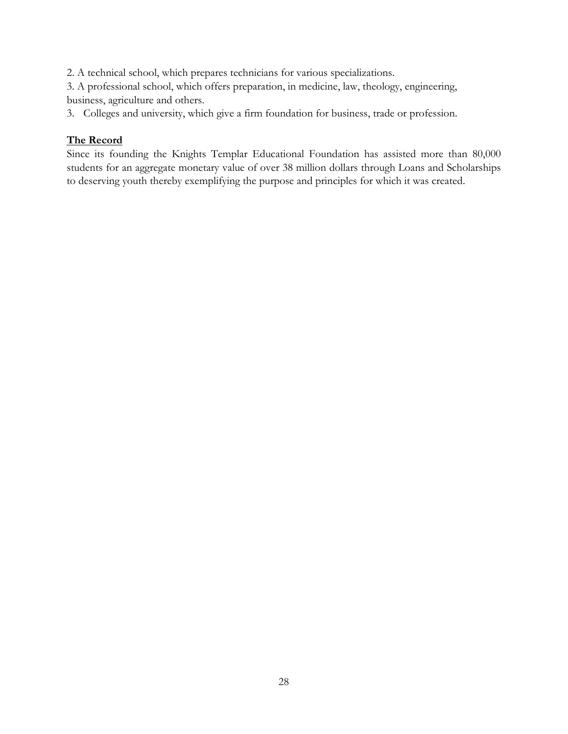2. A technical school, which prepares technicians for various specializations.
3. A professional school, which offers preparation, in medicine, law, theology, engineering, business, agriculture and others.
3. Colleges and university, which give a firm foundation for business, trade or profession.

**The Record**

Since its founding the Knights Templar Educational Foundation has assisted more than 80,000 students for an aggregate monetary value of over 38 million dollars through Loans and Scholarships to deserving youth thereby exemplifying the purpose and principles for which it was created.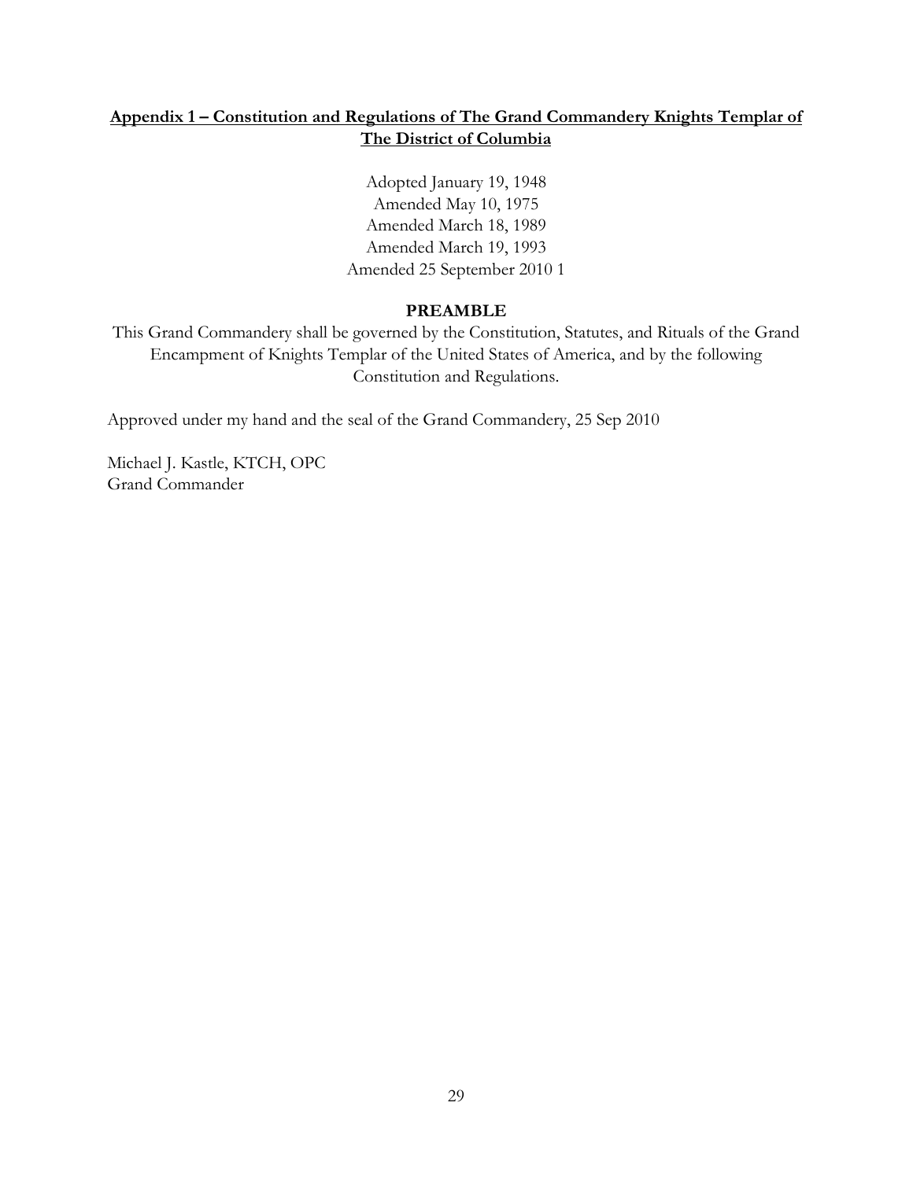## Appendix 1 – Constitution and Regulations of The Grand Commandery Knights Templar of The District of Columbia

Adopted January 19, 1948
Amended May 10, 1975
Amended March 18, 1989
Amended March 19, 1993
Amended 25 September 2010 1

### PREAMBLE

This Grand Commandery shall be governed by the Constitution, Statutes, and Rituals of the Grand Encampment of Knights Templar of the United States of America, and by the following Constitution and Regulations.

Approved under my hand and the seal of the Grand Commandery, 25 Sep 2010

Michael J. Kastle, KTCH, OPC
Grand Commander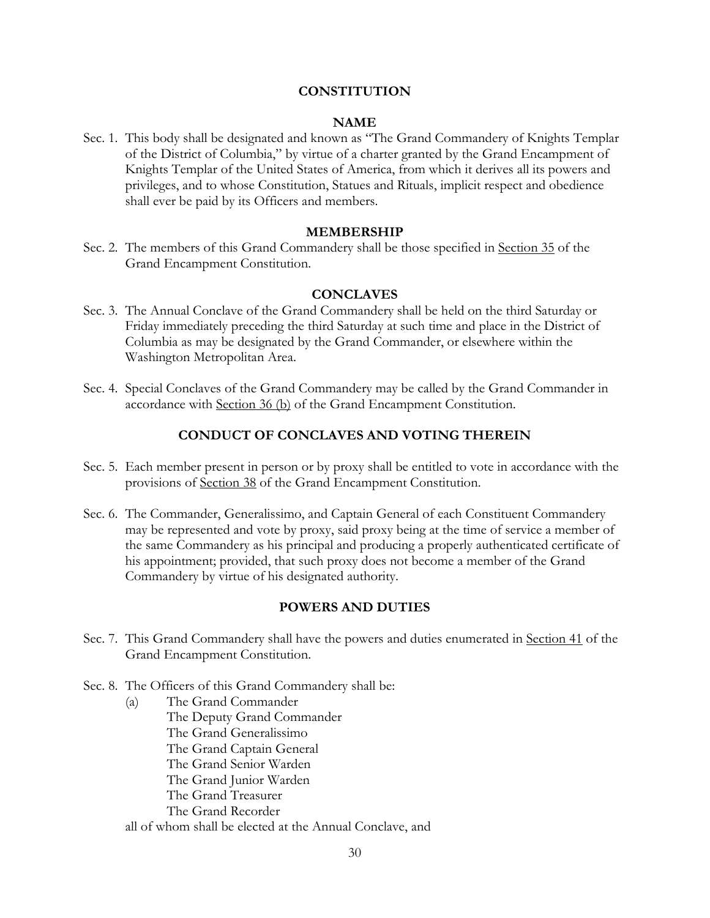# CONSTITUTION

## NAME

Sec. 1. This body shall be designated and known as "The Grand Commandery of Knights Templar of the District of Columbia," by virtue of a charter granted by the Grand Encampment of Knights Templar of the United States of America, from which it derives all its powers and privileges, and to whose Constitution, Statues and Rituals, implicit respect and obedience shall ever be paid by its Officers and members.

## MEMBERSHIP

Sec. 2. The members of this Grand Commandery shall be those specified in Section 35 of the Grand Encampment Constitution.

## CONCLAVES

Sec. 3. The Annual Conclave of the Grand Commandery shall be held on the third Saturday or Friday immediately preceding the third Saturday at such time and place in the District of Columbia as may be designated by the Grand Commander, or elsewhere within the Washington Metropolitan Area.

Sec. 4. Special Conclaves of the Grand Commandery may be called by the Grand Commander in accordance with Section 36 (b) of the Grand Encampment Constitution.

## CONDUCT OF CONCLAVES AND VOTING THEREIN

Sec. 5. Each member present in person or by proxy shall be entitled to vote in accordance with the provisions of Section 38 of the Grand Encampment Constitution.

Sec. 6. The Commander, Generalissimo, and Captain General of each Constituent Commandery may be represented and vote by proxy, said proxy being at the time of service a member of the same Commandery as his principal and producing a properly authenticated certificate of his appointment; provided, that such proxy does not become a member of the Grand Commandery by virtue of his designated authority.

## POWERS AND DUTIES

Sec. 7. This Grand Commandery shall have the powers and duties enumerated in Section 41 of the Grand Encampment Constitution.

Sec. 8. The Officers of this Grand Commandery shall be:

(a) The Grand Commander
The Deputy Grand Commander
The Grand Generalissimo
The Grand Captain General
The Grand Senior Warden
The Grand Junior Warden
The Grand Treasurer
The Grand Recorder

all of whom shall be elected at the Annual Conclave, and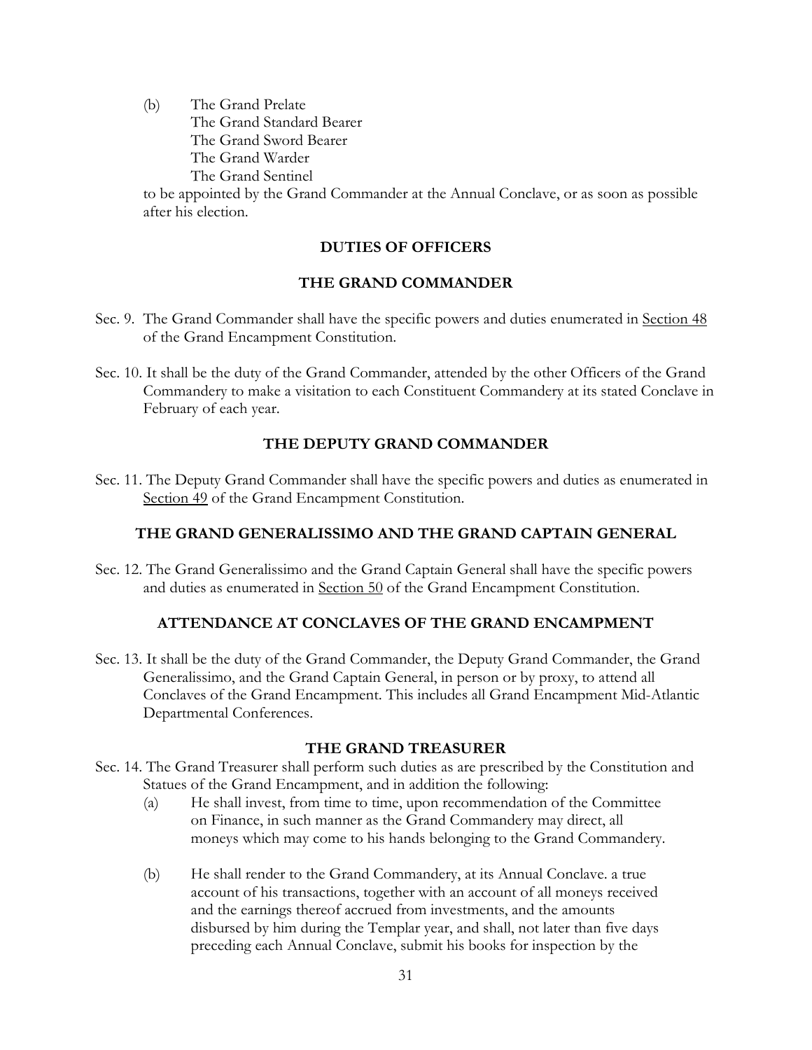(b) The Grand Prelate
The Grand Standard Bearer
The Grand Sword Bearer
The Grand Warder
The Grand Sentinel

to be appointed by the Grand Commander at the Annual Conclave, or as soon as possible after his election.

## DUTIES OF OFFICERS

### THE GRAND COMMANDER

Sec. 9. The Grand Commander shall have the specific powers and duties enumerated in Section 48 of the Grand Encampment Constitution.

Sec. 10. It shall be the duty of the Grand Commander, attended by the other Officers of the Grand Commandery to make a visitation to each Constituent Commandery at its stated Conclave in February of each year.

### THE DEPUTY GRAND COMMANDER

Sec. 11. The Deputy Grand Commander shall have the specific powers and duties as enumerated in Section 49 of the Grand Encampment Constitution.

### THE GRAND GENERALISSIMO AND THE GRAND CAPTAIN GENERAL

Sec. 12. The Grand Generalissimo and the Grand Captain General shall have the specific powers and duties as enumerated in Section 50 of the Grand Encampment Constitution.

### ATTENDANCE AT CONCLAVES OF THE GRAND ENCAMPMENT

Sec. 13. It shall be the duty of the Grand Commander, the Deputy Grand Commander, the Grand Generalissimo, and the Grand Captain General, in person or by proxy, to attend all Conclaves of the Grand Encampment. This includes all Grand Encampment Mid-Atlantic Departmental Conferences.

### THE GRAND TREASURER

Sec. 14. The Grand Treasurer shall perform such duties as are prescribed by the Constitution and Statues of the Grand Encampment, and in addition the following:

(a) He shall invest, from time to time, upon recommendation of the Committee on Finance, in such manner as the Grand Commandery may direct, all moneys which may come to his hands belonging to the Grand Commandery.

(b) He shall render to the Grand Commandery, at its Annual Conclave. a true account of his transactions, together with an account of all moneys received and the earnings thereof accrued from investments, and the amounts disbursed by him during the Templar year, and shall, not later than five days preceding each Annual Conclave, submit his books for inspection by the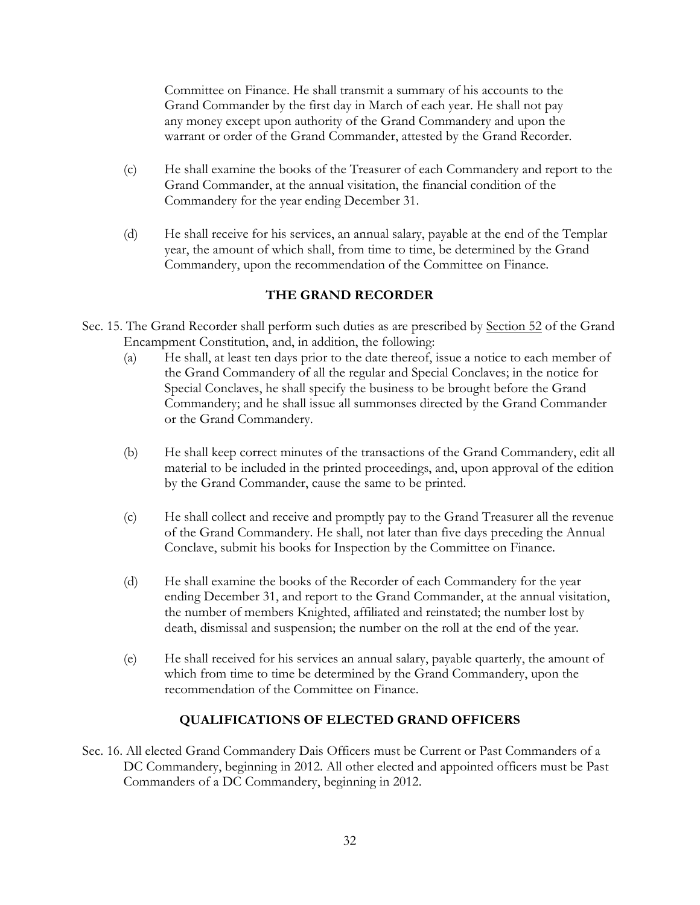Committee on Finance. He shall transmit a summary of his accounts to the Grand Commander by the first day in March of each year. He shall not pay any money except upon authority of the Grand Commandery and upon the warrant or order of the Grand Commander, attested by the Grand Recorder.

(c) He shall examine the books of the Treasurer of each Commandery and report to the Grand Commander, at the annual visitation, the financial condition of the Commandery for the year ending December 31.

(d) He shall receive for his services, an annual salary, payable at the end of the Templar year, the amount of which shall, from time to time, be determined by the Grand Commandery, upon the recommendation of the Committee on Finance.

## THE GRAND RECORDER

Sec. 15. The Grand Recorder shall perform such duties as are prescribed by Section 52 of the Grand Encampment Constitution, and, in addition, the following:

(a) He shall, at least ten days prior to the date thereof, issue a notice to each member of the Grand Commandery of all the regular and Special Conclaves; in the notice for Special Conclaves, he shall specify the business to be brought before the Grand Commandery; and he shall issue all summonses directed by the Grand Commander or the Grand Commandery.

(b) He shall keep correct minutes of the transactions of the Grand Commandery, edit all material to be included in the printed proceedings, and, upon approval of the edition by the Grand Commander, cause the same to be printed.

(c) He shall collect and receive and promptly pay to the Grand Treasurer all the revenue of the Grand Commandery. He shall, not later than five days preceding the Annual Conclave, submit his books for Inspection by the Committee on Finance.

(d) He shall examine the books of the Recorder of each Commandery for the year ending December 31, and report to the Grand Commander, at the annual visitation, the number of members Knighted, affiliated and reinstated; the number lost by death, dismissal and suspension; the number on the roll at the end of the year.

(e) He shall received for his services an annual salary, payable quarterly, the amount of which from time to time be determined by the Grand Commandery, upon the recommendation of the Committee on Finance.

## QUALIFICATIONS OF ELECTED GRAND OFFICERS

Sec. 16. All elected Grand Commandery Dais Officers must be Current or Past Commanders of a DC Commandery, beginning in 2012. All other elected and appointed officers must be Past Commanders of a DC Commandery, beginning in 2012.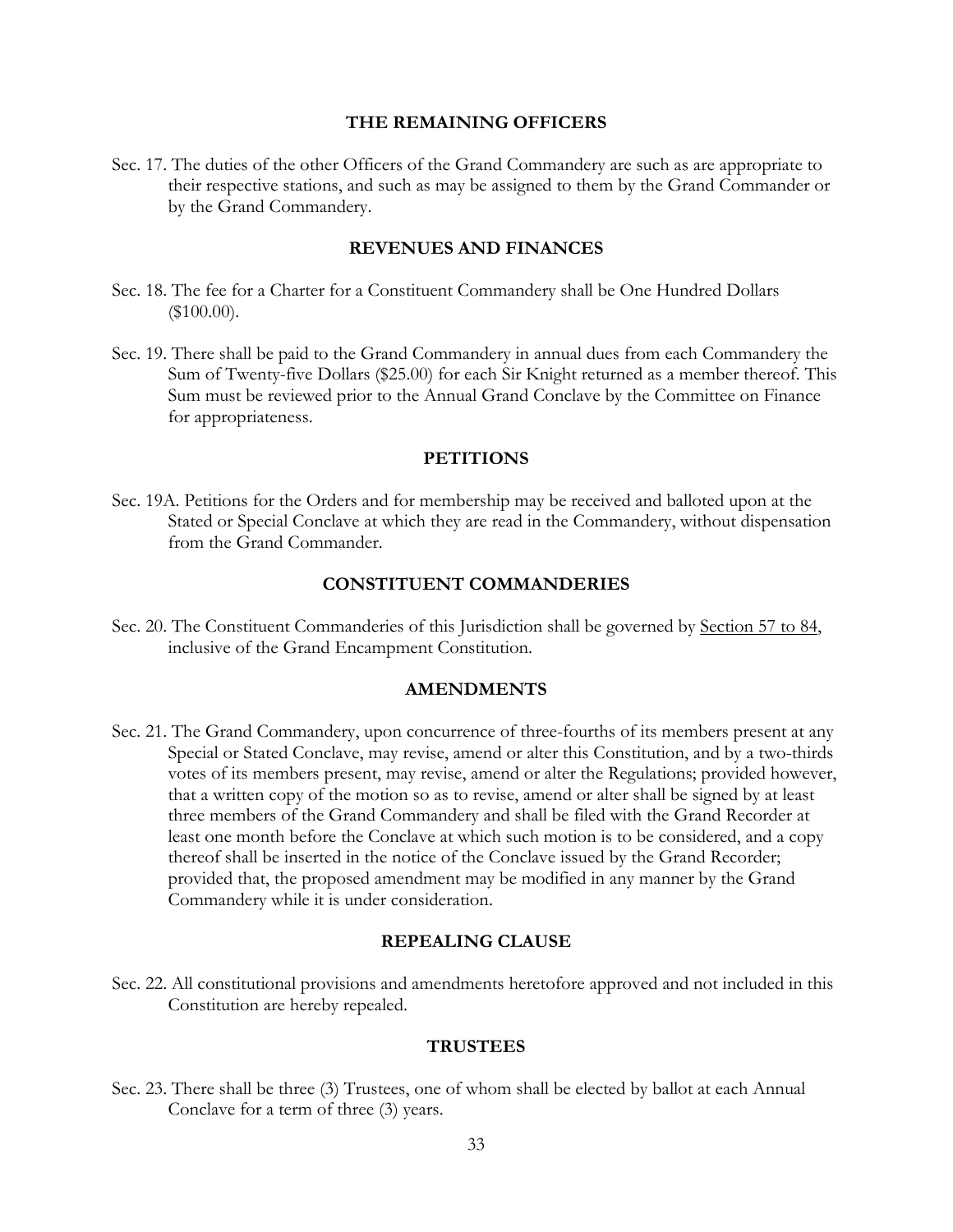### THE REMAINING OFFICERS

Sec. 17. The duties of the other Officers of the Grand Commandery are such as are appropriate to their respective stations, and such as may be assigned to them by the Grand Commander or by the Grand Commandery.

### REVENUES AND FINANCES

Sec. 18. The fee for a Charter for a Constituent Commandery shall be One Hundred Dollars ($100.00).

Sec. 19. There shall be paid to the Grand Commandery in annual dues from each Commandery the Sum of Twenty-five Dollars ($25.00) for each Sir Knight returned as a member thereof. This Sum must be reviewed prior to the Annual Grand Conclave by the Committee on Finance for appropriateness.

### PETITIONS

Sec. 19A. Petitions for the Orders and for membership may be received and balloted upon at the Stated or Special Conclave at which they are read in the Commandery, without dispensation from the Grand Commander.

### CONSTITUENT COMMANDERIES

Sec. 20. The Constituent Commanderies of this Jurisdiction shall be governed by <u>Section 57 to 84</u>, inclusive of the Grand Encampment Constitution.

### AMENDMENTS

Sec. 21. The Grand Commandery, upon concurrence of three-fourths of its members present at any Special or Stated Conclave, may revise, amend or alter this Constitution, and by a two-thirds votes of its members present, may revise, amend or alter the Regulations; provided however, that a written copy of the motion so as to revise, amend or alter shall be signed by at least three members of the Grand Commandery and shall be filed with the Grand Recorder at least one month before the Conclave at which such motion is to be considered, and a copy thereof shall be inserted in the notice of the Conclave issued by the Grand Recorder; provided that, the proposed amendment may be modified in any manner by the Grand Commandery while it is under consideration.

### REPEALING CLAUSE

Sec. 22. All constitutional provisions and amendments heretofore approved and not included in this Constitution are hereby repealed.

### TRUSTEES

Sec. 23. There shall be three (3) Trustees, one of whom shall be elected by ballot at each Annual Conclave for a term of three (3) years.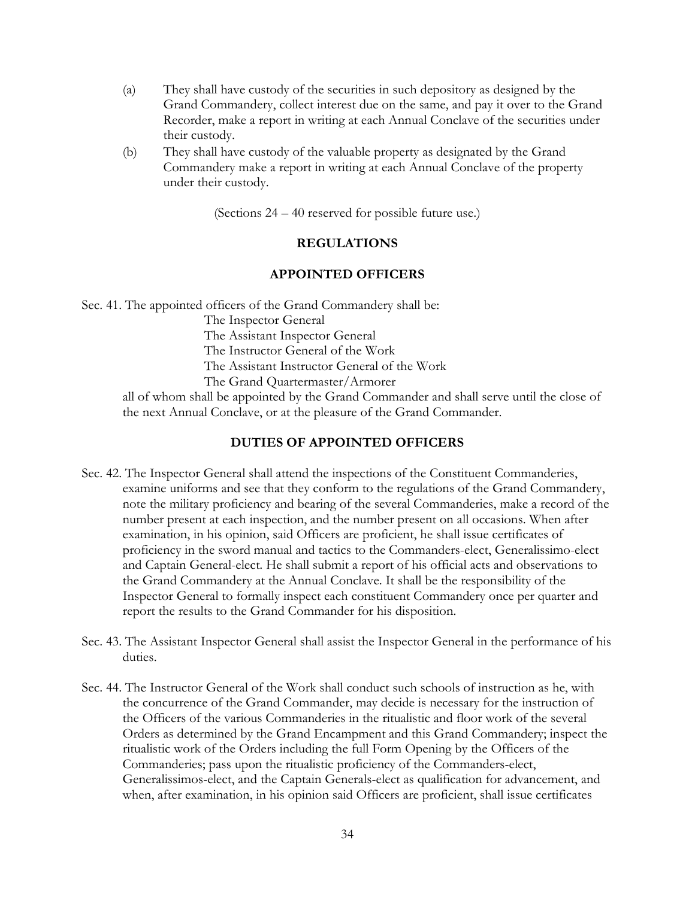(a) They shall have custody of the securities in such depository as designed by the Grand Commandery, collect interest due on the same, and pay it over to the Grand Recorder, make a report in writing at each Annual Conclave of the securities under their custody.

(b) They shall have custody of the valuable property as designated by the Grand Commandery make a report in writing at each Annual Conclave of the property under their custody.

(Sections 24 – 40 reserved for possible future use.)

## REGULATIONS

## APPOINTED OFFICERS

Sec. 41. The appointed officers of the Grand Commandery shall be:

The Inspector General
The Assistant Inspector General
The Instructor General of the Work
The Assistant Instructor General of the Work
The Grand Quartermaster/Armorer

all of whom shall be appointed by the Grand Commander and shall serve until the close of the next Annual Conclave, or at the pleasure of the Grand Commander.

## DUTIES OF APPOINTED OFFICERS

Sec. 42. The Inspector General shall attend the inspections of the Constituent Commanderies, examine uniforms and see that they conform to the regulations of the Grand Commandery, note the military proficiency and bearing of the several Commanderies, make a record of the number present at each inspection, and the number present on all occasions. When after examination, in his opinion, said Officers are proficient, he shall issue certificates of proficiency in the sword manual and tactics to the Commanders-elect, Generalissimo-elect and Captain General-elect. He shall submit a report of his official acts and observations to the Grand Commandery at the Annual Conclave. It shall be the responsibility of the Inspector General to formally inspect each constituent Commandery once per quarter and report the results to the Grand Commander for his disposition.

Sec. 43. The Assistant Inspector General shall assist the Inspector General in the performance of his duties.

Sec. 44. The Instructor General of the Work shall conduct such schools of instruction as he, with the concurrence of the Grand Commander, may decide is necessary for the instruction of the Officers of the various Commanderies in the ritualistic and floor work of the several Orders as determined by the Grand Encampment and this Grand Commandery; inspect the ritualistic work of the Orders including the full Form Opening by the Officers of the Commanderies; pass upon the ritualistic proficiency of the Commanders-elect, Generalissimos-elect, and the Captain Generals-elect as qualification for advancement, and when, after examination, in his opinion said Officers are proficient, shall issue certificates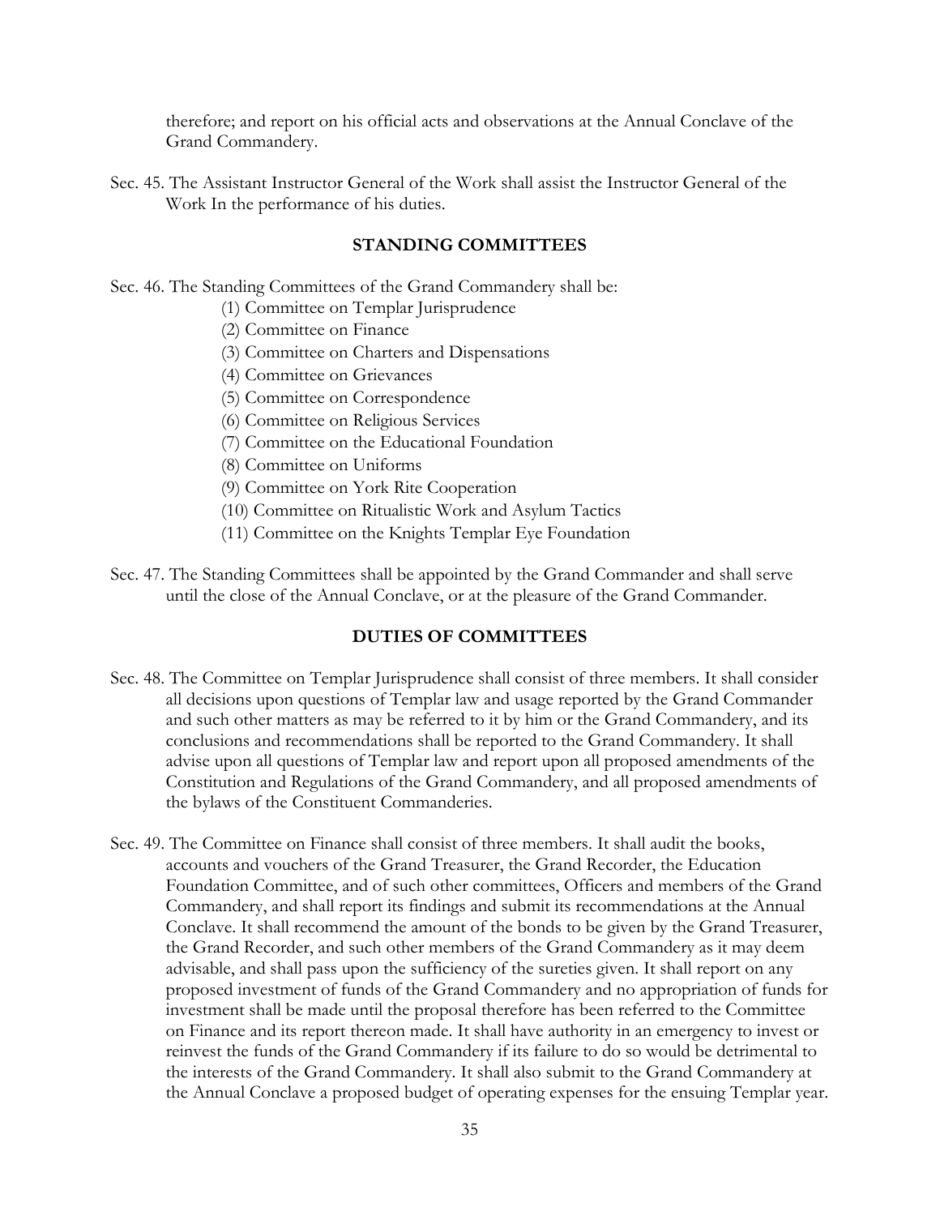therefore; and report on his official acts and observations at the Annual Conclave of the Grand Commandery.

Sec. 45. The Assistant Instructor General of the Work shall assist the Instructor General of the Work In the performance of his duties.

## STANDING COMMITTEES

Sec. 46. The Standing Committees of the Grand Commandery shall be:

(1) Committee on Templar Jurisprudence
(2) Committee on Finance
(3) Committee on Charters and Dispensations
(4) Committee on Grievances
(5) Committee on Correspondence
(6) Committee on Religious Services
(7) Committee on the Educational Foundation
(8) Committee on Uniforms
(9) Committee on York Rite Cooperation
(10) Committee on Ritualistic Work and Asylum Tactics
(11) Committee on the Knights Templar Eye Foundation

Sec. 47. The Standing Committees shall be appointed by the Grand Commander and shall serve until the close of the Annual Conclave, or at the pleasure of the Grand Commander.

## DUTIES OF COMMITTEES

Sec. 48. The Committee on Templar Jurisprudence shall consist of three members. It shall consider all decisions upon questions of Templar law and usage reported by the Grand Commander and such other matters as may be referred to it by him or the Grand Commandery, and its conclusions and recommendations shall be reported to the Grand Commandery. It shall advise upon all questions of Templar law and report upon all proposed amendments of the Constitution and Regulations of the Grand Commandery, and all proposed amendments of the bylaws of the Constituent Commanderies.

Sec. 49. The Committee on Finance shall consist of three members. It shall audit the books, accounts and vouchers of the Grand Treasurer, the Grand Recorder, the Education Foundation Committee, and of such other committees, Officers and members of the Grand Commandery, and shall report its findings and submit its recommendations at the Annual Conclave. It shall recommend the amount of the bonds to be given by the Grand Treasurer, the Grand Recorder, and such other members of the Grand Commandery as it may deem advisable, and shall pass upon the sufficiency of the sureties given. It shall report on any proposed investment of funds of the Grand Commandery and no appropriation of funds for investment shall be made until the proposal therefore has been referred to the Committee on Finance and its report thereon made. It shall have authority in an emergency to invest or reinvest the funds of the Grand Commandery if its failure to do so would be detrimental to the interests of the Grand Commandery. It shall also submit to the Grand Commandery at the Annual Conclave a proposed budget of operating expenses for the ensuing Templar year.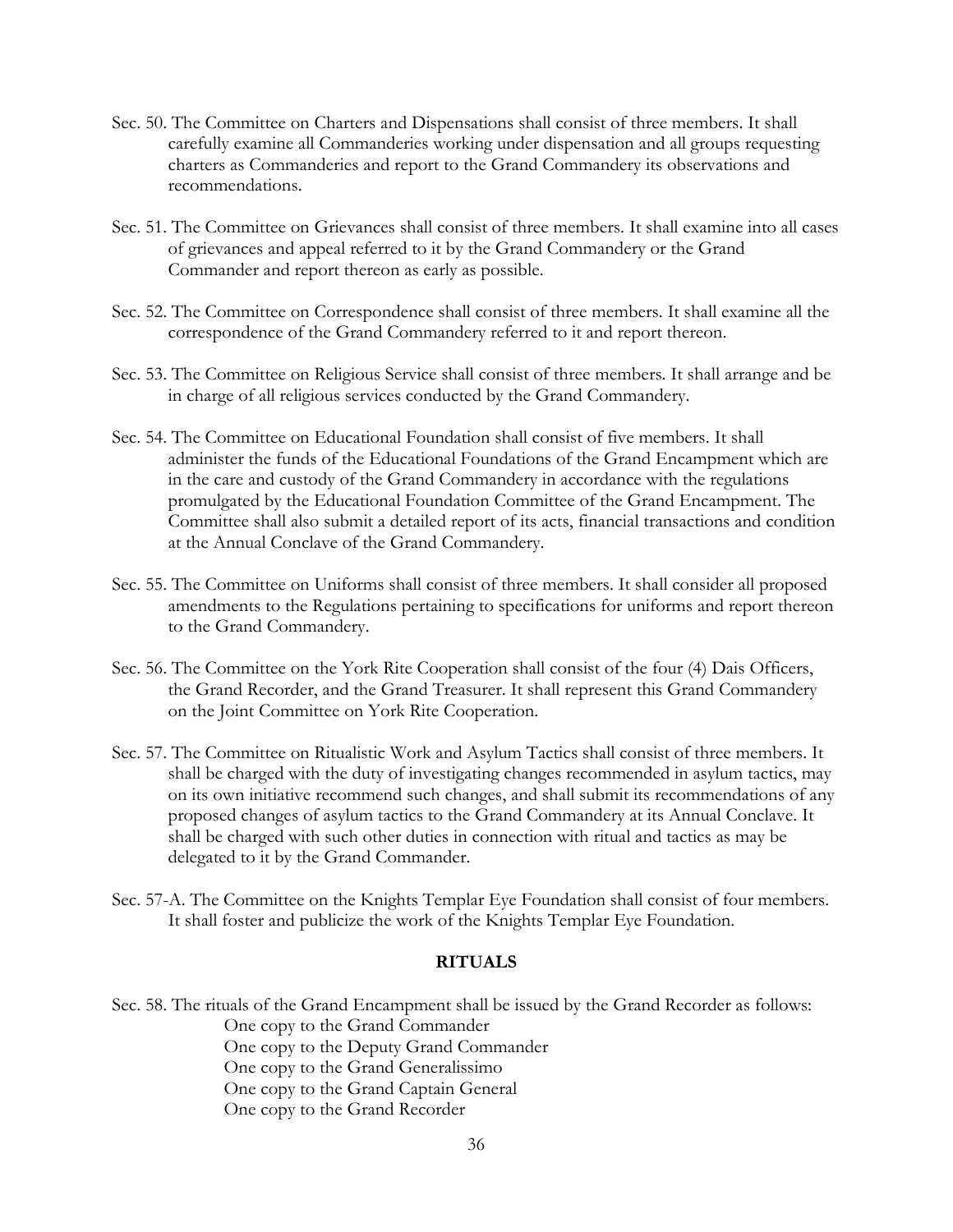Sec. 50. The Committee on Charters and Dispensations shall consist of three members. It shall carefully examine all Commanderies working under dispensation and all groups requesting charters as Commanderies and report to the Grand Commandery its observations and recommendations.

Sec. 51. The Committee on Grievances shall consist of three members. It shall examine into all cases of grievances and appeal referred to it by the Grand Commandery or the Grand Commander and report thereon as early as possible.

Sec. 52. The Committee on Correspondence shall consist of three members. It shall examine all the correspondence of the Grand Commandery referred to it and report thereon.

Sec. 53. The Committee on Religious Service shall consist of three members. It shall arrange and be in charge of all religious services conducted by the Grand Commandery.

Sec. 54. The Committee on Educational Foundation shall consist of five members. It shall administer the funds of the Educational Foundations of the Grand Encampment which are in the care and custody of the Grand Commandery in accordance with the regulations promulgated by the Educational Foundation Committee of the Grand Encampment. The Committee shall also submit a detailed report of its acts, financial transactions and condition at the Annual Conclave of the Grand Commandery.

Sec. 55. The Committee on Uniforms shall consist of three members. It shall consider all proposed amendments to the Regulations pertaining to specifications for uniforms and report thereon to the Grand Commandery.

Sec. 56. The Committee on the York Rite Cooperation shall consist of the four (4) Dais Officers, the Grand Recorder, and the Grand Treasurer. It shall represent this Grand Commandery on the Joint Committee on York Rite Cooperation.

Sec. 57. The Committee on Ritualistic Work and Asylum Tactics shall consist of three members. It shall be charged with the duty of investigating changes recommended in asylum tactics, may on its own initiative recommend such changes, and shall submit its recommendations of any proposed changes of asylum tactics to the Grand Commandery at its Annual Conclave. It shall be charged with such other duties in connection with ritual and tactics as may be delegated to it by the Grand Commander.

Sec. 57-A. The Committee on the Knights Templar Eye Foundation shall consist of four members. It shall foster and publicize the work of the Knights Templar Eye Foundation.

## RITUALS

Sec. 58. The rituals of the Grand Encampment shall be issued by the Grand Recorder as follows:

One copy to the Grand Commander
One copy to the Deputy Grand Commander
One copy to the Grand Generalissimo
One copy to the Grand Captain General
One copy to the Grand Recorder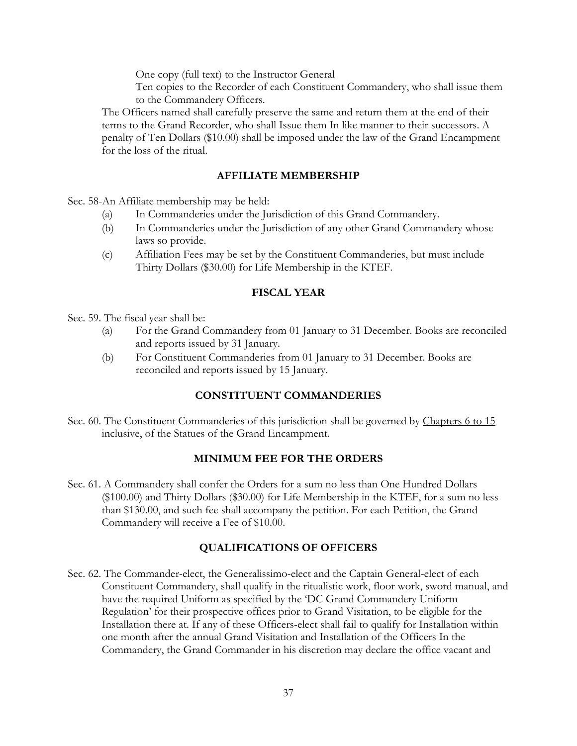One copy (full text) to the Instructor General

Ten copies to the Recorder of each Constituent Commandery, who shall issue them to the Commandery Officers.

The Officers named shall carefully preserve the same and return them at the end of their terms to the Grand Recorder, who shall Issue them In like manner to their successors. A penalty of Ten Dollars ($10.00) shall be imposed under the law of the Grand Encampment for the loss of the ritual.

## AFFILIATE MEMBERSHIP

Sec. 58-An Affiliate membership may be held:

(a) In Commanderies under the Jurisdiction of this Grand Commandery.

(b) In Commanderies under the Jurisdiction of any other Grand Commandery whose laws so provide.

(c) Affiliation Fees may be set by the Constituent Commanderies, but must include Thirty Dollars ($30.00) for Life Membership in the KTEF.

## FISCAL YEAR

Sec. 59. The fiscal year shall be:

(a) For the Grand Commandery from 01 January to 31 December. Books are reconciled and reports issued by 31 January.

(b) For Constituent Commanderies from 01 January to 31 December. Books are reconciled and reports issued by 15 January.

## CONSTITUENT COMMANDERIES

Sec. 60. The Constituent Commanderies of this jurisdiction shall be governed by Chapters 6 to 15 inclusive, of the Statues of the Grand Encampment.

## MINIMUM FEE FOR THE ORDERS

Sec. 61. A Commandery shall confer the Orders for a sum no less than One Hundred Dollars ($100.00) and Thirty Dollars ($30.00) for Life Membership in the KTEF, for a sum no less than $130.00, and such fee shall accompany the petition. For each Petition, the Grand Commandery will receive a Fee of $10.00.

## QUALIFICATIONS OF OFFICERS

Sec. 62. The Commander-elect, the Generalissimo-elect and the Captain General-elect of each Constituent Commandery, shall qualify in the ritualistic work, floor work, sword manual, and have the required Uniform as specified by the 'DC Grand Commandery Uniform Regulation' for their prospective offices prior to Grand Visitation, to be eligible for the Installation there at. If any of these Officers-elect shall fail to qualify for Installation within one month after the annual Grand Visitation and Installation of the Officers In the Commandery, the Grand Commander in his discretion may declare the office vacant and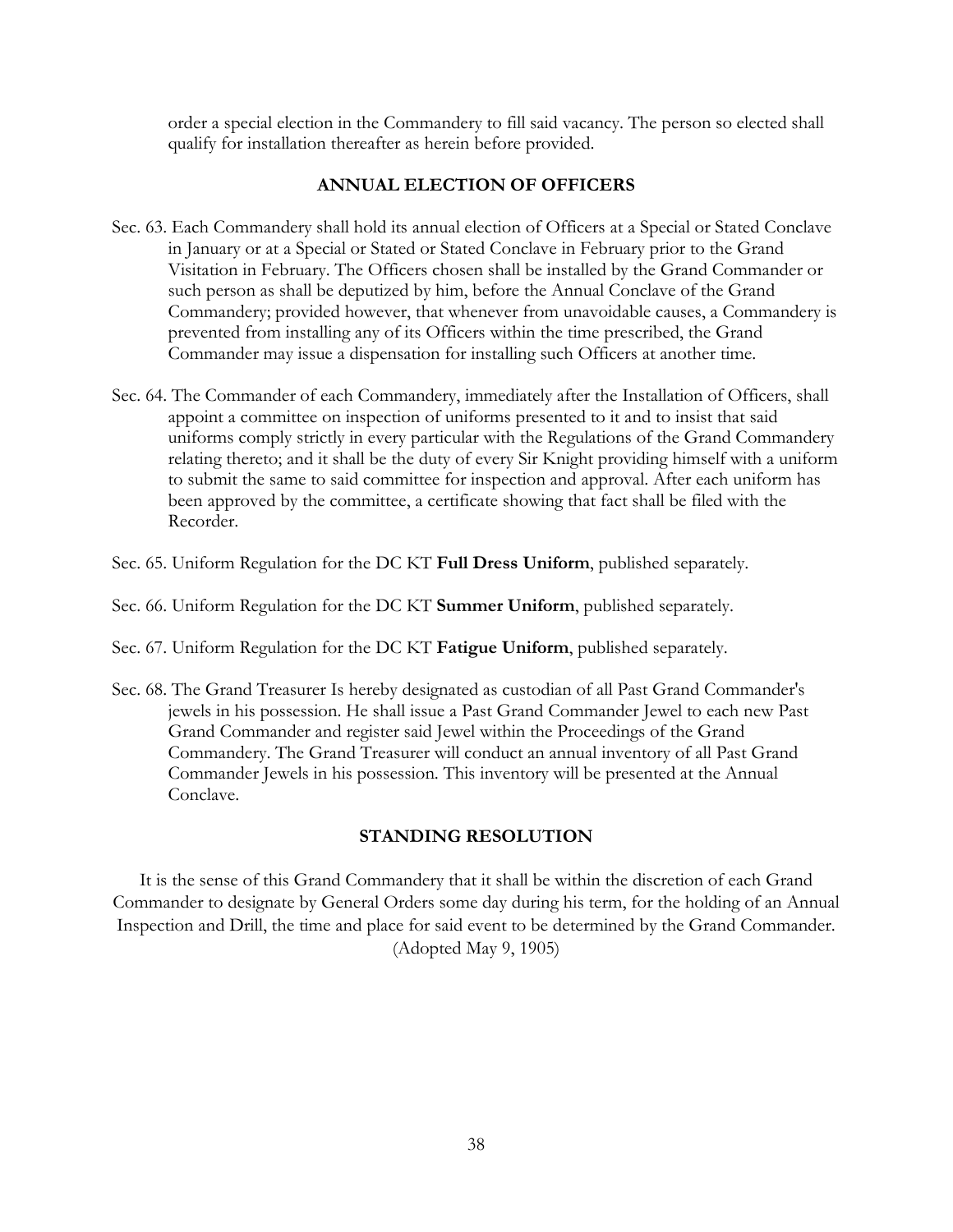order a special election in the Commandery to fill said vacancy. The person so elected shall qualify for installation thereafter as herein before provided.

### ANNUAL ELECTION OF OFFICERS

Sec. 63. Each Commandery shall hold its annual election of Officers at a Special or Stated Conclave in January or at a Special or Stated or Stated Conclave in February prior to the Grand Visitation in February. The Officers chosen shall be installed by the Grand Commander or such person as shall be deputized by him, before the Annual Conclave of the Grand Commandery; provided however, that whenever from unavoidable causes, a Commandery is prevented from installing any of its Officers within the time prescribed, the Grand Commander may issue a dispensation for installing such Officers at another time.

Sec. 64. The Commander of each Commandery, immediately after the Installation of Officers, shall appoint a committee on inspection of uniforms presented to it and to insist that said uniforms comply strictly in every particular with the Regulations of the Grand Commandery relating thereto; and it shall be the duty of every Sir Knight providing himself with a uniform to submit the same to said committee for inspection and approval. After each uniform has been approved by the committee, a certificate showing that fact shall be filed with the Recorder.

Sec. 65. Uniform Regulation for the DC KT **Full Dress Uniform**, published separately.

Sec. 66. Uniform Regulation for the DC KT **Summer Uniform**, published separately.

Sec. 67. Uniform Regulation for the DC KT **Fatigue Uniform**, published separately.

Sec. 68. The Grand Treasurer Is hereby designated as custodian of all Past Grand Commander's jewels in his possession. He shall issue a Past Grand Commander Jewel to each new Past Grand Commander and register said Jewel within the Proceedings of the Grand Commandery. The Grand Treasurer will conduct an annual inventory of all Past Grand Commander Jewels in his possession. This inventory will be presented at the Annual Conclave.

### STANDING RESOLUTION

It is the sense of this Grand Commandery that it shall be within the discretion of each Grand Commander to designate by General Orders some day during his term, for the holding of an Annual Inspection and Drill, the time and place for said event to be determined by the Grand Commander. (Adopted May 9, 1905)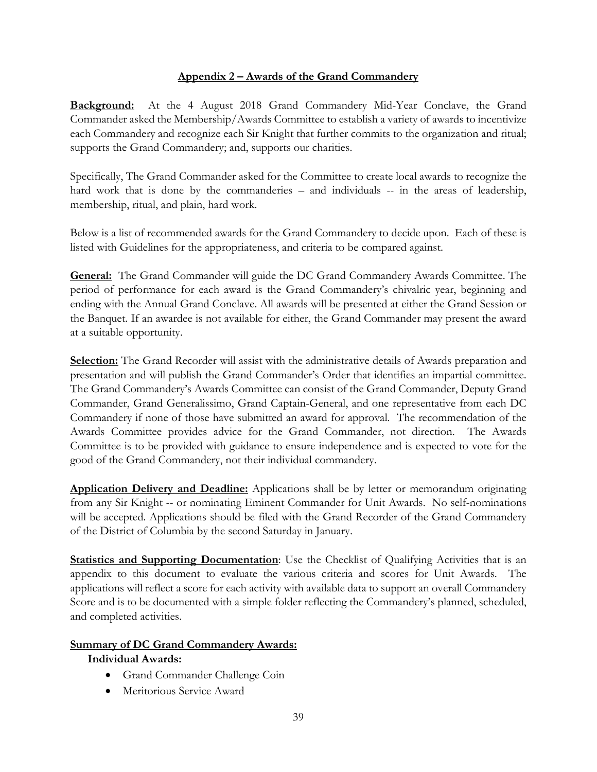## Appendix 2 – Awards of the Grand Commandery

**Background:** At the 4 August 2018 Grand Commandery Mid-Year Conclave, the Grand Commander asked the Membership/Awards Committee to establish a variety of awards to incentivize each Commandery and recognize each Sir Knight that further commits to the organization and ritual; supports the Grand Commandery; and, supports our charities.

Specifically, The Grand Commander asked for the Committee to create local awards to recognize the hard work that is done by the commanderies – and individuals -- in the areas of leadership, membership, ritual, and plain, hard work.

Below is a list of recommended awards for the Grand Commandery to decide upon. Each of these is listed with Guidelines for the appropriateness, and criteria to be compared against.

**General:** The Grand Commander will guide the DC Grand Commandery Awards Committee. The period of performance for each award is the Grand Commandery's chivalric year, beginning and ending with the Annual Grand Conclave. All awards will be presented at either the Grand Session or the Banquet. If an awardee is not available for either, the Grand Commander may present the award at a suitable opportunity.

**Selection:** The Grand Recorder will assist with the administrative details of Awards preparation and presentation and will publish the Grand Commander's Order that identifies an impartial committee. The Grand Commandery's Awards Committee can consist of the Grand Commander, Deputy Grand Commander, Grand Generalissimo, Grand Captain-General, and one representative from each DC Commandery if none of those have submitted an award for approval. The recommendation of the Awards Committee provides advice for the Grand Commander, not direction. The Awards Committee is to be provided with guidance to ensure independence and is expected to vote for the good of the Grand Commandery, not their individual commandery.

**Application Delivery and Deadline:** Applications shall be by letter or memorandum originating from any Sir Knight -- or nominating Eminent Commander for Unit Awards. No self-nominations will be accepted. Applications should be filed with the Grand Recorder of the Grand Commandery of the District of Columbia by the second Saturday in January.

**Statistics and Supporting Documentation**: Use the Checklist of Qualifying Activities that is an appendix to this document to evaluate the various criteria and scores for Unit Awards. The applications will reflect a score for each activity with available data to support an overall Commandery Score and is to be documented with a simple folder reflecting the Commandery's planned, scheduled, and completed activities.

**Summary of DC Grand Commandery Awards:**

**Individual Awards:**

- Grand Commander Challenge Coin
- Meritorious Service Award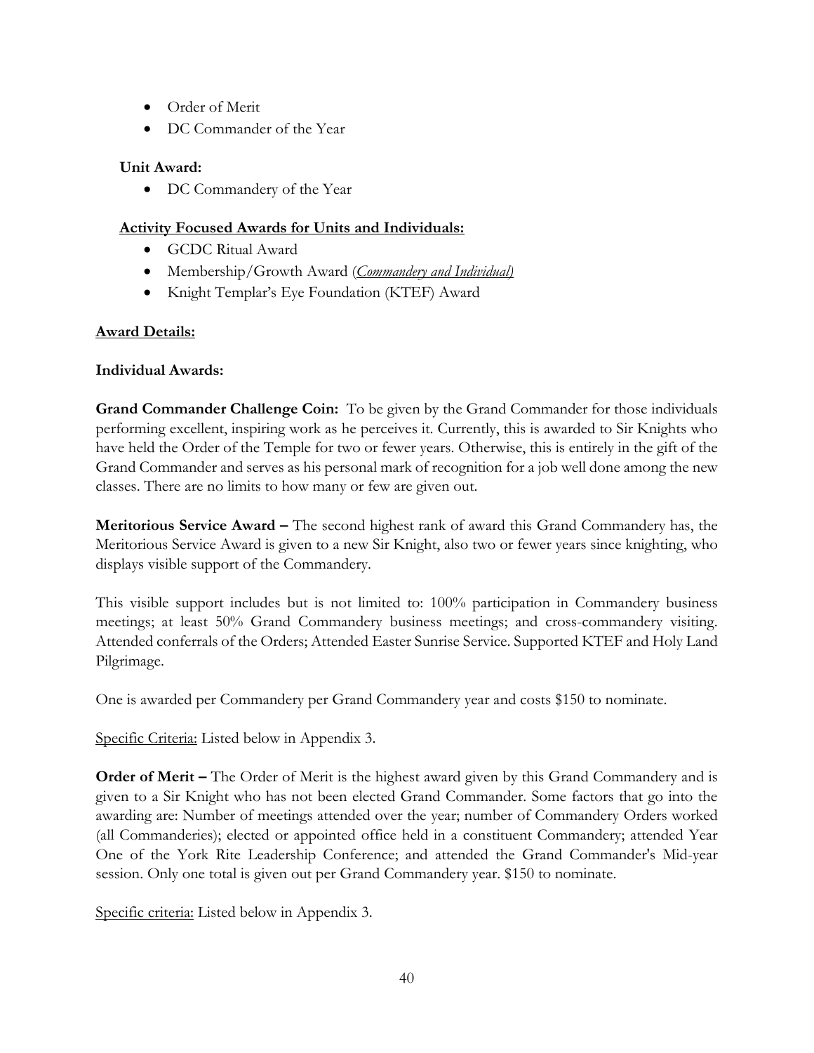- Order of Merit
- DC Commander of the Year

**Unit Award:**

- DC Commandery of the Year

**<u>Activity Focused Awards for Units and Individuals:</u>**

- GCDC Ritual Award
- Membership/Growth Award (*<u>Commandery and Individual)</u>*
- Knight Templar's Eye Foundation (KTEF) Award

**<u>Award Details:</u>**

**Individual Awards:**

**Grand Commander Challenge Coin:** To be given by the Grand Commander for those individuals performing excellent, inspiring work as he perceives it. Currently, this is awarded to Sir Knights who have held the Order of the Temple for two or fewer years. Otherwise, this is entirely in the gift of the Grand Commander and serves as his personal mark of recognition for a job well done among the new classes. There are no limits to how many or few are given out.

**Meritorious Service Award –** The second highest rank of award this Grand Commandery has, the Meritorious Service Award is given to a new Sir Knight, also two or fewer years since knighting, who displays visible support of the Commandery.

This visible support includes but is not limited to: 100% participation in Commandery business meetings; at least 50% Grand Commandery business meetings; and cross-commandery visiting. Attended conferrals of the Orders; Attended Easter Sunrise Service. Supported KTEF and Holy Land Pilgrimage.

One is awarded per Commandery per Grand Commandery year and costs $150 to nominate.

<u>Specific Criteria:</u> Listed below in Appendix 3.

**Order of Merit –** The Order of Merit is the highest award given by this Grand Commandery and is given to a Sir Knight who has not been elected Grand Commander. Some factors that go into the awarding are: Number of meetings attended over the year; number of Commandery Orders worked (all Commanderies); elected or appointed office held in a constituent Commandery; attended Year One of the York Rite Leadership Conference; and attended the Grand Commander's Mid-year session. Only one total is given out per Grand Commandery year. $150 to nominate.

<u>Specific criteria:</u> Listed below in Appendix 3.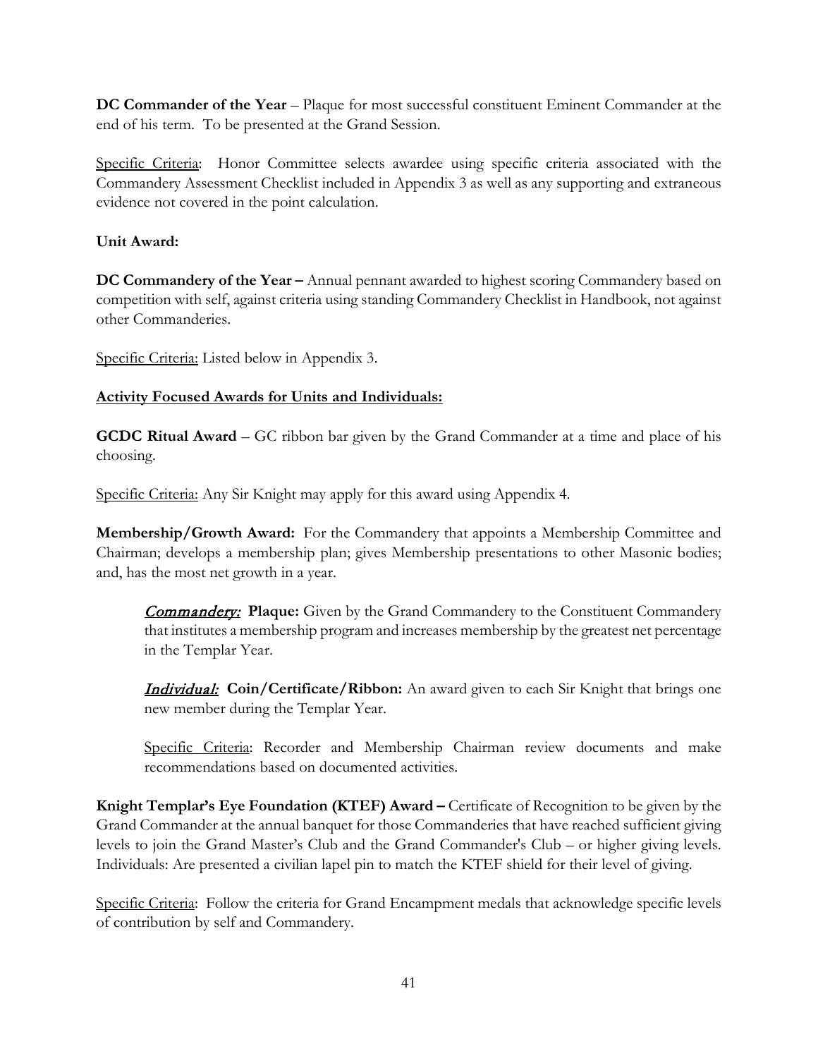**DC Commander of the Year** – Plaque for most successful constituent Eminent Commander at the end of his term. To be presented at the Grand Session.

<u>Specific Criteria</u>: Honor Committee selects awardee using specific criteria associated with the Commandery Assessment Checklist included in Appendix 3 as well as any supporting and extraneous evidence not covered in the point calculation.

**Unit Award:**

**DC Commandery of the Year –** Annual pennant awarded to highest scoring Commandery based on competition with self, against criteria using standing Commandery Checklist in Handbook, not against other Commanderies.

<u>Specific Criteria:</u> Listed below in Appendix 3.

**<u>Activity Focused Awards for Units and Individuals:</u>**

**GCDC Ritual Award** – GC ribbon bar given by the Grand Commander at a time and place of his choosing.

<u>Specific Criteria:</u> Any Sir Knight may apply for this award using Appendix 4.

**Membership/Growth Award:** For the Commandery that appoints a Membership Committee and Chairman; develops a membership plan; gives Membership presentations to other Masonic bodies; and, has the most net growth in a year.

> ***<u>Commandery:</u>*** **Plaque:** Given by the Grand Commandery to the Constituent Commandery that institutes a membership program and increases membership by the greatest net percentage in the Templar Year.
>
> ***<u>Individual:</u>*** **Coin/Certificate/Ribbon:** An award given to each Sir Knight that brings one new member during the Templar Year.
>
> <u>Specific Criteria</u>: Recorder and Membership Chairman review documents and make recommendations based on documented activities.

**Knight Templar's Eye Foundation (KTEF) Award –** Certificate of Recognition to be given by the Grand Commander at the annual banquet for those Commanderies that have reached sufficient giving levels to join the Grand Master's Club and the Grand Commander's Club – or higher giving levels. Individuals: Are presented a civilian lapel pin to match the KTEF shield for their level of giving.

<u>Specific Criteria</u>: Follow the criteria for Grand Encampment medals that acknowledge specific levels of contribution by self and Commandery.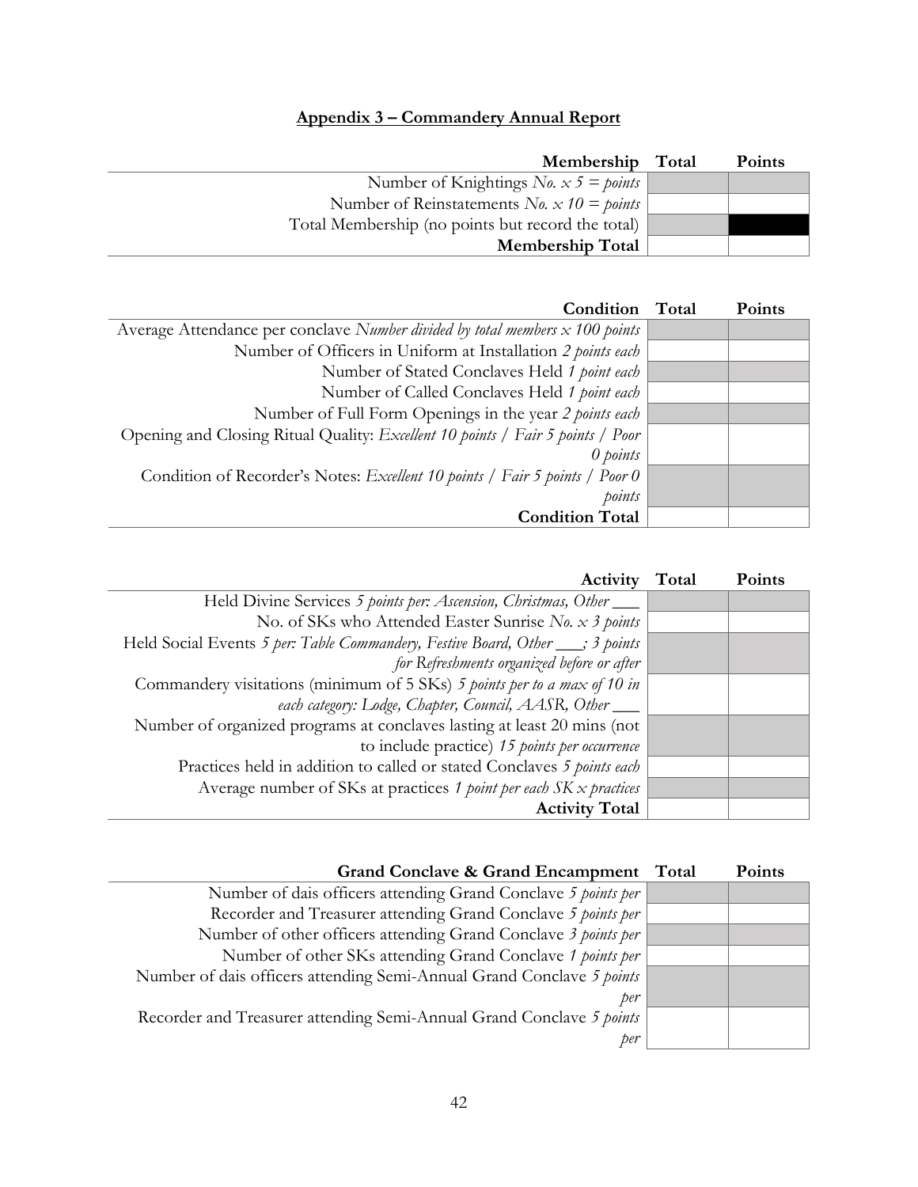## Appendix 3 – Commandery Annual Report

| Membership | Total | Points |
|---|---|---|
| Number of Knightings *No. x 5 = points* | | |
| Number of Reinstatements *No. x 10 = points* | | |
| Total Membership (no points but record the total) | | |
| **Membership Total** | | |

| Condition | Total | Points |
|---|---|---|
| Average Attendance per conclave *Number divided by total members x 100 points* | | |
| Number of Officers in Uniform at Installation *2 points each* | | |
| Number of Stated Conclaves Held *1 point each* | | |
| Number of Called Conclaves Held *1 point each* | | |
| Number of Full Form Openings in the year *2 points each* | | |
| Opening and Closing Ritual Quality: *Excellent 10 points / Fair 5 points / Poor 0 points* | | |
| Condition of Recorder's Notes: *Excellent 10 points / Fair 5 points / Poor 0 points* | | |
| **Condition Total** | | |

| Activity | Total | Points |
|---|---|---|
| Held Divine Services *5 points per: Ascension, Christmas, Other \_\_\_* | | |
| No. of SKs who Attended Easter Sunrise *No. x 3 points* | | |
| Held Social Events *5 per: Table Commandery, Festive Board, Other \_\_\_; 3 points for Refreshments organized before or after* | | |
| Commandery visitations (minimum of 5 SKs) *5 points per to a max of 10 in each category: Lodge, Chapter, Council, AASR, Other \_\_\_* | | |
| Number of organized programs at conclaves lasting at least 20 mins (not to include practice) *15 points per occurrence* | | |
| Practices held in addition to called or stated Conclaves *5 points each* | | |
| Average number of SKs at practices *1 point per each SK x practices* | | |
| **Activity Total** | | |

| Grand Conclave & Grand Encampment | Total | Points |
|---|---|---|
| Number of dais officers attending Grand Conclave *5 points per* | | |
| Recorder and Treasurer attending Grand Conclave *5 points per* | | |
| Number of other officers attending Grand Conclave *3 points per* | | |
| Number of other SKs attending Grand Conclave *1 points per* | | |
| Number of dais officers attending Semi-Annual Grand Conclave *5 points per* | | |
| Recorder and Treasurer attending Semi-Annual Grand Conclave *5 points per* | | |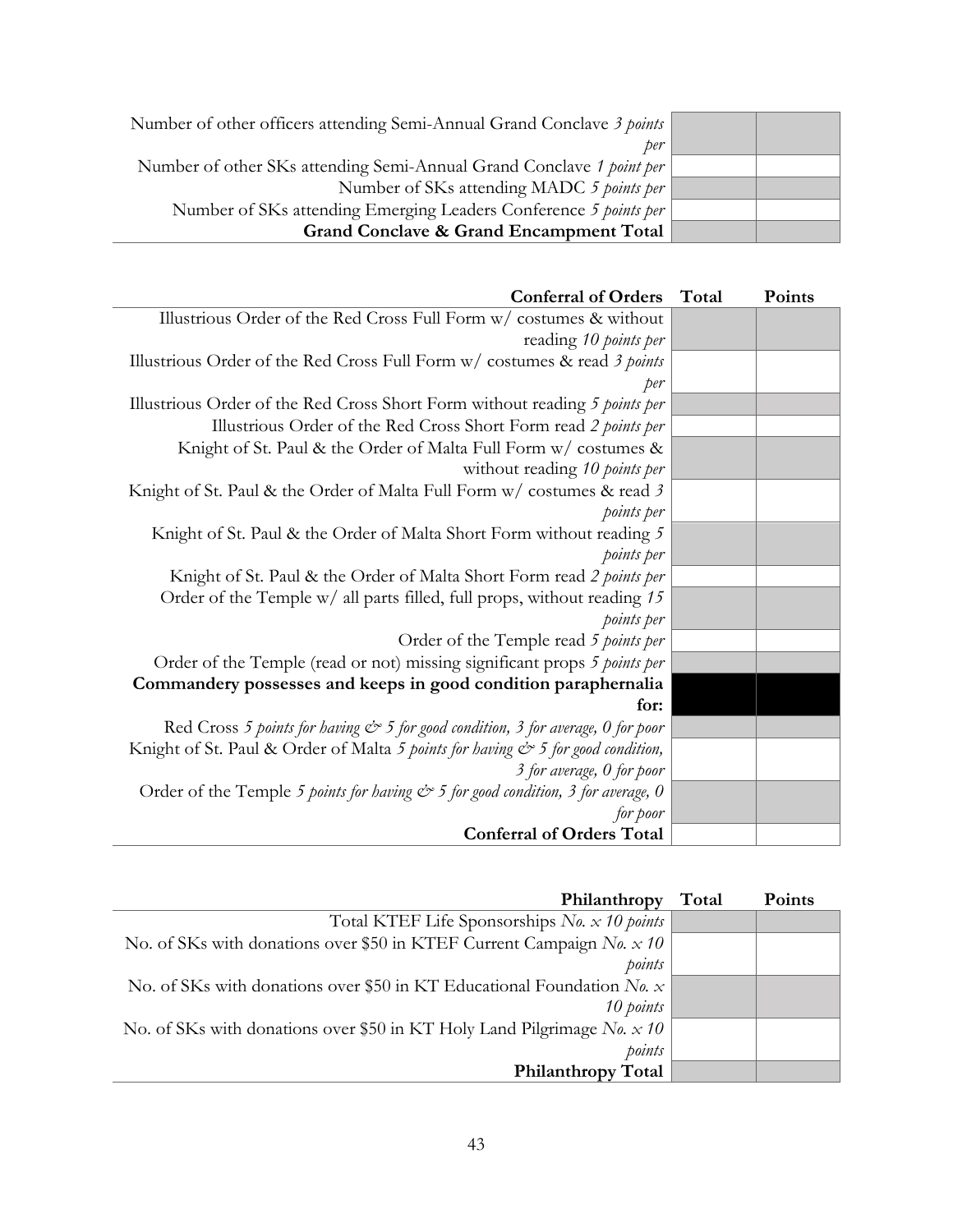| | | |
|---|---|---|
| Number of other officers attending Semi-Annual Grand Conclave *3 points per* | | |
| Number of other SKs attending Semi-Annual Grand Conclave *1 point per* | | |
| Number of SKs attending MADC *5 points per* | | |
| Number of SKs attending Emerging Leaders Conference *5 points per* | | |
| **Grand Conclave & Grand Encampment Total** | | |

| **Conferral of Orders** | **Total** | **Points** |
|---|---|---|
| Illustrious Order of the Red Cross Full Form w/ costumes & without reading *10 points per* | | |
| Illustrious Order of the Red Cross Full Form w/ costumes & read *3 points per* | | |
| Illustrious Order of the Red Cross Short Form without reading *5 points per* | | |
| Illustrious Order of the Red Cross Short Form read *2 points per* | | |
| Knight of St. Paul & the Order of Malta Full Form w/ costumes & without reading *10 points per* | | |
| Knight of St. Paul & the Order of Malta Full Form w/ costumes & read *3 points per* | | |
| Knight of St. Paul & the Order of Malta Short Form without reading *5 points per* | | |
| Knight of St. Paul & the Order of Malta Short Form read *2 points per* | | |
| Order of the Temple w/ all parts filled, full props, without reading *15 points per* | | |
| Order of the Temple read *5 points per* | | |
| Order of the Temple (read or not) missing significant props *5 points per* | | |
| **Commandery possesses and keeps in good condition paraphernalia for:** | | |
| Red Cross *5 points for having & 5 for good condition, 3 for average, 0 for poor* | | |
| Knight of St. Paul & Order of Malta *5 points for having & 5 for good condition, 3 for average, 0 for poor* | | |
| Order of the Temple *5 points for having & 5 for good condition, 3 for average, 0 for poor* | | |
| **Conferral of Orders Total** | | |

| **Philanthropy** | **Total** | **Points** |
|---|---|---|
| Total KTEF Life Sponsorships *No. x 10 points* | | |
| No. of SKs with donations over $50 in KTEF Current Campaign *No. x 10 points* | | |
| No. of SKs with donations over $50 in KT Educational Foundation *No. x 10 points* | | |
| No. of SKs with donations over $50 in KT Holy Land Pilgrimage *No. x 10 points* | | |
| **Philanthropy Total** | | |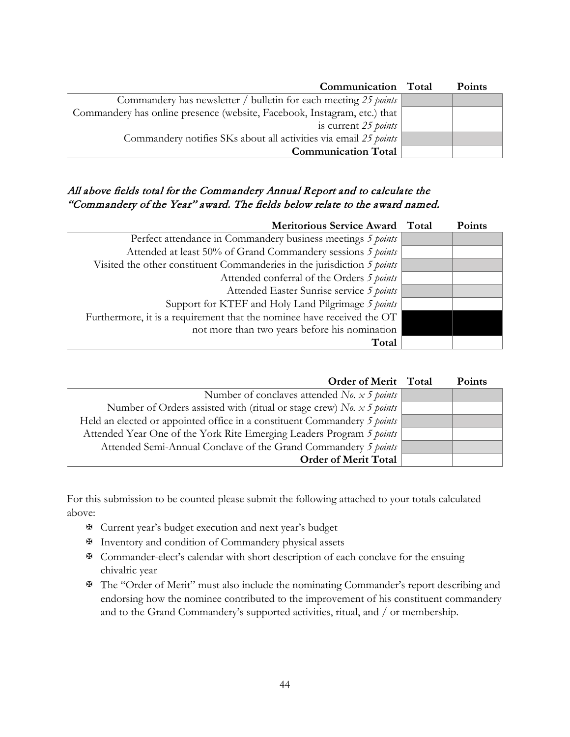| Communication | Total | Points |
|---|---|---|
| Commandery has newsletter / bulletin for each meeting *25 points* | | |
| Commandery has online presence (website, Facebook, Instagram, etc.) that is current *25 points* | | |
| Commandery notifies SKs about all activities via email *25 points* | | |
| **Communication Total** | | |

***All above fields total for the Commandery Annual Report and to calculate the "Commandery of the Year" award. The fields below relate to the award named.***

| Meritorious Service Award | Total | Points |
|---|---|---|
| Perfect attendance in Commandery business meetings *5 points* | | |
| Attended at least 50% of Grand Commandery sessions *5 points* | | |
| Visited the other constituent Commanderies in the jurisdiction *5 points* | | |
| Attended conferral of the Orders *5 points* | | |
| Attended Easter Sunrise service *5 points* | | |
| Support for KTEF and Holy Land Pilgrimage *5 points* | | |
| Furthermore, it is a requirement that the nominee have received the OT not more than two years before his nomination | | |
| **Total** | | |

| Order of Merit | Total | Points |
|---|---|---|
| Number of conclaves attended *No. x 5 points* | | |
| Number of Orders assisted with (ritual or stage crew) *No. x 5 points* | | |
| Held an elected or appointed office in a constituent Commandery *5 points* | | |
| Attended Year One of the York Rite Emerging Leaders Program *5 points* | | |
| Attended Semi-Annual Conclave of the Grand Commandery *5 points* | | |
| **Order of Merit Total** | | |

For this submission to be counted please submit the following attached to your totals calculated above:

- Current year's budget execution and next year's budget
- Inventory and condition of Commandery physical assets
- Commander-elect's calendar with short description of each conclave for the ensuing chivalric year
- The "Order of Merit" must also include the nominating Commander's report describing and endorsing how the nominee contributed to the improvement of his constituent commandery and to the Grand Commandery's supported activities, ritual, and / or membership.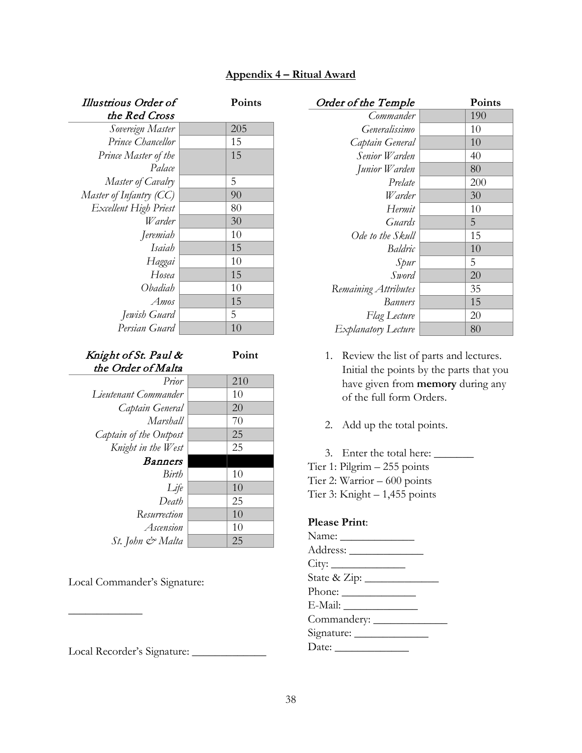## Appendix 4 – Ritual Award

| *Illustrious Order of the Red Cross* | | Points |
|---|---|---|
| *Sovereign Master* | | 205 |
| *Prince Chancellor* | | 15 |
| *Prince Master of the Palace* | | 15 |
| *Master of Cavalry* | | 5 |
| *Master of Infantry (CC)* | | 90 |
| *Excellent High Priest* | | 80 |
| *Warder* | | 30 |
| *Jeremiah* | | 10 |
| *Isaiah* | | 15 |
| *Haggai* | | 10 |
| *Hosea* | | 15 |
| *Obadiah* | | 10 |
| *Amos* | | 15 |
| *Jewish Guard* | | 5 |
| *Persian Guard* | | 10 |

| *Knight of St. Paul & the Order of Malta* | | Point |
|---|---|---|
| *Prior* | | 210 |
| *Lieutenant Commander* | | 10 |
| *Captain General* | | 20 |
| *Marshall* | | 70 |
| *Captain of the Outpost* | | 25 |
| *Knight in the West* | | 25 |
| *Banners* | | |
| *Birth* | | 10 |
| *Life* | | 10 |
| *Death* | | 25 |
| *Resurrection* | | 10 |
| *Ascension* | | 10 |
| *St. John & Malta* | | 25 |

Local Commander's Signature:

_____________

Local Recorder's Signature: _____________

| *Order of the Temple* | | Points |
|---|---|---|
| *Commander* | | 190 |
| *Generalissimo* | | 10 |
| *Captain General* | | 10 |
| *Senior Warden* | | 40 |
| *Junior Warden* | | 80 |
| *Prelate* | | 200 |
| *Warder* | | 30 |
| *Hermit* | | 10 |
| *Guards* | | 5 |
| *Ode to the Skull* | | 15 |
| *Baldric* | | 10 |
| *Spur* | | 5 |
| *Sword* | | 20 |
| *Remaining Attributes* | | 35 |
| *Banners* | | 15 |
| *Flag Lecture* | | 20 |
| *Explanatory Lecture* | | 80 |

1. Review the list of parts and lectures. Initial the points by the parts that you have given from **memory** during any of the full form Orders.

2. Add up the total points.

3. Enter the total here: _______

Tier 1: Pilgrim – 255 points
Tier 2: Warrior – 600 points
Tier 3: Knight – 1,455 points

**Please Print**:
Name: _____________
Address: _____________
City: _____________
State & Zip: _____________
Phone: _____________
E-Mail: _____________
Commandery: _____________
Signature: _____________
Date: _____________